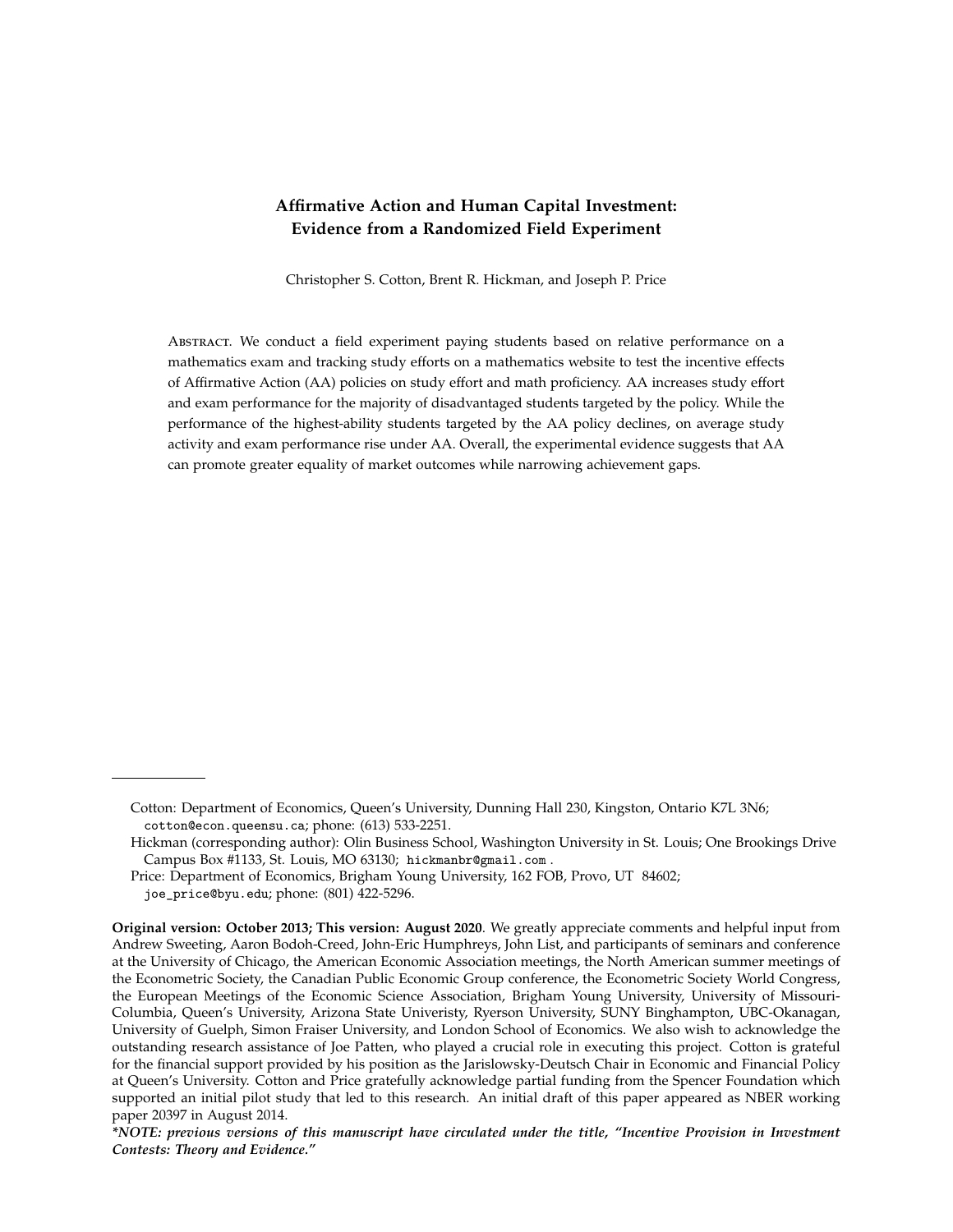# Affirmative Action and Human Capital Investment: Evidence from a Randomized Field Experiment

Christopher S. Cotton, Brent R. Hickman, and Joseph P. Price

Abstract. We conduct a field experiment paying students based on relative performance on a mathematics exam and tracking study efforts on a mathematics website to test the incentive effects of Affirmative Action (AA) policies on study effort and math proficiency. AA increases study effort and exam performance for the majority of disadvantaged students targeted by the policy. While the performance of the highest-ability students targeted by the AA policy declines, on average study activity and exam performance rise under AA. Overall, the experimental evidence suggests that AA can promote greater equality of market outcomes while narrowing achievement gaps.

---

Cotton: Department of Economics, Queen's University, Dunning Hall 230, Kingston, Ontario K7L 3N6; cotton@econ.queensu.ca; phone: (613) 533-2251.

Hickman (corresponding author): Olin Business School, Washington University in St. Louis; One Brookings Drive Campus Box #1133, St. Louis, MO 63130; hickmanbr@gmail.com .

Price: Department of Economics, Brigham Young University, 162 FOB, Provo, UT 84602; joe_price@byu.edu; phone: (801) 422-5296.

**Original version: October 2013; This version: August 2020**. We greatly appreciate comments and helpful input from Andrew Sweeting, Aaron Bodoh-Creed, John-Eric Humphreys, John List, and participants of seminars and conference at the University of Chicago, the American Economic Association meetings, the North American summer meetings of the Econometric Society, the Canadian Public Economic Group conference, the Econometric Society World Congress, the European Meetings of the Economic Science Association, Brigham Young University, University of Missouri-Columbia, Queen's University, Arizona State Univeristy, Ryerson University, SUNY Binghampton, UBC-Okanagan, University of Guelph, Simon Fraiser University, and London School of Economics. We also wish to acknowledge the outstanding research assistance of Joe Patten, who played a crucial role in executing this project. Cotton is grateful for the financial support provided by his position as the Jarislowsky-Deutsch Chair in Economic and Financial Policy at Queen's University. Cotton and Price gratefully acknowledge partial funding from the Spencer Foundation which supported an initial pilot study that led to this research. An initial draft of this paper appeared as NBER working paper 20397 in August 2014.

***NOTE: previous versions of this manuscript have circulated under the title, "Incentive Provision in Investment Contests: Theory and Evidence."***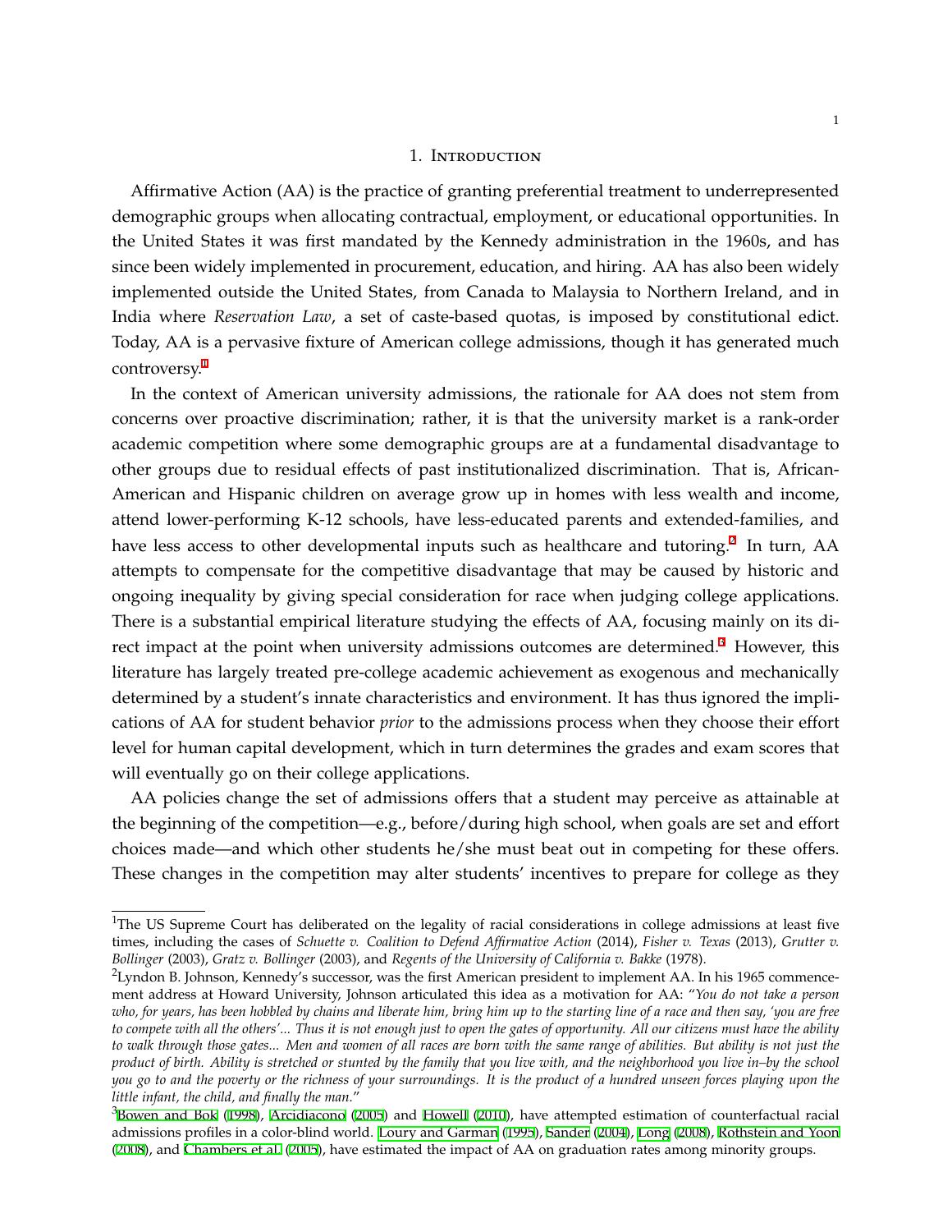# 1. Introduction

Affirmative Action (AA) is the practice of granting preferential treatment to underrepresented demographic groups when allocating contractual, employment, or educational opportunities. In the United States it was first mandated by the Kennedy administration in the 1960s, and has since been widely implemented in procurement, education, and hiring. AA has also been widely implemented outside the United States, from Canada to Malaysia to Northern Ireland, and in India where *Reservation Law*, a set of caste-based quotas, is imposed by constitutional edict. Today, AA is a pervasive fixture of American college admissions, though it has generated much controversy.[1]

In the context of American university admissions, the rationale for AA does not stem from concerns over proactive discrimination; rather, it is that the university market is a rank-order academic competition where some demographic groups are at a fundamental disadvantage to other groups due to residual effects of past institutionalized discrimination. That is, African-American and Hispanic children on average grow up in homes with less wealth and income, attend lower-performing K-12 schools, have less-educated parents and extended-families, and have less access to other developmental inputs such as healthcare and tutoring.[2] In turn, AA attempts to compensate for the competitive disadvantage that may be caused by historic and ongoing inequality by giving special consideration for race when judging college applications. There is a substantial empirical literature studying the effects of AA, focusing mainly on its direct impact at the point when university admissions outcomes are determined.[3] However, this literature has largely treated pre-college academic achievement as exogenous and mechanically determined by a student's innate characteristics and environment. It has thus ignored the implications of AA for student behavior *prior* to the admissions process when they choose their effort level for human capital development, which in turn determines the grades and exam scores that will eventually go on their college applications.

AA policies change the set of admissions offers that a student may perceive as attainable at the beginning of the competition—e.g., before/during high school, when goals are set and effort choices made—and which other students he/she must beat out in competing for these offers. These changes in the competition may alter students' incentives to prepare for college as they

---

[1] The US Supreme Court has deliberated on the legality of racial considerations in college admissions at least five times, including the cases of *Schuette v. Coalition to Defend Affirmative Action* (2014), *Fisher v. Texas* (2013), *Grutter v. Bollinger* (2003), *Gratz v. Bollinger* (2003), and *Regents of the University of California v. Bakke* (1978).

[2] Lyndon B. Johnson, Kennedy's successor, was the first American president to implement AA. In his 1965 commencement address at Howard University, Johnson articulated this idea as a motivation for AA: "*You do not take a person who, for years, has been hobbled by chains and liberate him, bring him up to the starting line of a race and then say, 'you are free to compete with all the others'... Thus it is not enough just to open the gates of opportunity. All our citizens must have the ability to walk through those gates... Men and women of all races are born with the same range of abilities. But ability is not just the product of birth. Ability is stretched or stunted by the family that you live with, and the neighborhood you live in–by the school you go to and the poverty or the richness of your surroundings. It is the product of a hundred unseen forces playing upon the little infant, the child, and finally the man.*"

[3] Bowen and Bok (1998), Arcidiacono (2005) and Howell (2010), have attempted estimation of counterfactual racial admissions profiles in a color-blind world. Loury and Garman (1995), Sander (2004), Long (2008), Rothstein and Yoon (2008), and Chambers et al. (2005), have estimated the impact of AA on graduation rates among minority groups.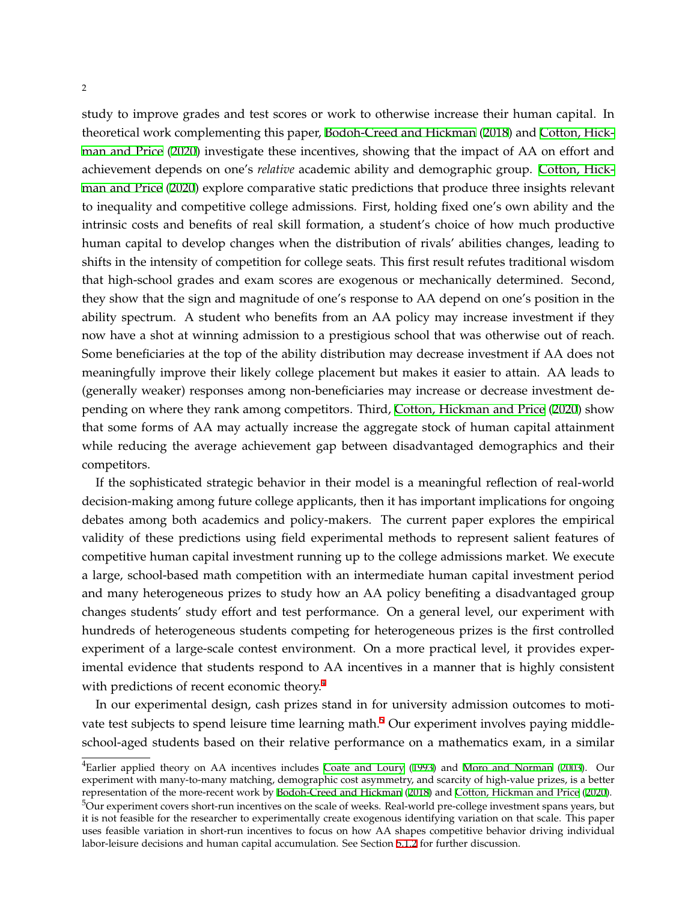study to improve grades and test scores or work to otherwise increase their human capital. In theoretical work complementing this paper, Bodoh-Creed and Hickman (2018) and Cotton, Hickman and Price (2020) investigate these incentives, showing that the impact of AA on effort and achievement depends on one's *relative* academic ability and demographic group. Cotton, Hickman and Price (2020) explore comparative static predictions that produce three insights relevant to inequality and competitive college admissions. First, holding fixed one's own ability and the intrinsic costs and benefits of real skill formation, a student's choice of how much productive human capital to develop changes when the distribution of rivals' abilities changes, leading to shifts in the intensity of competition for college seats. This first result refutes traditional wisdom that high-school grades and exam scores are exogenous or mechanically determined. Second, they show that the sign and magnitude of one's response to AA depend on one's position in the ability spectrum. A student who benefits from an AA policy may increase investment if they now have a shot at winning admission to a prestigious school that was otherwise out of reach. Some beneficiaries at the top of the ability distribution may decrease investment if AA does not meaningfully improve their likely college placement but makes it easier to attain. AA leads to (generally weaker) responses among non-beneficiaries may increase or decrease investment depending on where they rank among competitors. Third, Cotton, Hickman and Price (2020) show that some forms of AA may actually increase the aggregate stock of human capital attainment while reducing the average achievement gap between disadvantaged demographics and their competitors.

If the sophisticated strategic behavior in their model is a meaningful reflection of real-world decision-making among future college applicants, then it has important implications for ongoing debates among both academics and policy-makers. The current paper explores the empirical validity of these predictions using field experimental methods to represent salient features of competitive human capital investment running up to the college admissions market. We execute a large, school-based math competition with an intermediate human capital investment period and many heterogeneous prizes to study how an AA policy benefiting a disadvantaged group changes students' study effort and test performance. On a general level, our experiment with hundreds of heterogeneous students competing for heterogeneous prizes is the first controlled experiment of a large-scale contest environment. On a more practical level, it provides experimental evidence that students respond to AA incentives in a manner that is highly consistent with predictions of recent economic theory.[4]

In our experimental design, cash prizes stand in for university admission outcomes to motivate test subjects to spend leisure time learning math.[5] Our experiment involves paying middle-school-aged students based on their relative performance on a mathematics exam, in a similar

[4]Earlier applied theory on AA incentives includes Coate and Loury (1993) and Moro and Norman (2003). Our experiment with many-to-many matching, demographic cost asymmetry, and scarcity of high-value prizes, is a better representation of the more-recent work by Bodoh-Creed and Hickman (2018) and Cotton, Hickman and Price (2020).

[5]Our experiment covers short-run incentives on the scale of weeks. Real-world pre-college investment spans years, but it is not feasible for the researcher to experimentally create exogenous identifying variation on that scale. This paper uses feasible variation in short-run incentives to focus on how AA shapes competitive behavior driving individual labor-leisure decisions and human capital accumulation. See Section 5.1.2 for further discussion.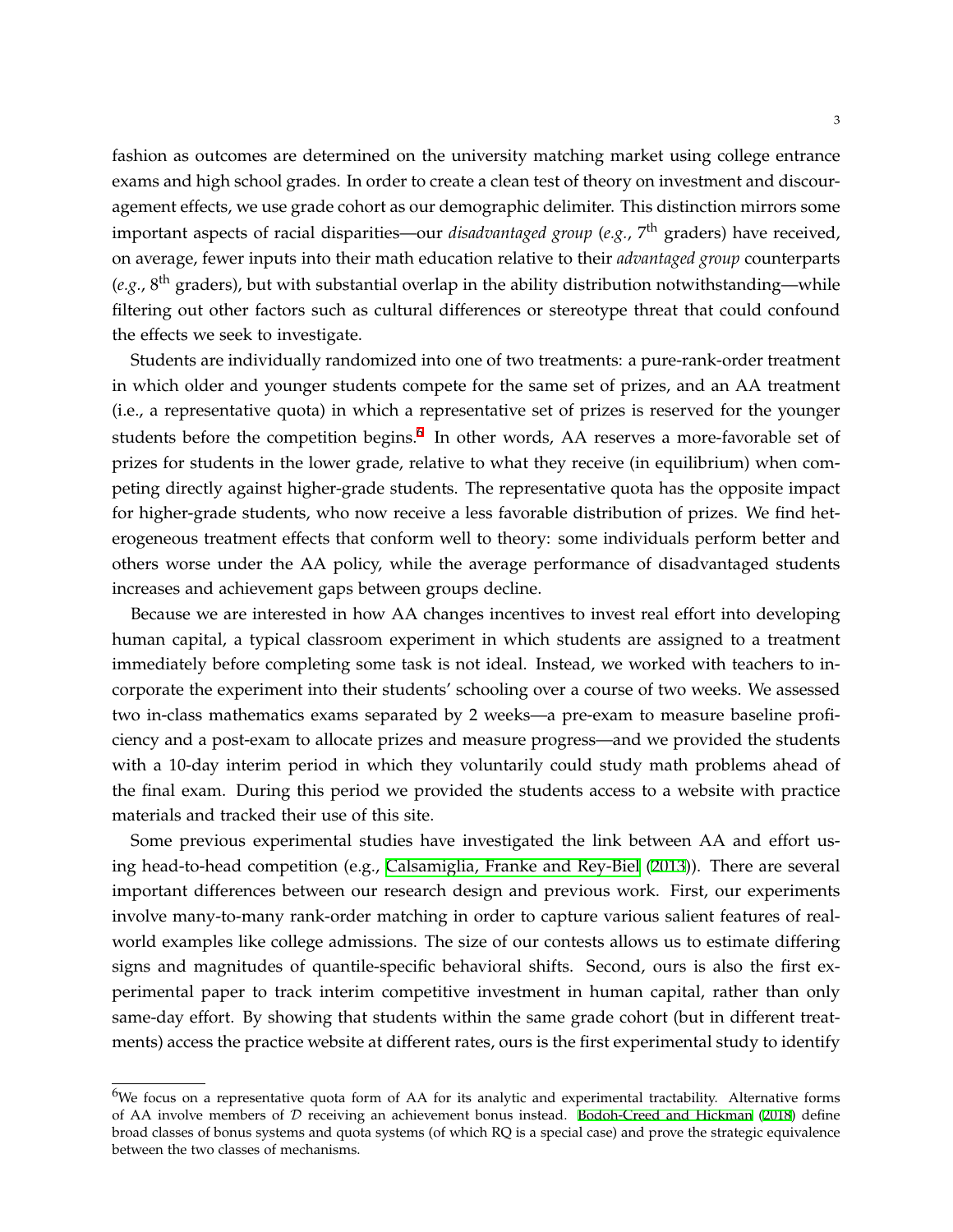fashion as outcomes are determined on the university matching market using college entrance exams and high school grades. In order to create a clean test of theory on investment and discouragement effects, we use grade cohort as our demographic delimiter. This distinction mirrors some important aspects of racial disparities—our *disadvantaged group* (*e.g.*, 7th graders) have received, on average, fewer inputs into their math education relative to their *advantaged group* counterparts (*e.g.*, 8th graders), but with substantial overlap in the ability distribution notwithstanding—while filtering out other factors such as cultural differences or stereotype threat that could confound the effects we seek to investigate.

Students are individually randomized into one of two treatments: a pure-rank-order treatment in which older and younger students compete for the same set of prizes, and an AA treatment (i.e., a representative quota) in which a representative set of prizes is reserved for the younger students before the competition begins.[6] In other words, AA reserves a more-favorable set of prizes for students in the lower grade, relative to what they receive (in equilibrium) when competing directly against higher-grade students. The representative quota has the opposite impact for higher-grade students, who now receive a less favorable distribution of prizes. We find heterogeneous treatment effects that conform well to theory: some individuals perform better and others worse under the AA policy, while the average performance of disadvantaged students increases and achievement gaps between groups decline.

Because we are interested in how AA changes incentives to invest real effort into developing human capital, a typical classroom experiment in which students are assigned to a treatment immediately before completing some task is not ideal. Instead, we worked with teachers to incorporate the experiment into their students' schooling over a course of two weeks. We assessed two in-class mathematics exams separated by 2 weeks—a pre-exam to measure baseline proficiency and a post-exam to allocate prizes and measure progress—and we provided the students with a 10-day interim period in which they voluntarily could study math problems ahead of the final exam. During this period we provided the students access to a website with practice materials and tracked their use of this site.

Some previous experimental studies have investigated the link between AA and effort using head-to-head competition (e.g., Calsamiglia, Franke and Rey-Biel (2013)). There are several important differences between our research design and previous work. First, our experiments involve many-to-many rank-order matching in order to capture various salient features of real-world examples like college admissions. The size of our contests allows us to estimate differing signs and magnitudes of quantile-specific behavioral shifts. Second, ours is also the first experimental paper to track interim competitive investment in human capital, rather than only same-day effort. By showing that students within the same grade cohort (but in different treatments) access the practice website at different rates, ours is the first experimental study to identify

[6] We focus on a representative quota form of AA for its analytic and experimental tractability. Alternative forms of AA involve members of $\mathcal{D}$ receiving an achievement bonus instead. Bodoh-Creed and Hickman (2018) define broad classes of bonus systems and quota systems (of which RQ is a special case) and prove the strategic equivalence between the two classes of mechanisms.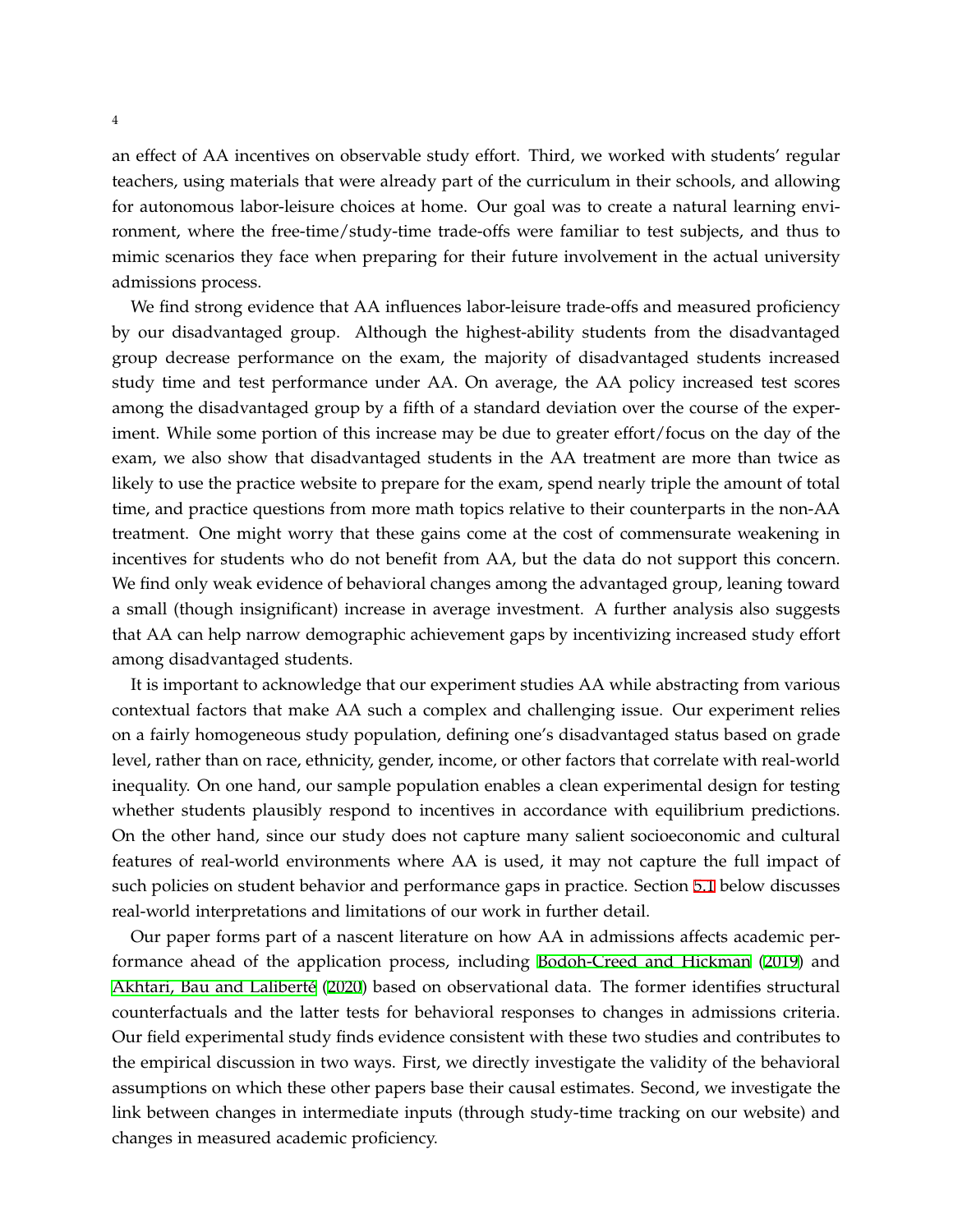an effect of AA incentives on observable study effort. Third, we worked with students' regular teachers, using materials that were already part of the curriculum in their schools, and allowing for autonomous labor-leisure choices at home. Our goal was to create a natural learning environment, where the free-time/study-time trade-offs were familiar to test subjects, and thus to mimic scenarios they face when preparing for their future involvement in the actual university admissions process.

We find strong evidence that AA influences labor-leisure trade-offs and measured proficiency by our disadvantaged group. Although the highest-ability students from the disadvantaged group decrease performance on the exam, the majority of disadvantaged students increased study time and test performance under AA. On average, the AA policy increased test scores among the disadvantaged group by a fifth of a standard deviation over the course of the experiment. While some portion of this increase may be due to greater effort/focus on the day of the exam, we also show that disadvantaged students in the AA treatment are more than twice as likely to use the practice website to prepare for the exam, spend nearly triple the amount of total time, and practice questions from more math topics relative to their counterparts in the non-AA treatment. One might worry that these gains come at the cost of commensurate weakening in incentives for students who do not benefit from AA, but the data do not support this concern. We find only weak evidence of behavioral changes among the advantaged group, leaning toward a small (though insignificant) increase in average investment. A further analysis also suggests that AA can help narrow demographic achievement gaps by incentivizing increased study effort among disadvantaged students.

It is important to acknowledge that our experiment studies AA while abstracting from various contextual factors that make AA such a complex and challenging issue. Our experiment relies on a fairly homogeneous study population, defining one's disadvantaged status based on grade level, rather than on race, ethnicity, gender, income, or other factors that correlate with real-world inequality. On one hand, our sample population enables a clean experimental design for testing whether students plausibly respond to incentives in accordance with equilibrium predictions. On the other hand, since our study does not capture many salient socioeconomic and cultural features of real-world environments where AA is used, it may not capture the full impact of such policies on student behavior and performance gaps in practice. Section 5.1 below discusses real-world interpretations and limitations of our work in further detail.

Our paper forms part of a nascent literature on how AA in admissions affects academic performance ahead of the application process, including Bodoh-Creed and Hickman (2019) and Akhtari, Bau and Laliberté (2020) based on observational data. The former identifies structural counterfactuals and the latter tests for behavioral responses to changes in admissions criteria. Our field experimental study finds evidence consistent with these two studies and contributes to the empirical discussion in two ways. First, we directly investigate the validity of the behavioral assumptions on which these other papers base their causal estimates. Second, we investigate the link between changes in intermediate inputs (through study-time tracking on our website) and changes in measured academic proficiency.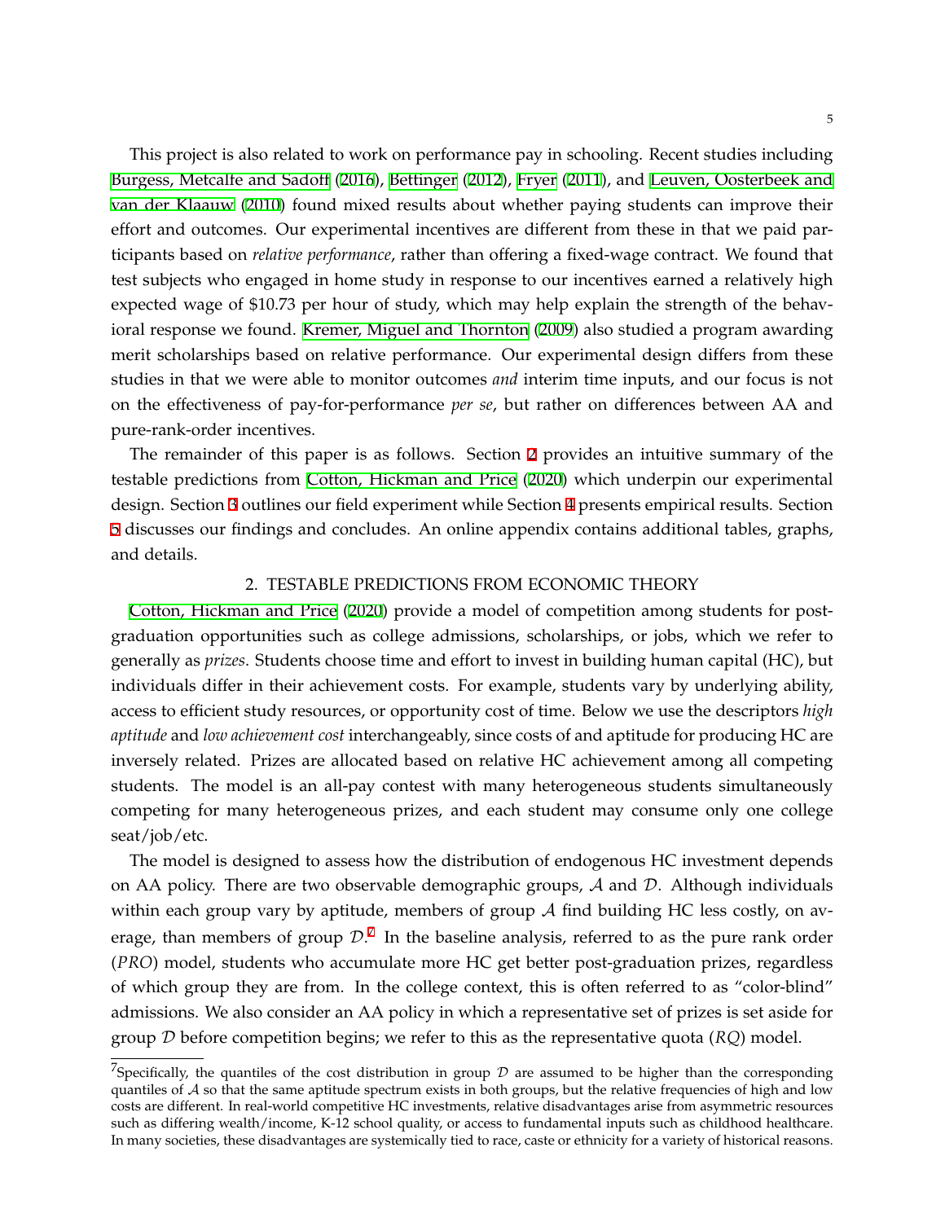This project is also related to work on performance pay in schooling. Recent studies including Burgess, Metcalfe and Sadoff (2016), Bettinger (2012), Fryer (2011), and Leuven, Oosterbeek and van der Klaauw (2010) found mixed results about whether paying students can improve their effort and outcomes. Our experimental incentives are different from these in that we paid participants based on *relative performance*, rather than offering a fixed-wage contract. We found that test subjects who engaged in home study in response to our incentives earned a relatively high expected wage of \$10.73 per hour of study, which may help explain the strength of the behavioral response we found. Kremer, Miguel and Thornton (2009) also studied a program awarding merit scholarships based on relative performance. Our experimental design differs from these studies in that we were able to monitor outcomes *and* interim time inputs, and our focus is not on the effectiveness of pay-for-performance *per se*, but rather on differences between AA and pure-rank-order incentives.

The remainder of this paper is as follows. Section 2 provides an intuitive summary of the testable predictions from Cotton, Hickman and Price (2020) which underpin our experimental design. Section 3 outlines our field experiment while Section 4 presents empirical results. Section 5 discusses our findings and concludes. An online appendix contains additional tables, graphs, and details.

## 2. TESTABLE PREDICTIONS FROM ECONOMIC THEORY

Cotton, Hickman and Price (2020) provide a model of competition among students for post-graduation opportunities such as college admissions, scholarships, or jobs, which we refer to generally as *prizes*. Students choose time and effort to invest in building human capital (HC), but individuals differ in their achievement costs. For example, students vary by underlying ability, access to efficient study resources, or opportunity cost of time. Below we use the descriptors *high aptitude* and *low achievement cost* interchangeably, since costs of and aptitude for producing HC are inversely related. Prizes are allocated based on relative HC achievement among all competing students. The model is an all-pay contest with many heterogeneous students simultaneously competing for many heterogeneous prizes, and each student may consume only one college seat/job/etc.

The model is designed to assess how the distribution of endogenous HC investment depends on AA policy. There are two observable demographic groups, $\mathcal{A}$ and $\mathcal{D}$. Although individuals within each group vary by aptitude, members of group $\mathcal{A}$ find building HC less costly, on average, than members of group $\mathcal{D}$.[7] In the baseline analysis, referred to as the pure rank order (*PRO*) model, students who accumulate more HC get better post-graduation prizes, regardless of which group they are from. In the college context, this is often referred to as "color-blind" admissions. We also consider an AA policy in which a representative set of prizes is set aside for group $\mathcal{D}$ before competition begins; we refer to this as the representative quota (*RQ*) model.

[7]Specifically, the quantiles of the cost distribution in group $\mathcal{D}$ are assumed to be higher than the corresponding quantiles of $\mathcal{A}$ so that the same aptitude spectrum exists in both groups, but the relative frequencies of high and low costs are different. In real-world competitive HC investments, relative disadvantages arise from asymmetric resources such as differing wealth/income, K-12 school quality, or access to fundamental inputs such as childhood healthcare. In many societies, these disadvantages are systemically tied to race, caste or ethnicity for a variety of historical reasons.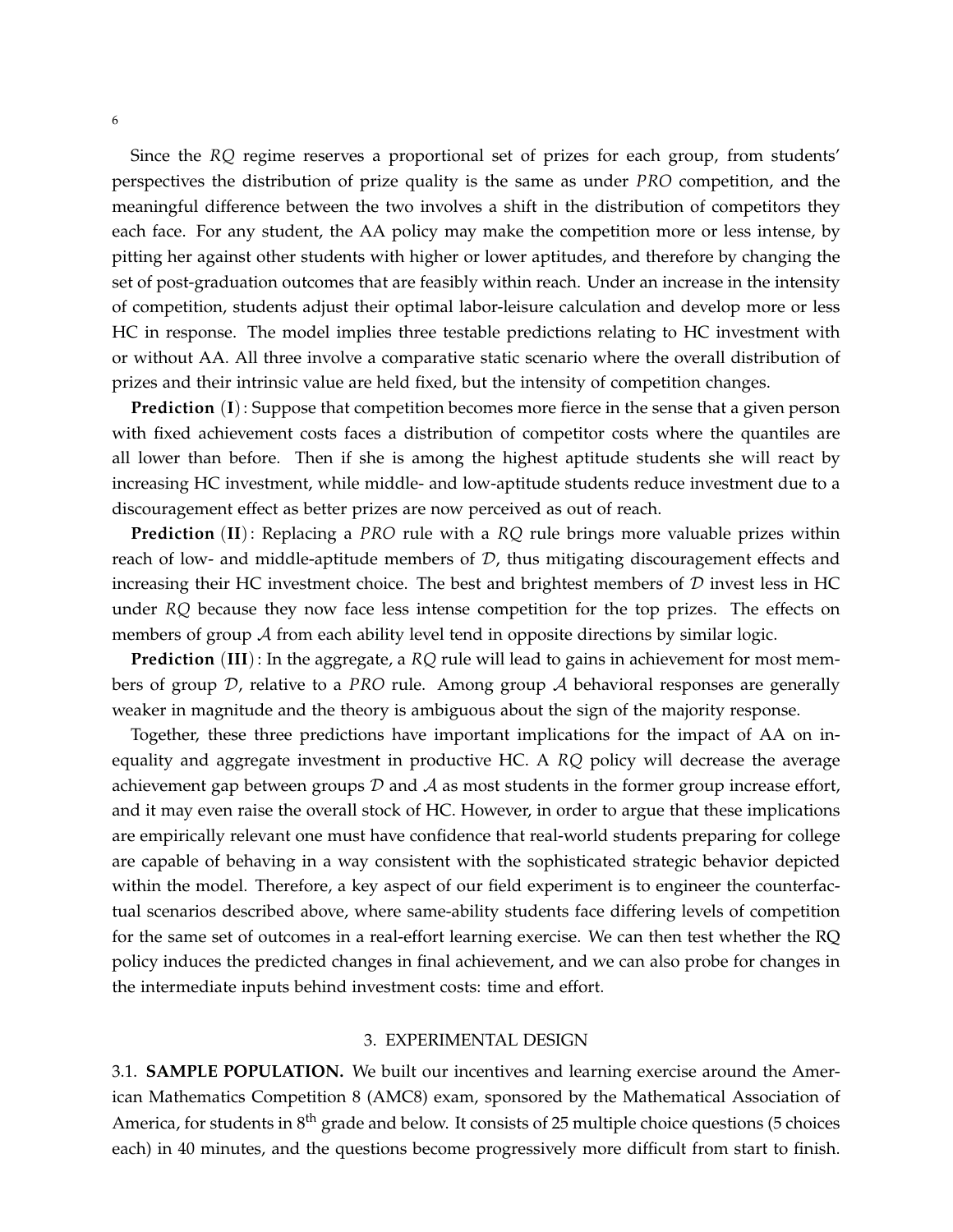Since the *RQ* regime reserves a proportional set of prizes for each group, from students' perspectives the distribution of prize quality is the same as under *PRO* competition, and the meaningful difference between the two involves a shift in the distribution of competitors they each face. For any student, the AA policy may make the competition more or less intense, by pitting her against other students with higher or lower aptitudes, and therefore by changing the set of post-graduation outcomes that are feasibly within reach. Under an increase in the intensity of competition, students adjust their optimal labor-leisure calculation and develop more or less HC in response. The model implies three testable predictions relating to HC investment with or without AA. All three involve a comparative static scenario where the overall distribution of prizes and their intrinsic value are held fixed, but the intensity of competition changes.

**Prediction (I)**: Suppose that competition becomes more fierce in the sense that a given person with fixed achievement costs faces a distribution of competitor costs where the quantiles are all lower than before. Then if she is among the highest aptitude students she will react by increasing HC investment, while middle- and low-aptitude students reduce investment due to a discouragement effect as better prizes are now perceived as out of reach.

**Prediction (II)**: Replacing a *PRO* rule with a *RQ* rule brings more valuable prizes within reach of low- and middle-aptitude members of $\mathcal{D}$, thus mitigating discouragement effects and increasing their HC investment choice. The best and brightest members of $\mathcal{D}$ invest less in HC under *RQ* because they now face less intense competition for the top prizes. The effects on members of group $\mathcal{A}$ from each ability level tend in opposite directions by similar logic.

**Prediction (III)**: In the aggregate, a *RQ* rule will lead to gains in achievement for most members of group $\mathcal{D}$, relative to a *PRO* rule. Among group $\mathcal{A}$ behavioral responses are generally weaker in magnitude and the theory is ambiguous about the sign of the majority response.

Together, these three predictions have important implications for the impact of AA on inequality and aggregate investment in productive HC. A *RQ* policy will decrease the average achievement gap between groups $\mathcal{D}$ and $\mathcal{A}$ as most students in the former group increase effort, and it may even raise the overall stock of HC. However, in order to argue that these implications are empirically relevant one must have confidence that real-world students preparing for college are capable of behaving in a way consistent with the sophisticated strategic behavior depicted within the model. Therefore, a key aspect of our field experiment is to engineer the counterfactual scenarios described above, where same-ability students face differing levels of competition for the same set of outcomes in a real-effort learning exercise. We can then test whether the RQ policy induces the predicted changes in final achievement, and we can also probe for changes in the intermediate inputs behind investment costs: time and effort.

## 3. EXPERIMENTAL DESIGN

**3.1. SAMPLE POPULATION.** We built our incentives and learning exercise around the American Mathematics Competition 8 (AMC8) exam, sponsored by the Mathematical Association of America, for students in 8th grade and below. It consists of 25 multiple choice questions (5 choices each) in 40 minutes, and the questions become progressively more difficult from start to finish.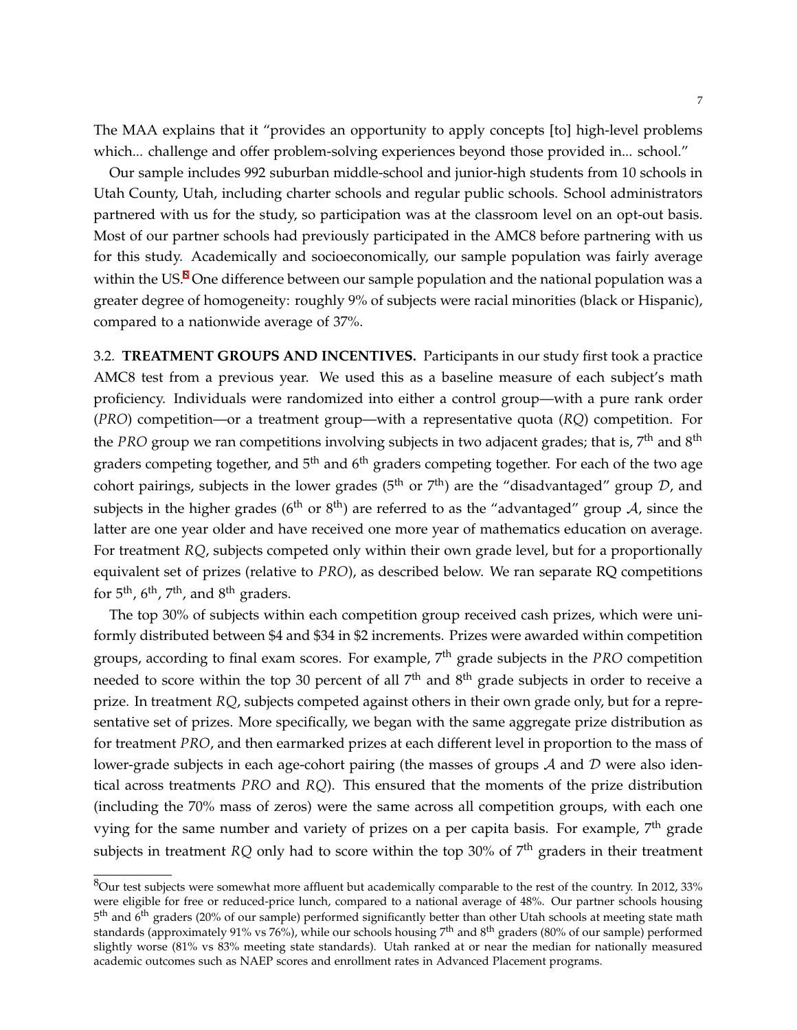The MAA explains that it "provides an opportunity to apply concepts [to] high-level problems which... challenge and offer problem-solving experiences beyond those provided in... school."

Our sample includes 992 suburban middle-school and junior-high students from 10 schools in Utah County, Utah, including charter schools and regular public schools. School administrators partnered with us for the study, so participation was at the classroom level on an opt-out basis. Most of our partner schools had previously participated in the AMC8 before partnering with us for this study. Academically and socioeconomically, our sample population was fairly average within the US.[8] One difference between our sample population and the national population was a greater degree of homogeneity: roughly 9% of subjects were racial minorities (black or Hispanic), compared to a nationwide average of 37%.

3.2. **TREATMENT GROUPS AND INCENTIVES.** Participants in our study first took a practice AMC8 test from a previous year. We used this as a baseline measure of each subject's math proficiency. Individuals were randomized into either a control group—with a pure rank order (*PRO*) competition—or a treatment group—with a representative quota (*RQ*) competition. For the *PRO* group we ran competitions involving subjects in two adjacent grades; that is, 7th and 8th graders competing together, and 5th and 6th graders competing together. For each of the two age cohort pairings, subjects in the lower grades (5th or 7th) are the "disadvantaged" group $\mathcal{D}$, and subjects in the higher grades (6th or 8th) are referred to as the "advantaged" group $\mathcal{A}$, since the latter are one year older and have received one more year of mathematics education on average. For treatment *RQ*, subjects competed only within their own grade level, but for a proportionally equivalent set of prizes (relative to *PRO*), as described below. We ran separate RQ competitions for 5th, 6th, 7th, and 8th graders.

The top 30% of subjects within each competition group received cash prizes, which were uniformly distributed between \$4 and \$34 in \$2 increments. Prizes were awarded within competition groups, according to final exam scores. For example, 7th grade subjects in the *PRO* competition needed to score within the top 30 percent of all 7th and 8th grade subjects in order to receive a prize. In treatment *RQ*, subjects competed against others in their own grade only, but for a representative set of prizes. More specifically, we began with the same aggregate prize distribution as for treatment *PRO*, and then earmarked prizes at each different level in proportion to the mass of lower-grade subjects in each age-cohort pairing (the masses of groups $\mathcal{A}$ and $\mathcal{D}$ were also identical across treatments *PRO* and *RQ*). This ensured that the moments of the prize distribution (including the 70% mass of zeros) were the same across all competition groups, with each one vying for the same number and variety of prizes on a per capita basis. For example, 7th grade subjects in treatment *RQ* only had to score within the top 30% of 7th graders in their treatment

[8] Our test subjects were somewhat more affluent but academically comparable to the rest of the country. In 2012, 33% were eligible for free or reduced-price lunch, compared to a national average of 48%. Our partner schools housing 5th and 6th graders (20% of our sample) performed significantly better than other Utah schools at meeting state math standards (approximately 91% vs 76%), while our schools housing 7th and 8th graders (80% of our sample) performed slightly worse (81% vs 83% meeting state standards). Utah ranked at or near the median for nationally measured academic outcomes such as NAEP scores and enrollment rates in Advanced Placement programs.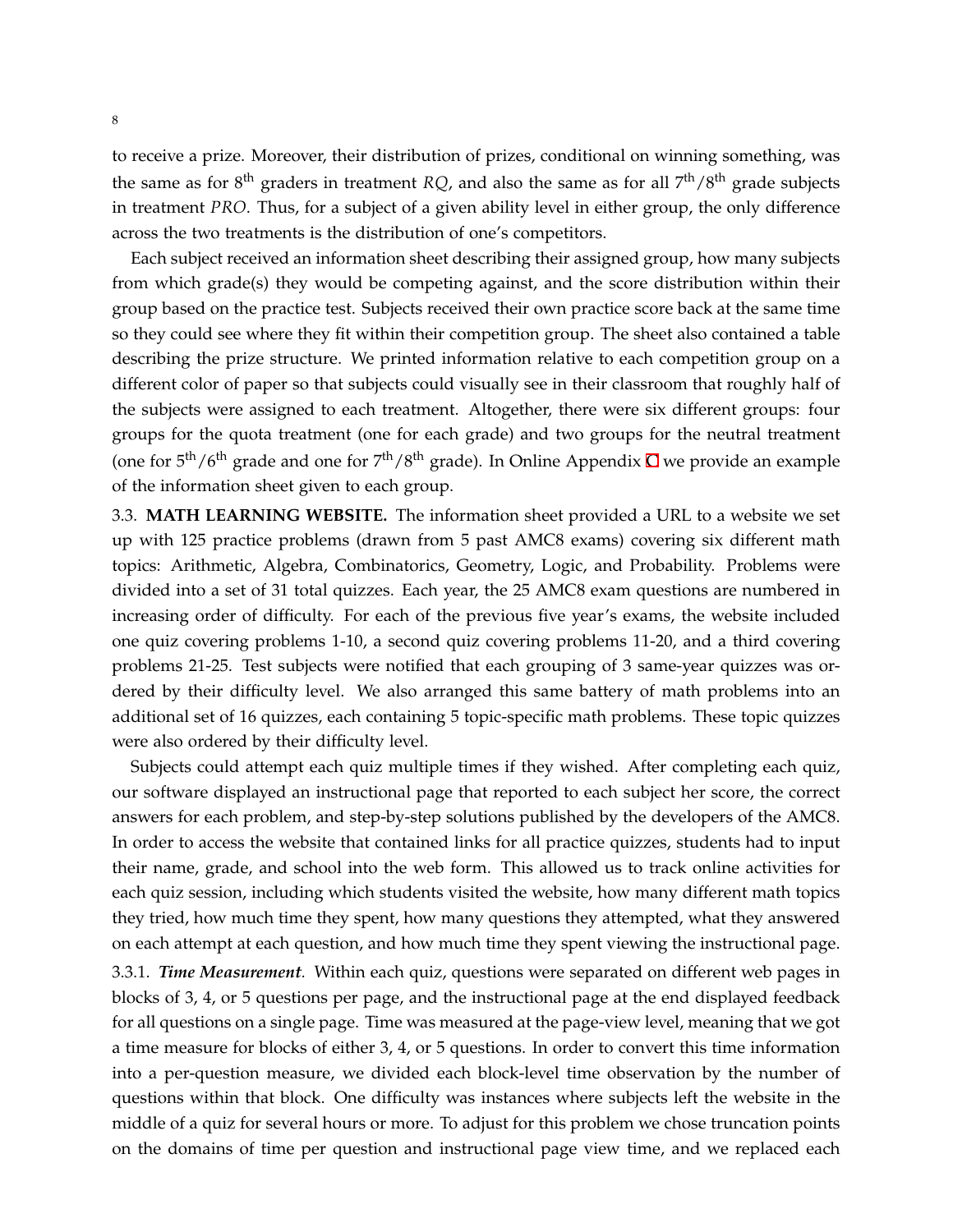to receive a prize. Moreover, their distribution of prizes, conditional on winning something, was the same as for 8th graders in treatment *RQ*, and also the same as for all 7th/8th grade subjects in treatment *PRO*. Thus, for a subject of a given ability level in either group, the only difference across the two treatments is the distribution of one's competitors.

Each subject received an information sheet describing their assigned group, how many subjects from which grade(s) they would be competing against, and the score distribution within their group based on the practice test. Subjects received their own practice score back at the same time so they could see where they fit within their competition group. The sheet also contained a table describing the prize structure. We printed information relative to each competition group on a different color of paper so that subjects could visually see in their classroom that roughly half of the subjects were assigned to each treatment. Altogether, there were six different groups: four groups for the quota treatment (one for each grade) and two groups for the neutral treatment (one for 5th/6th grade and one for 7th/8th grade). In Online Appendix C we provide an example of the information sheet given to each group.

3.3. **MATH LEARNING WEBSITE.** The information sheet provided a URL to a website we set up with 125 practice problems (drawn from 5 past AMC8 exams) covering six different math topics: Arithmetic, Algebra, Combinatorics, Geometry, Logic, and Probability. Problems were divided into a set of 31 total quizzes. Each year, the 25 AMC8 exam questions are numbered in increasing order of difficulty. For each of the previous five year's exams, the website included one quiz covering problems 1-10, a second quiz covering problems 11-20, and a third covering problems 21-25. Test subjects were notified that each grouping of 3 same-year quizzes was ordered by their difficulty level. We also arranged this same battery of math problems into an additional set of 16 quizzes, each containing 5 topic-specific math problems. These topic quizzes were also ordered by their difficulty level.

Subjects could attempt each quiz multiple times if they wished. After completing each quiz, our software displayed an instructional page that reported to each subject her score, the correct answers for each problem, and step-by-step solutions published by the developers of the AMC8. In order to access the website that contained links for all practice quizzes, students had to input their name, grade, and school into the web form. This allowed us to track online activities for each quiz session, including which students visited the website, how many different math topics they tried, how much time they spent, how many questions they attempted, what they answered on each attempt at each question, and how much time they spent viewing the instructional page.

3.3.1. ***Time Measurement***. Within each quiz, questions were separated on different web pages in blocks of 3, 4, or 5 questions per page, and the instructional page at the end displayed feedback for all questions on a single page. Time was measured at the page-view level, meaning that we got a time measure for blocks of either 3, 4, or 5 questions. In order to convert this time information into a per-question measure, we divided each block-level time observation by the number of questions within that block. One difficulty was instances where subjects left the website in the middle of a quiz for several hours or more. To adjust for this problem we chose truncation points on the domains of time per question and instructional page view time, and we replaced each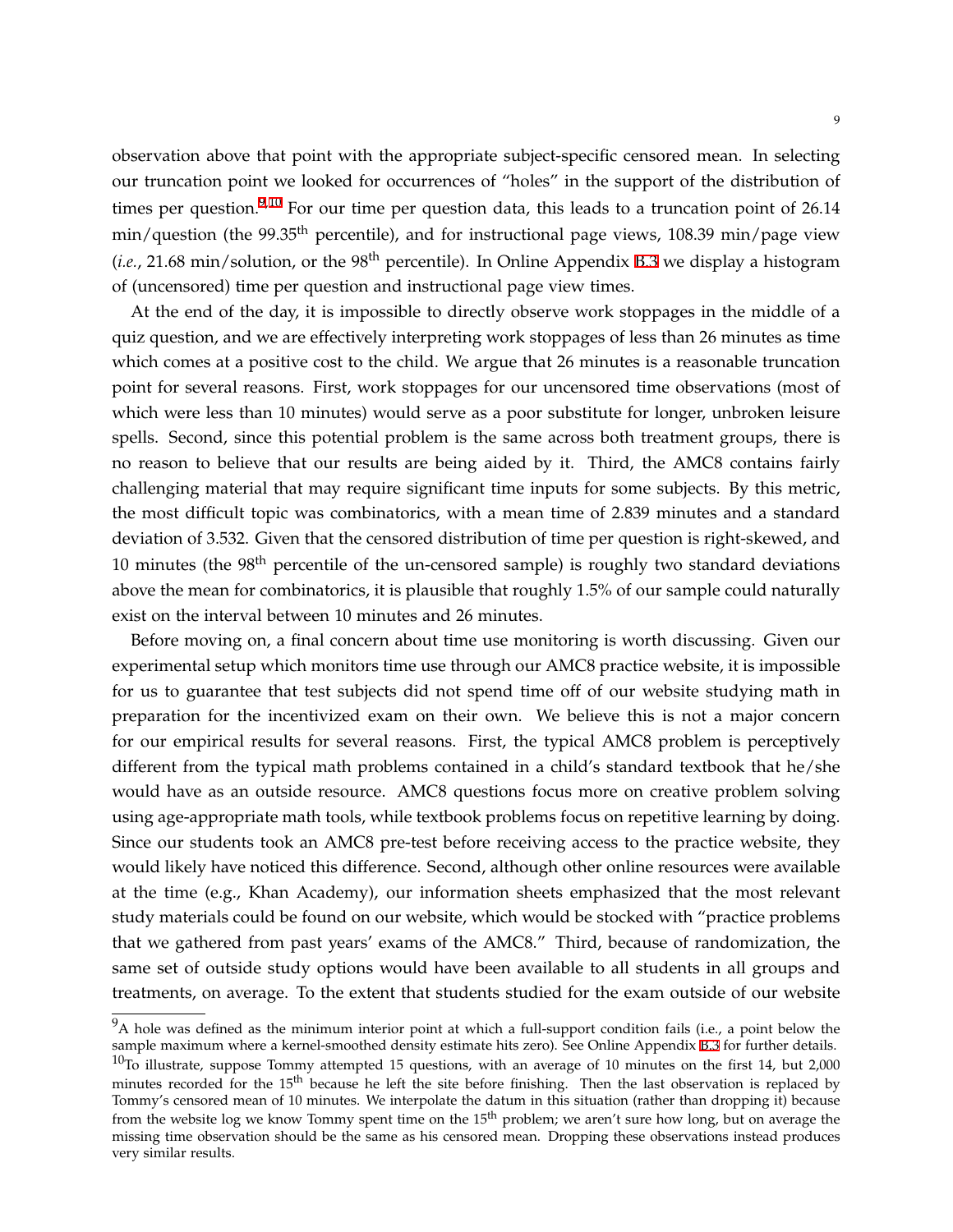observation above that point with the appropriate subject-specific censored mean. In selecting our truncation point we looked for occurrences of "holes" in the support of the distribution of times per question.[9,10] For our time per question data, this leads to a truncation point of 26.14 min/question (the 99.35$^{\text{th}}$ percentile), and for instructional page views, 108.39 min/page view (*i.e.*, 21.68 min/solution, or the 98$^{\text{th}}$ percentile). In Online Appendix B.3 we display a histogram of (uncensored) time per question and instructional page view times.

At the end of the day, it is impossible to directly observe work stoppages in the middle of a quiz question, and we are effectively interpreting work stoppages of less than 26 minutes as time which comes at a positive cost to the child. We argue that 26 minutes is a reasonable truncation point for several reasons. First, work stoppages for our uncensored time observations (most of which were less than 10 minutes) would serve as a poor substitute for longer, unbroken leisure spells. Second, since this potential problem is the same across both treatment groups, there is no reason to believe that our results are being aided by it. Third, the AMC8 contains fairly challenging material that may require significant time inputs for some subjects. By this metric, the most difficult topic was combinatorics, with a mean time of 2.839 minutes and a standard deviation of 3.532. Given that the censored distribution of time per question is right-skewed, and 10 minutes (the 98$^{\text{th}}$ percentile of the un-censored sample) is roughly two standard deviations above the mean for combinatorics, it is plausible that roughly 1.5% of our sample could naturally exist on the interval between 10 minutes and 26 minutes.

Before moving on, a final concern about time use monitoring is worth discussing. Given our experimental setup which monitors time use through our AMC8 practice website, it is impossible for us to guarantee that test subjects did not spend time off of our website studying math in preparation for the incentivized exam on their own. We believe this is not a major concern for our empirical results for several reasons. First, the typical AMC8 problem is perceptively different from the typical math problems contained in a child's standard textbook that he/she would have as an outside resource. AMC8 questions focus more on creative problem solving using age-appropriate math tools, while textbook problems focus on repetitive learning by doing. Since our students took an AMC8 pre-test before receiving access to the practice website, they would likely have noticed this difference. Second, although other online resources were available at the time (e.g., Khan Academy), our information sheets emphasized that the most relevant study materials could be found on our website, which would be stocked with "practice problems that we gathered from past years' exams of the AMC8." Third, because of randomization, the same set of outside study options would have been available to all students in all groups and treatments, on average. To the extent that students studied for the exam outside of our website

[9] A hole was defined as the minimum interior point at which a full-support condition fails (i.e., a point below the sample maximum where a kernel-smoothed density estimate hits zero). See Online Appendix B.3 for further details.

[10] To illustrate, suppose Tommy attempted 15 questions, with an average of 10 minutes on the first 14, but 2,000 minutes recorded for the 15$^{\text{th}}$ because he left the site before finishing. Then the last observation is replaced by Tommy's censored mean of 10 minutes. We interpolate the datum in this situation (rather than dropping it) because from the website log we know Tommy spent time on the 15$^{\text{th}}$ problem; we aren't sure how long, but on average the missing time observation should be the same as his censored mean. Dropping these observations instead produces very similar results.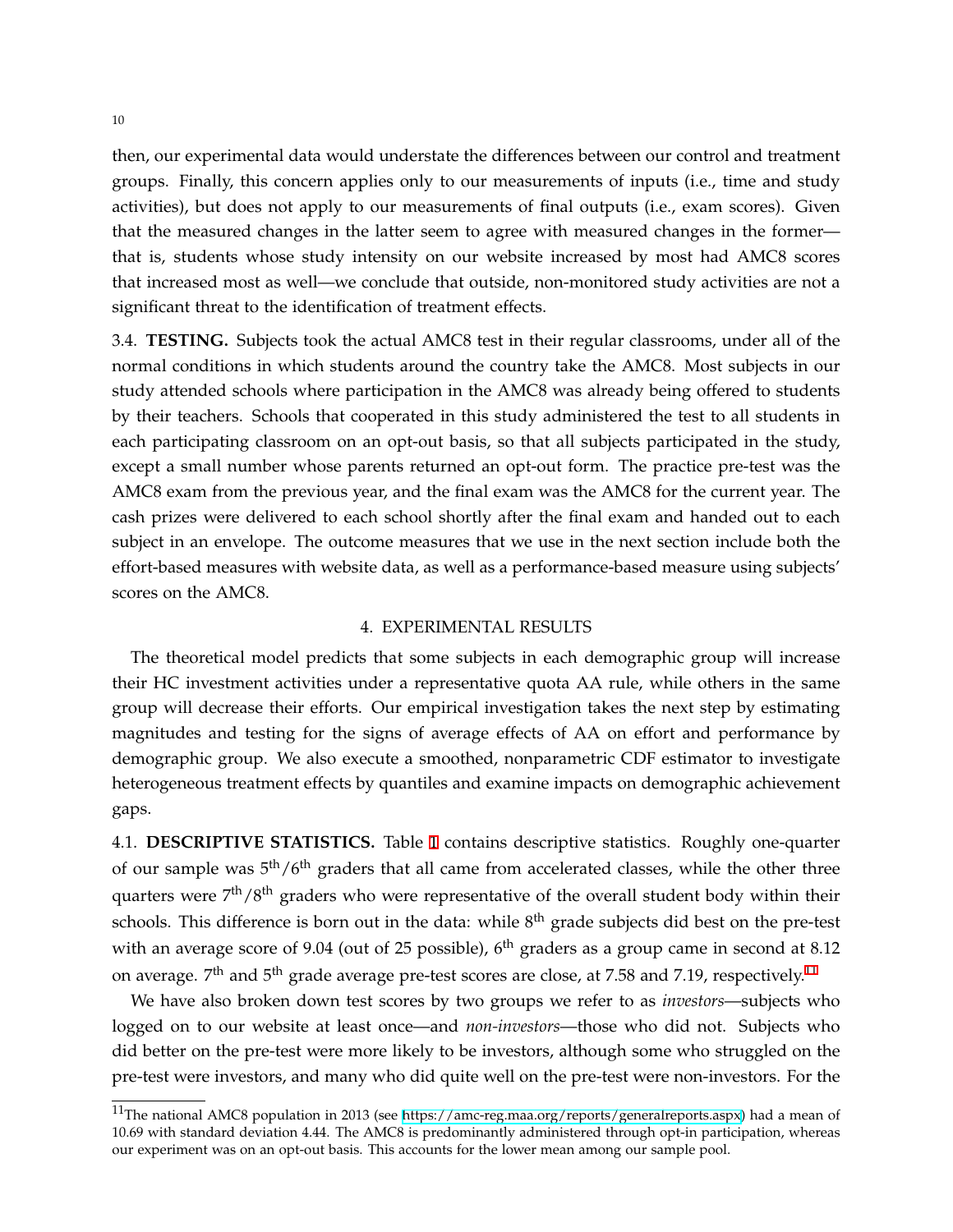then, our experimental data would understate the differences between our control and treatment groups. Finally, this concern applies only to our measurements of inputs (i.e., time and study activities), but does not apply to our measurements of final outputs (i.e., exam scores). Given that the measured changes in the latter seem to agree with measured changes in the former—that is, students whose study intensity on our website increased by most had AMC8 scores that increased most as well—we conclude that outside, non-monitored study activities are not a significant threat to the identification of treatment effects.

3.4. **TESTING.** Subjects took the actual AMC8 test in their regular classrooms, under all of the normal conditions in which students around the country take the AMC8. Most subjects in our study attended schools where participation in the AMC8 was already being offered to students by their teachers. Schools that cooperated in this study administered the test to all students in each participating classroom on an opt-out basis, so that all subjects participated in the study, except a small number whose parents returned an opt-out form. The practice pre-test was the AMC8 exam from the previous year, and the final exam was the AMC8 for the current year. The cash prizes were delivered to each school shortly after the final exam and handed out to each subject in an envelope. The outcome measures that we use in the next section include both the effort-based measures with website data, as well as a performance-based measure using subjects' scores on the AMC8.

## 4. EXPERIMENTAL RESULTS

The theoretical model predicts that some subjects in each demographic group will increase their HC investment activities under a representative quota AA rule, while others in the same group will decrease their efforts. Our empirical investigation takes the next step by estimating magnitudes and testing for the signs of average effects of AA on effort and performance by demographic group. We also execute a smoothed, nonparametric CDF estimator to investigate heterogeneous treatment effects by quantiles and examine impacts on demographic achievement gaps.

4.1. **DESCRIPTIVE STATISTICS.** Table 1 contains descriptive statistics. Roughly one-quarter of our sample was $5^{\text{th}}/6^{\text{th}}$ graders that all came from accelerated classes, while the other three quarters were $7^{\text{th}}/8^{\text{th}}$ graders who were representative of the overall student body within their schools. This difference is born out in the data: while $8^{\text{th}}$ grade subjects did best on the pre-test with an average score of 9.04 (out of 25 possible), $6^{\text{th}}$ graders as a group came in second at 8.12 on average. $7^{\text{th}}$ and $5^{\text{th}}$ grade average pre-test scores are close, at 7.58 and 7.19, respectively.[11]

We have also broken down test scores by two groups we refer to as *investors*—subjects who logged on to our website at least once—and *non-investors*—those who did not. Subjects who did better on the pre-test were more likely to be investors, although some who struggled on the pre-test were investors, and many who did quite well on the pre-test were non-investors. For the

[11] The national AMC8 population in 2013 (see https://amc-reg.maa.org/reports/generalreports.aspx) had a mean of 10.69 with standard deviation 4.44. The AMC8 is predominantly administered through opt-in participation, whereas our experiment was on an opt-out basis. This accounts for the lower mean among our sample pool.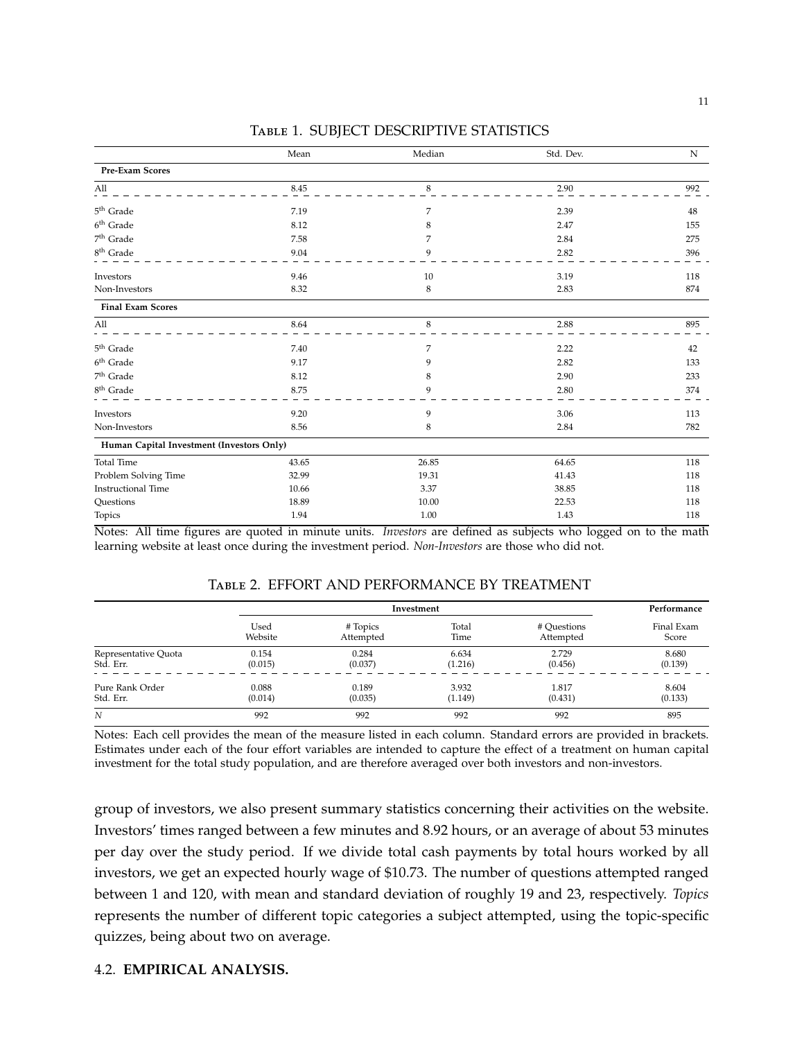Table 1. SUBJECT DESCRIPTIVE STATISTICS

| | Mean | Median | Std. Dev. | N |
|---|---|---|---|---|
| **Pre-Exam Scores** | | | | |
| All | 8.45 | 8 | 2.90 | 992 |
| 5th Grade | 7.19 | 7 | 2.39 | 48 |
| 6th Grade | 8.12 | 8 | 2.47 | 155 |
| 7th Grade | 7.58 | 7 | 2.84 | 275 |
| 8th Grade | 9.04 | 9 | 2.82 | 396 |
| Investors | 9.46 | 10 | 3.19 | 118 |
| Non-Investors | 8.32 | 8 | 2.83 | 874 |
| **Final Exam Scores** | | | | |
| All | 8.64 | 8 | 2.88 | 895 |
| 5th Grade | 7.40 | 7 | 2.22 | 42 |
| 6th Grade | 9.17 | 9 | 2.82 | 133 |
| 7th Grade | 8.12 | 8 | 2.90 | 233 |
| 8th Grade | 8.75 | 9 | 2.80 | 374 |
| Investors | 9.20 | 9 | 3.06 | 113 |
| Non-Investors | 8.56 | 8 | 2.84 | 782 |
| **Human Capital Investment (Investors Only)** | | | | |
| Total Time | 43.65 | 26.85 | 64.65 | 118 |
| Problem Solving Time | 32.99 | 19.31 | 41.43 | 118 |
| Instructional Time | 10.66 | 3.37 | 38.85 | 118 |
| Questions | 18.89 | 10.00 | 22.53 | 118 |
| Topics | 1.94 | 1.00 | 1.43 | 118 |

Notes: All time figures are quoted in minute units. *Investors* are defined as subjects who logged on to the math learning website at least once during the investment period. *Non-Investors* are those who did not.

Table 2. EFFORT AND PERFORMANCE BY TREATMENT

| | Investment | | | | Performance |
|---|---|---|---|---|---|
| | Used Website | # Topics Attempted | Total Time | # Questions Attempted | Final Exam Score |
| Representative Quota | 0.154 | 0.284 | 6.634 | 2.729 | 8.680 |
| Std. Err. | (0.015) | (0.037) | (1.216) | (0.456) | (0.139) |
| Pure Rank Order | 0.088 | 0.189 | 3.932 | 1.817 | 8.604 |
| Std. Err. | (0.014) | (0.035) | (1.149) | (0.431) | (0.133) |
| *N* | 992 | 992 | 992 | 992 | 895 |

Notes: Each cell provides the mean of the measure listed in each column. Standard errors are provided in brackets. Estimates under each of the four effort variables are intended to capture the effect of a treatment on human capital investment for the total study population, and are therefore averaged over both investors and non-investors.

group of investors, we also present summary statistics concerning their activities on the website. Investors' times ranged between a few minutes and 8.92 hours, or an average of about 53 minutes per day over the study period. If we divide total cash payments by total hours worked by all investors, we get an expected hourly wage of $10.73. The number of questions attempted ranged between 1 and 120, with mean and standard deviation of roughly 19 and 23, respectively. *Topics* represents the number of different topic categories a subject attempted, using the topic-specific quizzes, being about two on average.

### 4.2. **EMPIRICAL ANALYSIS.**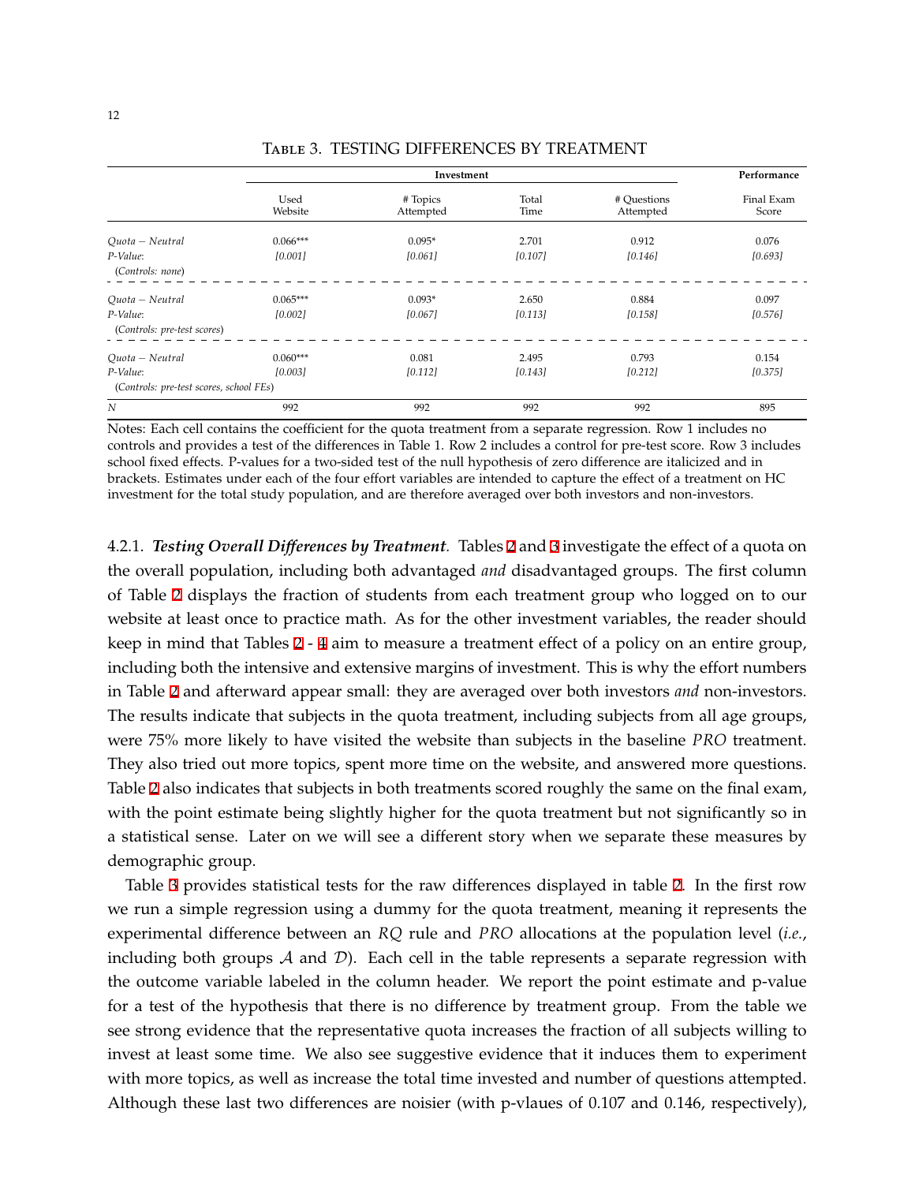Table 3. TESTING DIFFERENCES BY TREATMENT

| | Investment | | | | Performance |
|---|---|---|---|---|---|
| | Used Website | # Topics Attempted | Total Time | # Questions Attempted | Final Exam Score |
| *Quota − Neutral* | 0.066*** | 0.095* | 2.701 | 0.912 | 0.076 |
| *P-Value:* | *[0.001]* | *[0.061]* | *[0.107]* | *[0.146]* | *[0.693]* |
| (*Controls: none*) | | | | | |
| *Quota − Neutral* | 0.065*** | 0.093* | 2.650 | 0.884 | 0.097 |
| *P-Value:* | *[0.002]* | *[0.067]* | *[0.113]* | *[0.158]* | *[0.576]* |
| (*Controls: pre-test scores*) | | | | | |
| *Quota − Neutral* | 0.060*** | 0.081 | 2.495 | 0.793 | 0.154 |
| *P-Value:* | *[0.003]* | *[0.112]* | *[0.143]* | *[0.212]* | *[0.375]* |
| (*Controls: pre-test scores, school FEs*) | | | | | |
| *N* | 992 | 992 | 992 | 992 | 895 |

Notes: Each cell contains the coefficient for the quota treatment from a separate regression. Row 1 includes no controls and provides a test of the differences in Table 1. Row 2 includes a control for pre-test score. Row 3 includes school fixed effects. P-values for a two-sided test of the null hypothesis of zero difference are italicized and in brackets. Estimates under each of the four effort variables are intended to capture the effect of a treatment on HC investment for the total study population, and are therefore averaged over both investors and non-investors.

4.2.1. ***Testing Overall Differences by Treatment.*** Tables 2 and 3 investigate the effect of a quota on the overall population, including both advantaged *and* disadvantaged groups. The first column of Table 2 displays the fraction of students from each treatment group who logged on to our website at least once to practice math. As for the other investment variables, the reader should keep in mind that Tables 2 - 4 aim to measure a treatment effect of a policy on an entire group, including both the intensive and extensive margins of investment. This is why the effort numbers in Table 2 and afterward appear small: they are averaged over both investors *and* non-investors. The results indicate that subjects in the quota treatment, including subjects from all age groups, were 75% more likely to have visited the website than subjects in the baseline *PRO* treatment. They also tried out more topics, spent more time on the website, and answered more questions. Table 2 also indicates that subjects in both treatments scored roughly the same on the final exam, with the point estimate being slightly higher for the quota treatment but not significantly so in a statistical sense. Later on we will see a different story when we separate these measures by demographic group.

Table 3 provides statistical tests for the raw differences displayed in table 2. In the first row we run a simple regression using a dummy for the quota treatment, meaning it represents the experimental difference between an *RQ* rule and *PRO* allocations at the population level (*i.e.*, including both groups $\mathcal{A}$ and $\mathcal{D}$). Each cell in the table represents a separate regression with the outcome variable labeled in the column header. We report the point estimate and p-value for a test of the hypothesis that there is no difference by treatment group. From the table we see strong evidence that the representative quota increases the fraction of all subjects willing to invest at least some time. We also see suggestive evidence that it induces them to experiment with more topics, as well as increase the total time invested and number of questions attempted. Although these last two differences are noisier (with p-vlaues of 0.107 and 0.146, respectively),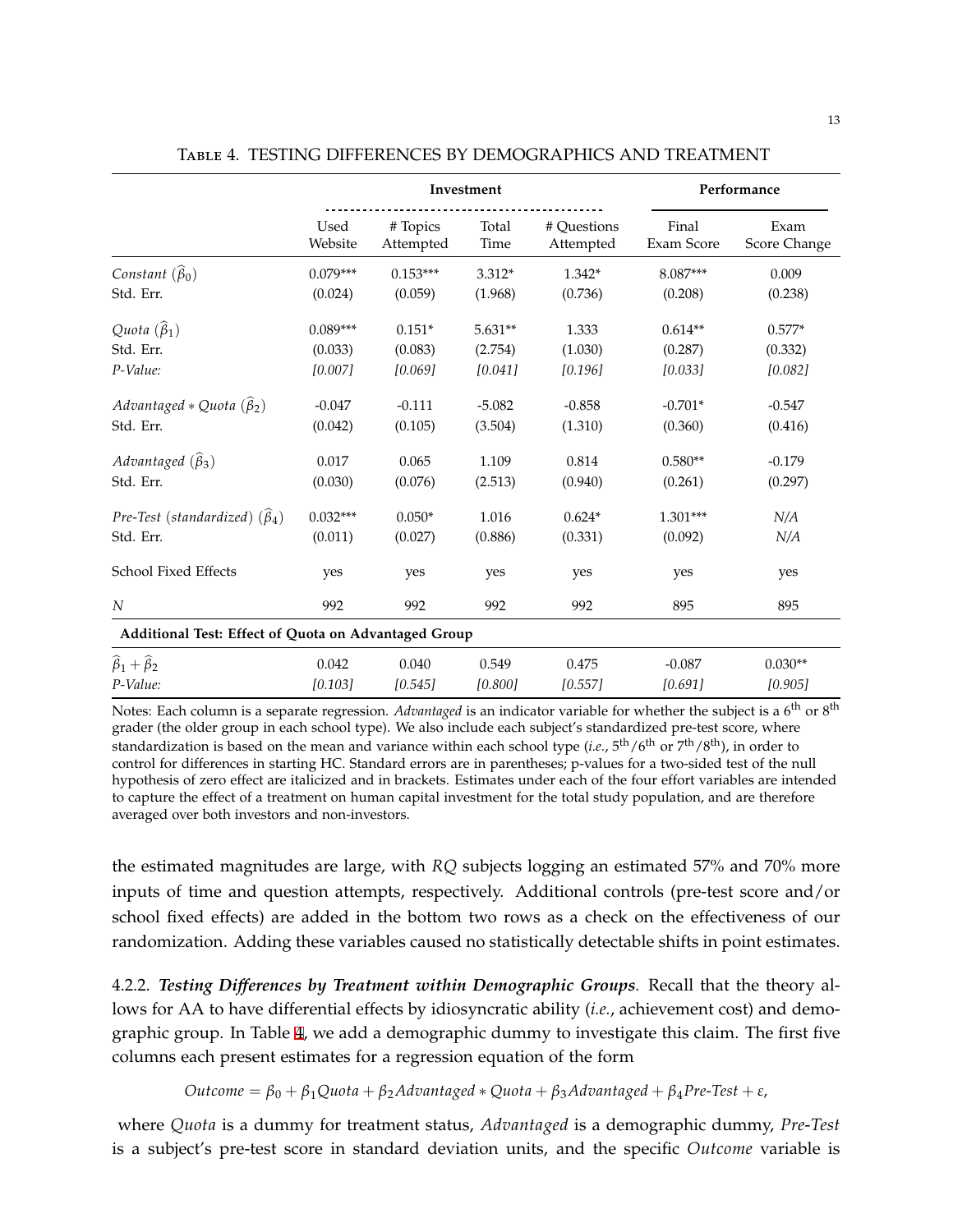Table 4. TESTING DIFFERENCES BY DEMOGRAPHICS AND TREATMENT

| | Investment | | | | Performance | |
|---|---|---|---|---|---|---|
| | Used Website | # Topics Attempted | Total Time | # Questions Attempted | Final Exam Score | Exam Score Change |
| *Constant* ($\widehat{\beta}_0$) | 0.079*** | 0.153*** | 3.312* | 1.342* | 8.087*** | 0.009 |
| Std. Err. | (0.024) | (0.059) | (1.968) | (0.736) | (0.208) | (0.238) |
| *Quota* ($\widehat{\beta}_1$) | 0.089*** | 0.151* | 5.631** | 1.333 | 0.614** | 0.577* |
| Std. Err. | (0.033) | (0.083) | (2.754) | (1.030) | (0.287) | (0.332) |
| *P-Value:* | *[0.007]* | *[0.069]* | *[0.041]* | *[0.196]* | *[0.033]* | *[0.082]* |
| *Advantaged ∗ Quota* ($\widehat{\beta}_2$) | -0.047 | -0.111 | -5.082 | -0.858 | -0.701* | -0.547 |
| Std. Err. | (0.042) | (0.105) | (3.504) | (1.310) | (0.360) | (0.416) |
| *Advantaged* ($\widehat{\beta}_3$) | 0.017 | 0.065 | 1.109 | 0.814 | 0.580** | -0.179 |
| Std. Err. | (0.030) | (0.076) | (2.513) | (0.940) | (0.261) | (0.297) |
| *Pre-Test (standardized)* ($\widehat{\beta}_4$) | 0.032*** | 0.050* | 1.016 | 0.624* | 1.301*** | *N/A* |
| Std. Err. | (0.011) | (0.027) | (0.886) | (0.331) | (0.092) | *N/A* |
| School Fixed Effects | yes | yes | yes | yes | yes | yes |
| $N$ | 992 | 992 | 992 | 992 | 895 | 895 |
| **Additional Test: Effect of Quota on Advantaged Group** | | | | | | |
| $\widehat{\beta}_1 + \widehat{\beta}_2$ | 0.042 | 0.040 | 0.549 | 0.475 | -0.087 | 0.030** |
| *P-Value:* | *[0.103]* | *[0.545]* | *[0.800]* | *[0.557]* | *[0.691]* | *[0.905]* |

Notes: Each column is a separate regression. *Advantaged* is an indicator variable for whether the subject is a 6th or 8th grader (the older group in each school type). We also include each subject's standardized pre-test score, where standardization is based on the mean and variance within each school type (*i.e.*, 5th/6th or 7th/8th), in order to control for differences in starting HC. Standard errors are in parentheses; p-values for a two-sided test of the null hypothesis of zero effect are italicized and in brackets. Estimates under each of the four effort variables are intended to capture the effect of a treatment on human capital investment for the total study population, and are therefore averaged over both investors and non-investors.

the estimated magnitudes are large, with *RQ* subjects logging an estimated 57% and 70% more inputs of time and question attempts, respectively. Additional controls (pre-test score and/or school fixed effects) are added in the bottom two rows as a check on the effectiveness of our randomization. Adding these variables caused no statistically detectable shifts in point estimates.

4.2.2. ***Testing Differences by Treatment within Demographic Groups.*** Recall that the theory allows for AA to have differential effects by idiosyncratic ability (*i.e.*, achievement cost) and demographic group. In Table 4, we add a demographic dummy to investigate this claim. The first five columns each present estimates for a regression equation of the form

$$Outcome = \beta_0 + \beta_1 Quota + \beta_2 Advantaged * Quota + \beta_3 Advantaged + \beta_4 Pre\text{-}Test + \varepsilon,$$

where *Quota* is a dummy for treatment status, *Advantaged* is a demographic dummy, *Pre-Test* is a subject's pre-test score in standard deviation units, and the specific *Outcome* variable is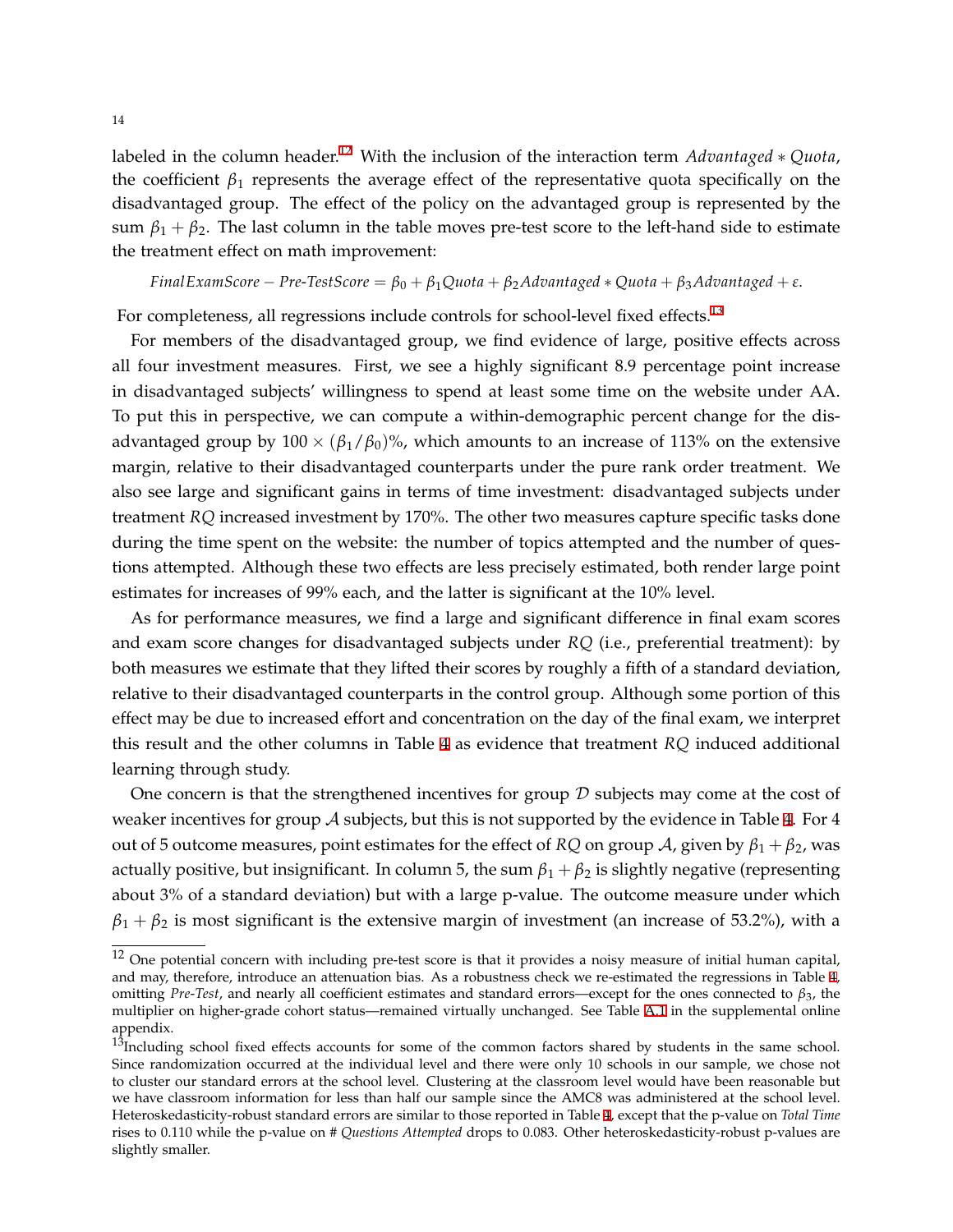labeled in the column header.[12] With the inclusion of the interaction term *Advantaged* ∗ *Quota*, the coefficient $\beta_1$ represents the average effect of the representative quota specifically on the disadvantaged group. The effect of the policy on the advantaged group is represented by the sum $\beta_1 + \beta_2$. The last column in the table moves pre-test score to the left-hand side to estimate the treatment effect on math improvement:

$$FinalExamScore - Pre\text{-}TestScore = \beta_0 + \beta_1 Quota + \beta_2 Advantaged * Quota + \beta_3 Advantaged + \varepsilon.$$

For completeness, all regressions include controls for school-level fixed effects.[13]

For members of the disadvantaged group, we find evidence of large, positive effects across all four investment measures. First, we see a highly significant 8.9 percentage point increase in disadvantaged subjects' willingness to spend at least some time on the website under AA. To put this in perspective, we can compute a within-demographic percent change for the disadvantaged group by $100 \times (\beta_1/\beta_0)\%$, which amounts to an increase of 113% on the extensive margin, relative to their disadvantaged counterparts under the pure rank order treatment. We also see large and significant gains in terms of time investment: disadvantaged subjects under treatment *RQ* increased investment by 170%. The other two measures capture specific tasks done during the time spent on the website: the number of topics attempted and the number of questions attempted. Although these two effects are less precisely estimated, both render large point estimates for increases of 99% each, and the latter is significant at the 10% level.

As for performance measures, we find a large and significant difference in final exam scores and exam score changes for disadvantaged subjects under *RQ* (i.e., preferential treatment): by both measures we estimate that they lifted their scores by roughly a fifth of a standard deviation, relative to their disadvantaged counterparts in the control group. Although some portion of this effect may be due to increased effort and concentration on the day of the final exam, we interpret this result and the other columns in Table 4 as evidence that treatment *RQ* induced additional learning through study.

One concern is that the strengthened incentives for group $\mathcal{D}$ subjects may come at the cost of weaker incentives for group $\mathcal{A}$ subjects, but this is not supported by the evidence in Table 4. For 4 out of 5 outcome measures, point estimates for the effect of *RQ* on group $\mathcal{A}$, given by $\beta_1 + \beta_2$, was actually positive, but insignificant. In column 5, the sum $\beta_1 + \beta_2$ is slightly negative (representing about 3% of a standard deviation) but with a large p-value. The outcome measure under which $\beta_1 + \beta_2$ is most significant is the extensive margin of investment (an increase of 53.2%), with a

[12] One potential concern with including pre-test score is that it provides a noisy measure of initial human capital, and may, therefore, introduce an attenuation bias. As a robustness check we re-estimated the regressions in Table 4, omitting *Pre-Test*, and nearly all coefficient estimates and standard errors—except for the ones connected to $\beta_3$, the multiplier on higher-grade cohort status—remained virtually unchanged. See Table A.1 in the supplemental online appendix.

[13] Including school fixed effects accounts for some of the common factors shared by students in the same school. Since randomization occurred at the individual level and there were only 10 schools in our sample, we chose not to cluster our standard errors at the school level. Clustering at the classroom level would have been reasonable but we have classroom information for less than half our sample since the AMC8 was administered at the school level. Heteroskedasticity-robust standard errors are similar to those reported in Table 4, except that the p-value on *Total Time* rises to 0.110 while the p-value on # *Questions Attempted* drops to 0.083. Other heteroskedasticity-robust p-values are slightly smaller.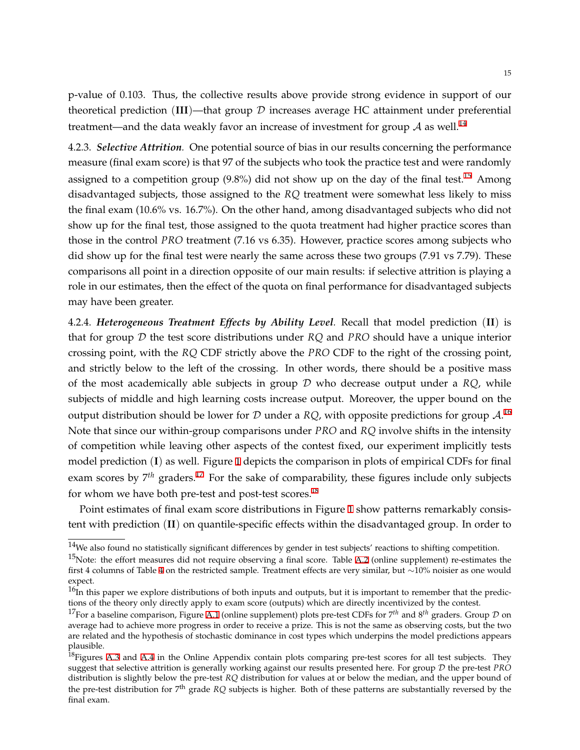p-value of 0.103. Thus, the collective results above provide strong evidence in support of our theoretical prediction (**III**)—that group $\mathcal{D}$ increases average HC attainment under preferential treatment—and the data weakly favor an increase of investment for group $\mathcal{A}$ as well.[14]

4.2.3. ***Selective Attrition.*** One potential source of bias in our results concerning the performance measure (final exam score) is that 97 of the subjects who took the practice test and were randomly assigned to a competition group (9.8%) did not show up on the day of the final test.[15] Among disadvantaged subjects, those assigned to the *RQ* treatment were somewhat less likely to miss the final exam (10.6% vs. 16.7%). On the other hand, among disadvantaged subjects who did not show up for the final test, those assigned to the quota treatment had higher practice scores than those in the control *PRO* treatment (7.16 vs 6.35). However, practice scores among subjects who did show up for the final test were nearly the same across these two groups (7.91 vs 7.79). These comparisons all point in a direction opposite of our main results: if selective attrition is playing a role in our estimates, then the effect of the quota on final performance for disadvantaged subjects may have been greater.

4.2.4. ***Heterogeneous Treatment Effects by Ability Level.*** Recall that model prediction (**II**) is that for group $\mathcal{D}$ the test score distributions under *RQ* and *PRO* should have a unique interior crossing point, with the *RQ* CDF strictly above the *PRO* CDF to the right of the crossing point, and strictly below to the left of the crossing. In other words, there should be a positive mass of the most academically able subjects in group $\mathcal{D}$ who decrease output under a *RQ*, while subjects of middle and high learning costs increase output. Moreover, the upper bound on the output distribution should be lower for $\mathcal{D}$ under a *RQ*, with opposite predictions for group $\mathcal{A}$.[16] Note that since our within-group comparisons under *PRO* and *RQ* involve shifts in the intensity of competition while leaving other aspects of the contest fixed, our experiment implicitly tests model prediction (**I**) as well. Figure 1 depicts the comparison in plots of empirical CDFs for final exam scores by $7^{th}$ graders.[17] For the sake of comparability, these figures include only subjects for whom we have both pre-test and post-test scores.[18]

Point estimates of final exam score distributions in Figure 1 show patterns remarkably consistent with prediction (**II**) on quantile-specific effects within the disadvantaged group. In order to

---

[14] We also found no statistically significant differences by gender in test subjects' reactions to shifting competition.

[15] Note: the effort measures did not require observing a final score. Table A.2 (online supplement) re-estimates the first 4 columns of Table 4 on the restricted sample. Treatment effects are very similar, but ~10% noisier as one would expect.

[16] In this paper we explore distributions of both inputs and outputs, but it is important to remember that the predictions of the theory only directly apply to exam score (outputs) which are directly incentivized by the contest.

[17] For a baseline comparison, Figure A.1 (online supplement) plots pre-test CDFs for $7^{th}$ and $8^{th}$ graders. Group $\mathcal{D}$ on average had to achieve more progress in order to receive a prize. This is not the same as observing costs, but the two are related and the hypothesis of stochastic dominance in cost types which underpins the model predictions appears plausible.

[18] Figures A.3 and A.4 in the Online Appendix contain plots comparing pre-test scores for all test subjects. They suggest that selective attrition is generally working against our results presented here. For group $\mathcal{D}$ the pre-test *PRO* distribution is slightly below the pre-test *RQ* distribution for values at or below the median, and the upper bound of the pre-test distribution for $7^{\text{th}}$ grade *RQ* subjects is higher. Both of these patterns are substantially reversed by the final exam.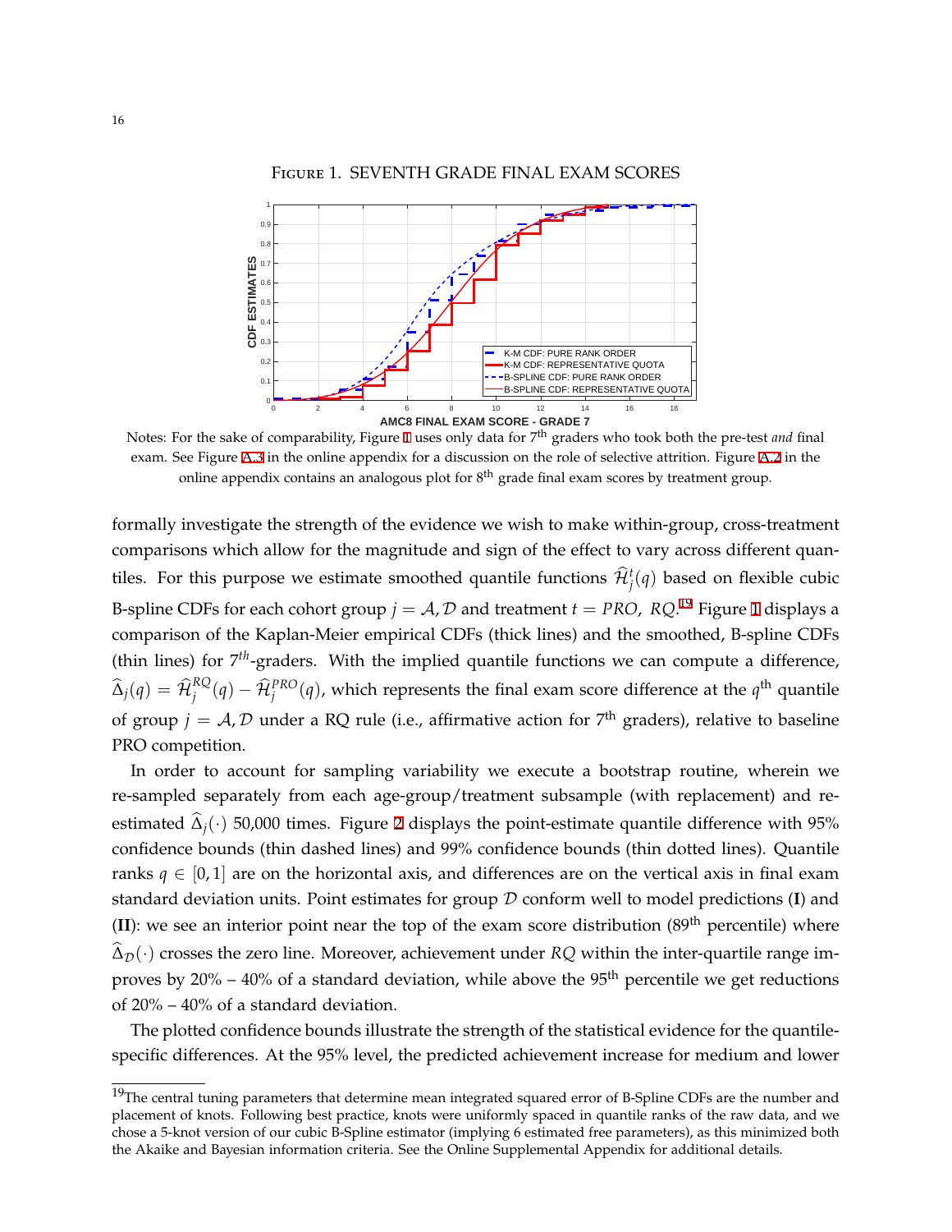Figure 1. SEVENTH GRADE FINAL EXAM SCORES

Notes: For the sake of comparability, Figure 1 uses only data for 7th graders who took both the pre-test *and* final exam. See Figure A.3 in the online appendix for a discussion on the role of selective attrition. Figure A.2 in the online appendix contains an analogous plot for 8th grade final exam scores by treatment group.

formally investigate the strength of the evidence we wish to make within-group, cross-treatment comparisons which allow for the magnitude and sign of the effect to vary across different quantiles. For this purpose we estimate smoothed quantile functions $\widehat{\mathcal{H}}_j^t(q)$ based on flexible cubic B-spline CDFs for each cohort group $j = \mathcal{A}, \mathcal{D}$ and treatment $t = PRO,\ RQ$.[19] Figure 1 displays a comparison of the Kaplan-Meier empirical CDFs (thick lines) and the smoothed, B-spline CDFs (thin lines) for $7^{th}$-graders. With the implied quantile functions we can compute a difference, $\widehat{\Delta}_j(q) = \widehat{\mathcal{H}}_j^{RQ}(q) - \widehat{\mathcal{H}}_j^{PRO}(q)$, which represents the final exam score difference at the $q^{\text{th}}$ quantile of group $j = \mathcal{A}, \mathcal{D}$ under a RQ rule (i.e., affirmative action for 7th graders), relative to baseline PRO competition.

In order to account for sampling variability we execute a bootstrap routine, wherein we re-sampled separately from each age-group/treatment subsample (with replacement) and re-estimated $\widehat{\Delta}_j(\cdot)$ 50,000 times. Figure 2 displays the point-estimate quantile difference with 95% confidence bounds (thin dashed lines) and 99% confidence bounds (thin dotted lines). Quantile ranks $q \in [0, 1]$ are on the horizontal axis, and differences are on the vertical axis in final exam standard deviation units. Point estimates for group $\mathcal{D}$ conform well to model predictions (**I**) and (**II**): we see an interior point near the top of the exam score distribution (89th percentile) where $\widehat{\Delta}_{\mathcal{D}}(\cdot)$ crosses the zero line. Moreover, achievement under $RQ$ within the inter-quartile range improves by 20% – 40% of a standard deviation, while above the 95th percentile we get reductions of 20% – 40% of a standard deviation.

The plotted confidence bounds illustrate the strength of the statistical evidence for the quantile-specific differences. At the 95% level, the predicted achievement increase for medium and lower

[19]The central tuning parameters that determine mean integrated squared error of B-Spline CDFs are the number and placement of knots. Following best practice, knots were uniformly spaced in quantile ranks of the raw data, and we chose a 5-knot version of our cubic B-Spline estimator (implying 6 estimated free parameters), as this minimized both the Akaike and Bayesian information criteria. See the Online Supplemental Appendix for additional details.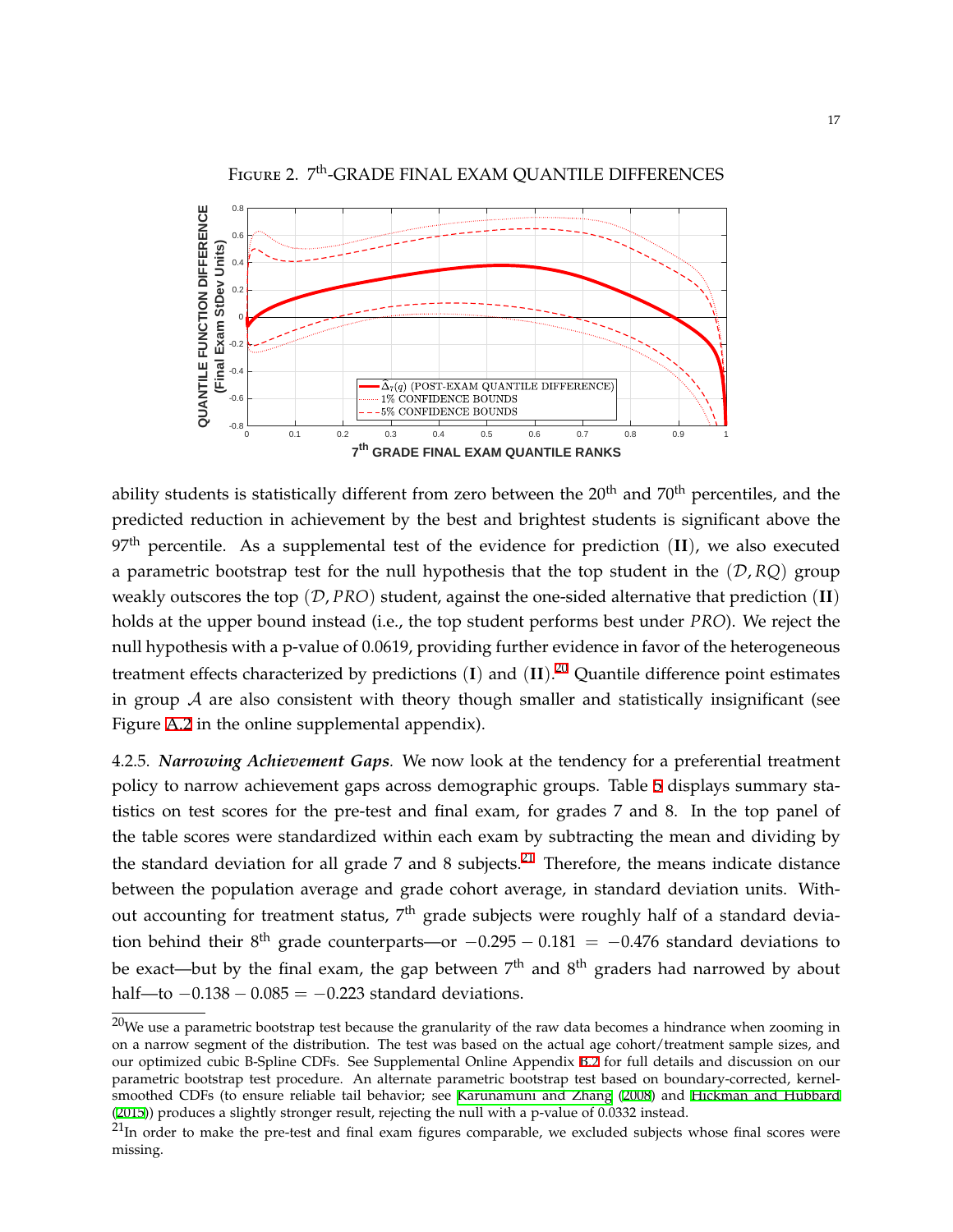FIGURE 2. 7th-GRADE FINAL EXAM QUANTILE DIFFERENCES

ability students is statistically different from zero between the 20th and 70th percentiles, and the predicted reduction in achievement by the best and brightest students is significant above the 97th percentile. As a supplemental test of the evidence for prediction (**II**), we also executed a parametric bootstrap test for the null hypothesis that the top student in the $(\mathcal{D}, RQ)$ group weakly outscores the top $(\mathcal{D}, PRO)$ student, against the one-sided alternative that prediction (**II**) holds at the upper bound instead (i.e., the top student performs best under $PRO$). We reject the null hypothesis with a p-value of 0.0619, providing further evidence in favor of the heterogeneous treatment effects characterized by predictions (**I**) and (**II**).[20] Quantile difference point estimates in group $\mathcal{A}$ are also consistent with theory though smaller and statistically insignificant (see Figure A.2 in the online supplemental appendix).

4.2.5. ***Narrowing Achievement Gaps.*** We now look at the tendency for a preferential treatment policy to narrow achievement gaps across demographic groups. Table 5 displays summary statistics on test scores for the pre-test and final exam, for grades 7 and 8. In the top panel of the table scores were standardized within each exam by subtracting the mean and dividing by the standard deviation for all grade 7 and 8 subjects.[21] Therefore, the means indicate distance between the population average and grade cohort average, in standard deviation units. Without accounting for treatment status, 7th grade subjects were roughly half of a standard deviation behind their 8th grade counterparts—or $-0.295 - 0.181 = -0.476$ standard deviations to be exact—but by the final exam, the gap between 7th and 8th graders had narrowed by about half—to $-0.138 - 0.085 = -0.223$ standard deviations.

[20]We use a parametric bootstrap test because the granularity of the raw data becomes a hindrance when zooming in on a narrow segment of the distribution. The test was based on the actual age cohort/treatment sample sizes, and our optimized cubic B-Spline CDFs. See Supplemental Online Appendix B.2 for full details and discussion on our parametric bootstrap test procedure. An alternate parametric bootstrap test based on boundary-corrected, kernel-smoothed CDFs (to ensure reliable tail behavior; see Karunamuni and Zhang (2008) and Hickman and Hubbard (2015)) produces a slightly stronger result, rejecting the null with a p-value of 0.0332 instead.

[21]In order to make the pre-test and final exam figures comparable, we excluded subjects whose final scores were missing.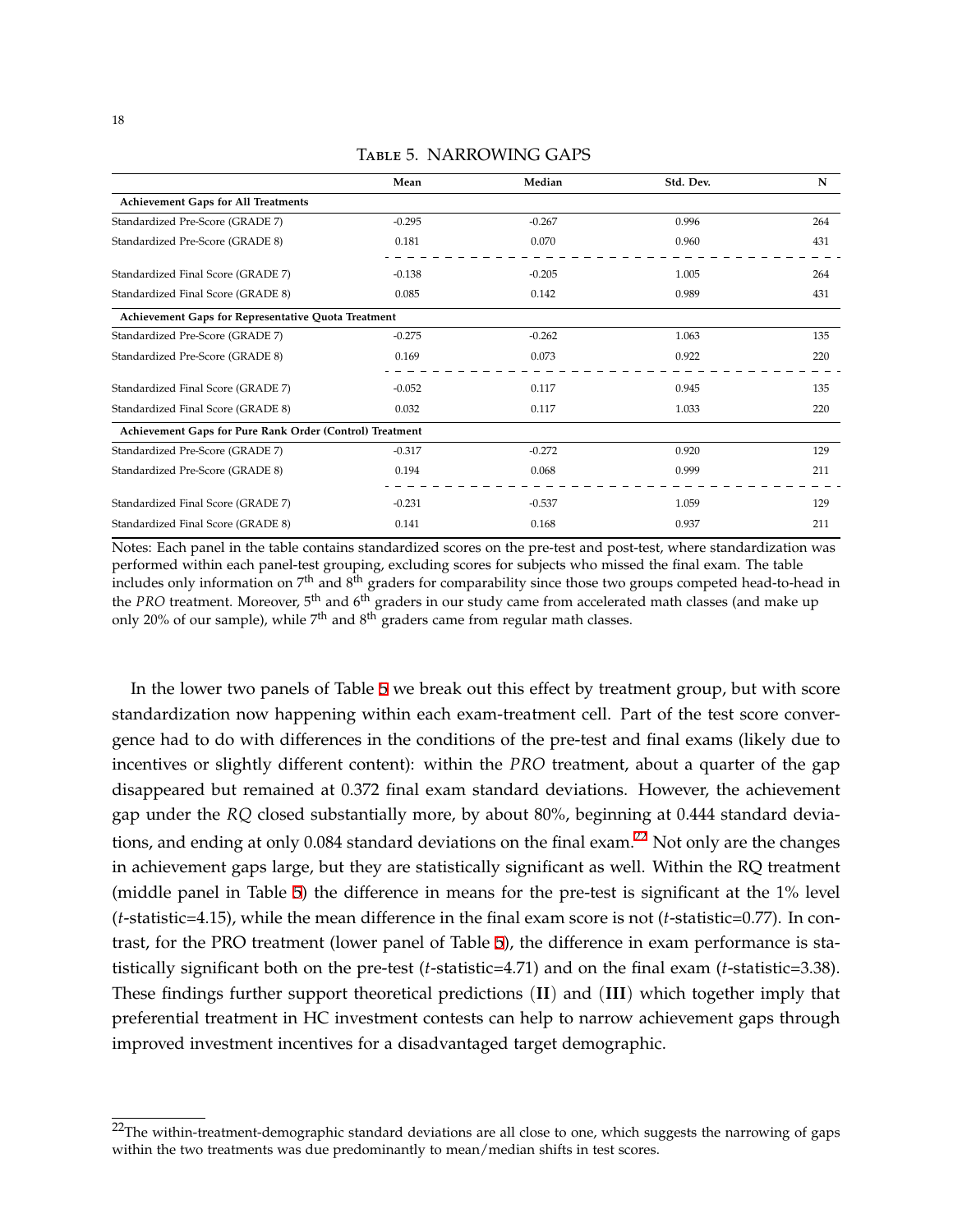Table 5. NARROWING GAPS

| | Mean | Median | Std. Dev. | N |
|---|---|---|---|---|
| **Achievement Gaps for All Treatments** | | | | |
| Standardized Pre-Score (GRADE 7) | -0.295 | -0.267 | 0.996 | 264 |
| Standardized Pre-Score (GRADE 8) | 0.181 | 0.070 | 0.960 | 431 |
| Standardized Final Score (GRADE 7) | -0.138 | -0.205 | 1.005 | 264 |
| Standardized Final Score (GRADE 8) | 0.085 | 0.142 | 0.989 | 431 |
| **Achievement Gaps for Representative Quota Treatment** | | | | |
| Standardized Pre-Score (GRADE 7) | -0.275 | -0.262 | 1.063 | 135 |
| Standardized Pre-Score (GRADE 8) | 0.169 | 0.073 | 0.922 | 220 |
| Standardized Final Score (GRADE 7) | -0.052 | 0.117 | 0.945 | 135 |
| Standardized Final Score (GRADE 8) | 0.032 | 0.117 | 1.033 | 220 |
| **Achievement Gaps for Pure Rank Order (Control) Treatment** | | | | |
| Standardized Pre-Score (GRADE 7) | -0.317 | -0.272 | 0.920 | 129 |
| Standardized Pre-Score (GRADE 8) | 0.194 | 0.068 | 0.999 | 211 |
| Standardized Final Score (GRADE 7) | -0.231 | -0.537 | 1.059 | 129 |
| Standardized Final Score (GRADE 8) | 0.141 | 0.168 | 0.937 | 211 |

Notes: Each panel in the table contains standardized scores on the pre-test and post-test, where standardization was performed within each panel-test grouping, excluding scores for subjects who missed the final exam. The table includes only information on 7th and 8th graders for comparability since those two groups competed head-to-head in the *PRO* treatment. Moreover, 5th and 6th graders in our study came from accelerated math classes (and make up only 20% of our sample), while 7th and 8th graders came from regular math classes.

In the lower two panels of Table 5 we break out this effect by treatment group, but with score standardization now happening within each exam-treatment cell. Part of the test score convergence had to do with differences in the conditions of the pre-test and final exams (likely due to incentives or slightly different content): within the *PRO* treatment, about a quarter of the gap disappeared but remained at 0.372 final exam standard deviations. However, the achievement gap under the *RQ* closed substantially more, by about 80%, beginning at 0.444 standard deviations, and ending at only 0.084 standard deviations on the final exam.[22] Not only are the changes in achievement gaps large, but they are statistically significant as well. Within the RQ treatment (middle panel in Table 5) the difference in means for the pre-test is significant at the 1% level ($t$-statistic=4.15), while the mean difference in the final exam score is not ($t$-statistic=0.77). In contrast, for the PRO treatment (lower panel of Table 5), the difference in exam performance is statistically significant both on the pre-test ($t$-statistic=4.71) and on the final exam ($t$-statistic=3.38). These findings further support theoretical predictions (**II**) and (**III**) which together imply that preferential treatment in HC investment contests can help to narrow achievement gaps through improved investment incentives for a disadvantaged target demographic.

[22]The within-treatment-demographic standard deviations are all close to one, which suggests the narrowing of gaps within the two treatments was due predominantly to mean/median shifts in test scores.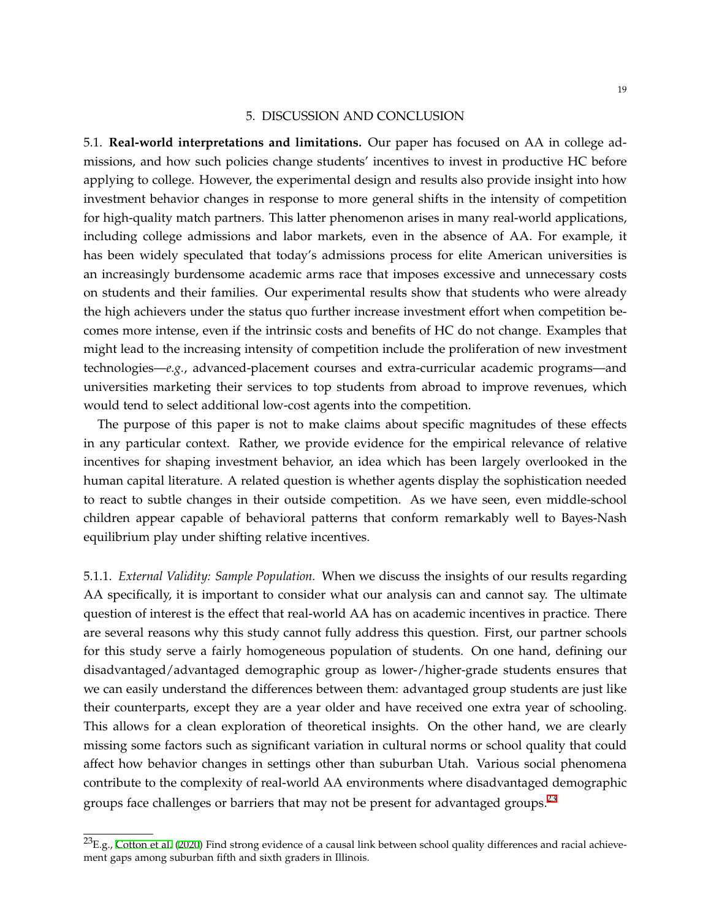## 5. DISCUSSION AND CONCLUSION

5.1. **Real-world interpretations and limitations.** Our paper has focused on AA in college admissions, and how such policies change students' incentives to invest in productive HC before applying to college. However, the experimental design and results also provide insight into how investment behavior changes in response to more general shifts in the intensity of competition for high-quality match partners. This latter phenomenon arises in many real-world applications, including college admissions and labor markets, even in the absence of AA. For example, it has been widely speculated that today's admissions process for elite American universities is an increasingly burdensome academic arms race that imposes excessive and unnecessary costs on students and their families. Our experimental results show that students who were already the high achievers under the status quo further increase investment effort when competition becomes more intense, even if the intrinsic costs and benefits of HC do not change. Examples that might lead to the increasing intensity of competition include the proliferation of new investment technologies—*e.g.*, advanced-placement courses and extra-curricular academic programs—and universities marketing their services to top students from abroad to improve revenues, which would tend to select additional low-cost agents into the competition.

The purpose of this paper is not to make claims about specific magnitudes of these effects in any particular context. Rather, we provide evidence for the empirical relevance of relative incentives for shaping investment behavior, an idea which has been largely overlooked in the human capital literature. A related question is whether agents display the sophistication needed to react to subtle changes in their outside competition. As we have seen, even middle-school children appear capable of behavioral patterns that conform remarkably well to Bayes-Nash equilibrium play under shifting relative incentives.

5.1.1. *External Validity: Sample Population.* When we discuss the insights of our results regarding AA specifically, it is important to consider what our analysis can and cannot say. The ultimate question of interest is the effect that real-world AA has on academic incentives in practice. There are several reasons why this study cannot fully address this question. First, our partner schools for this study serve a fairly homogeneous population of students. On one hand, defining our disadvantaged/advantaged demographic group as lower-/higher-grade students ensures that we can easily understand the differences between them: advantaged group students are just like their counterparts, except they are a year older and have received one extra year of schooling. This allows for a clean exploration of theoretical insights. On the other hand, we are clearly missing some factors such as significant variation in cultural norms or school quality that could affect how behavior changes in settings other than suburban Utah. Various social phenomena contribute to the complexity of real-world AA environments where disadvantaged demographic groups face challenges or barriers that may not be present for advantaged groups.[23]

[23] E.g., Cotton et al. (2020) Find strong evidence of a causal link between school quality differences and racial achievement gaps among suburban fifth and sixth graders in Illinois.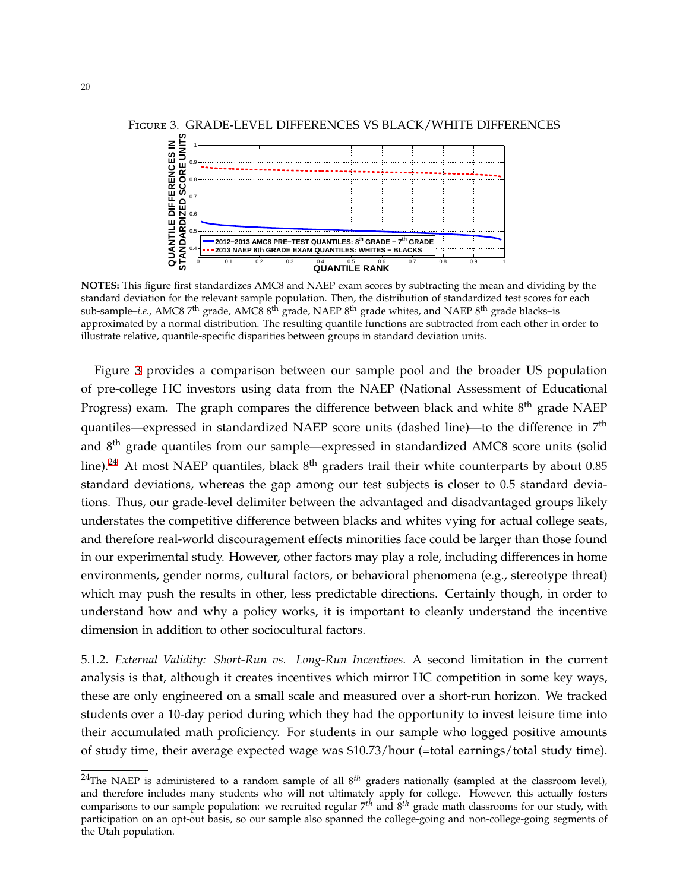FIGURE 3. GRADE-LEVEL DIFFERENCES VS BLACK/WHITE DIFFERENCES

**NOTES:** This figure first standardizes AMC8 and NAEP exam scores by subtracting the mean and dividing by the standard deviation for the relevant sample population. Then, the distribution of standardized test scores for each sub-sample–*i.e.*, AMC8 7th grade, AMC8 8th grade, NAEP 8th grade whites, and NAEP 8th grade blacks–is approximated by a normal distribution. The resulting quantile functions are subtracted from each other in order to illustrate relative, quantile-specific disparities between groups in standard deviation units.

Figure 3 provides a comparison between our sample pool and the broader US population of pre-college HC investors using data from the NAEP (National Assessment of Educational Progress) exam. The graph compares the difference between black and white 8th grade NAEP quantiles—expressed in standardized NAEP score units (dashed line)—to the difference in 7th and 8th grade quantiles from our sample—expressed in standardized AMC8 score units (solid line).[24] At most NAEP quantiles, black 8th graders trail their white counterparts by about 0.85 standard deviations, whereas the gap among our test subjects is closer to 0.5 standard deviations. Thus, our grade-level delimiter between the advantaged and disadvantaged groups likely understates the competitive difference between blacks and whites vying for actual college seats, and therefore real-world discouragement effects minorities face could be larger than those found in our experimental study. However, other factors may play a role, including differences in home environments, gender norms, cultural factors, or behavioral phenomena (e.g., stereotype threat) which may push the results in other, less predictable directions. Certainly though, in order to understand how and why a policy works, it is important to cleanly understand the incentive dimension in addition to other sociocultural factors.

5.1.2. *External Validity: Short-Run vs. Long-Run Incentives.* A second limitation in the current analysis is that, although it creates incentives which mirror HC competition in some key ways, these are only engineered on a small scale and measured over a short-run horizon. We tracked students over a 10-day period during which they had the opportunity to invest leisure time into their accumulated math proficiency. For students in our sample who logged positive amounts of study time, their average expected wage was \$10.73/hour (=total earnings/total study time).

[24] The NAEP is administered to a random sample of all 8*th* graders nationally (sampled at the classroom level), and therefore includes many students who will not ultimately apply for college. However, this actually fosters comparisons to our sample population: we recruited regular 7*th* and 8*th* grade math classrooms for our study, with participation on an opt-out basis, so our sample also spanned the college-going and non-college-going segments of the Utah population.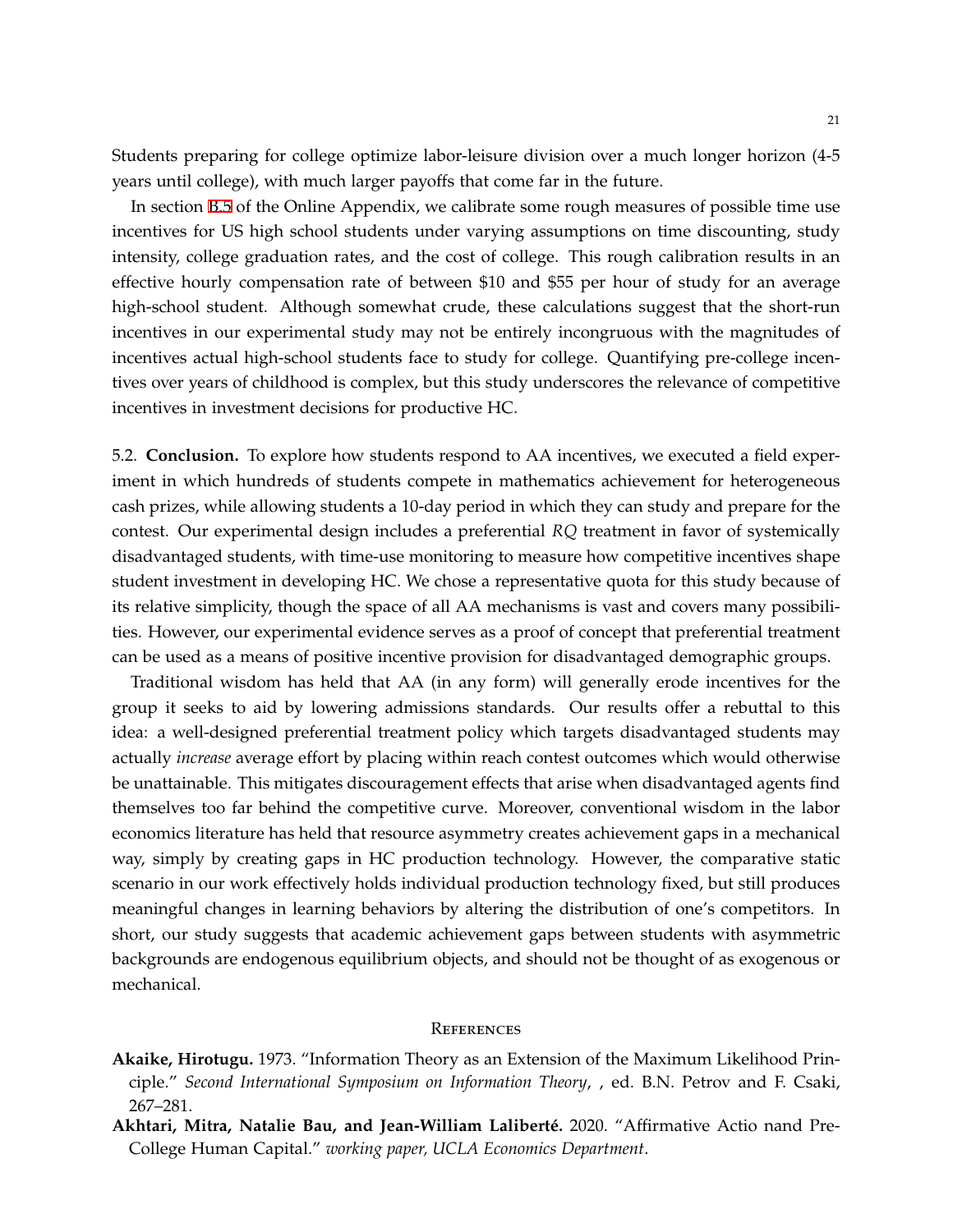Students preparing for college optimize labor-leisure division over a much longer horizon (4-5 years until college), with much larger payoffs that come far in the future.

In section B.5 of the Online Appendix, we calibrate some rough measures of possible time use incentives for US high school students under varying assumptions on time discounting, study intensity, college graduation rates, and the cost of college. This rough calibration results in an effective hourly compensation rate of between \$10 and \$55 per hour of study for an average high-school student. Although somewhat crude, these calculations suggest that the short-run incentives in our experimental study may not be entirely incongruous with the magnitudes of incentives actual high-school students face to study for college. Quantifying pre-college incentives over years of childhood is complex, but this study underscores the relevance of competitive incentives in investment decisions for productive HC.

5.2. **Conclusion.** To explore how students respond to AA incentives, we executed a field experiment in which hundreds of students compete in mathematics achievement for heterogeneous cash prizes, while allowing students a 10-day period in which they can study and prepare for the contest. Our experimental design includes a preferential *RQ* treatment in favor of systemically disadvantaged students, with time-use monitoring to measure how competitive incentives shape student investment in developing HC. We chose a representative quota for this study because of its relative simplicity, though the space of all AA mechanisms is vast and covers many possibilities. However, our experimental evidence serves as a proof of concept that preferential treatment can be used as a means of positive incentive provision for disadvantaged demographic groups.

Traditional wisdom has held that AA (in any form) will generally erode incentives for the group it seeks to aid by lowering admissions standards. Our results offer a rebuttal to this idea: a well-designed preferential treatment policy which targets disadvantaged students may actually *increase* average effort by placing within reach contest outcomes which would otherwise be unattainable. This mitigates discouragement effects that arise when disadvantaged agents find themselves too far behind the competitive curve. Moreover, conventional wisdom in the labor economics literature has held that resource asymmetry creates achievement gaps in a mechanical way, simply by creating gaps in HC production technology. However, the comparative static scenario in our work effectively holds individual production technology fixed, but still produces meaningful changes in learning behaviors by altering the distribution of one's competitors. In short, our study suggests that academic achievement gaps between students with asymmetric backgrounds are endogenous equilibrium objects, and should not be thought of as exogenous or mechanical.

## References

**Akaike, Hirotugu.** 1973. "Information Theory as an Extension of the Maximum Likelihood Principle." *Second International Symposium on Information Theory*, , ed. B.N. Petrov and F. Csaki, 267–281.

**Akhtari, Mitra, Natalie Bau, and Jean-William Laliberté.** 2020. "Affirmative Actio nand Pre-College Human Capital." *working paper, UCLA Economics Department*.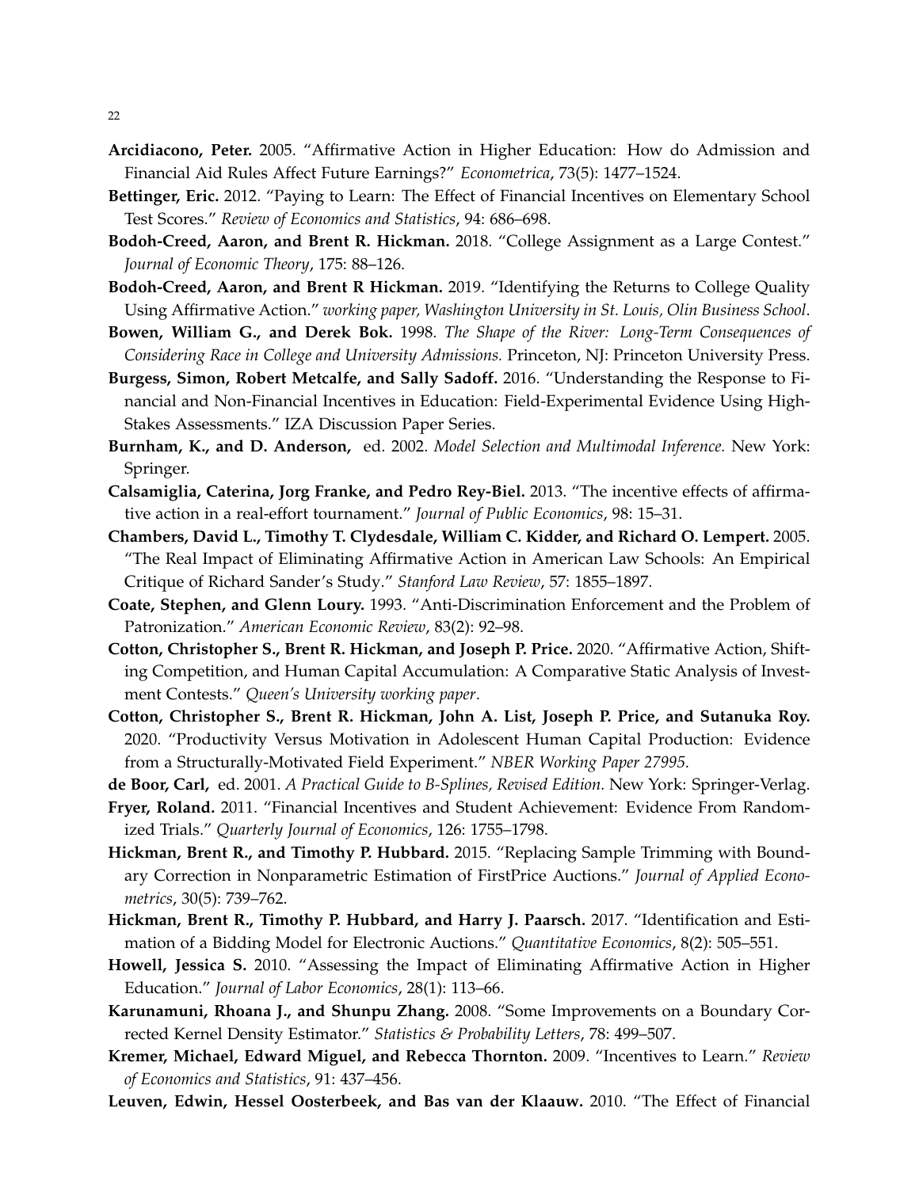**Arcidiacono, Peter.** 2005. "Affirmative Action in Higher Education: How do Admission and Financial Aid Rules Affect Future Earnings?" *Econometrica*, 73(5): 1477–1524.

**Bettinger, Eric.** 2012. "Paying to Learn: The Effect of Financial Incentives on Elementary School Test Scores." *Review of Economics and Statistics*, 94: 686–698.

**Bodoh-Creed, Aaron, and Brent R. Hickman.** 2018. "College Assignment as a Large Contest." *Journal of Economic Theory*, 175: 88–126.

**Bodoh-Creed, Aaron, and Brent R Hickman.** 2019. "Identifying the Returns to College Quality Using Affirmative Action." *working paper, Washington University in St. Louis, Olin Business School*.

**Bowen, William G., and Derek Bok.** 1998. *The Shape of the River: Long-Term Consequences of Considering Race in College and University Admissions.* Princeton, NJ: Princeton University Press.

**Burgess, Simon, Robert Metcalfe, and Sally Sadoff.** 2016. "Understanding the Response to Financial and Non-Financial Incentives in Education: Field-Experimental Evidence Using High-Stakes Assessments." IZA Discussion Paper Series.

**Burnham, K., and D. Anderson,** ed. 2002. *Model Selection and Multimodal Inference.* New York: Springer.

**Calsamiglia, Caterina, Jorg Franke, and Pedro Rey-Biel.** 2013. "The incentive effects of affirmative action in a real-effort tournament." *Journal of Public Economics*, 98: 15–31.

**Chambers, David L., Timothy T. Clydesdale, William C. Kidder, and Richard O. Lempert.** 2005. "The Real Impact of Eliminating Affirmative Action in American Law Schools: An Empirical Critique of Richard Sander's Study." *Stanford Law Review*, 57: 1855–1897.

**Coate, Stephen, and Glenn Loury.** 1993. "Anti-Discrimination Enforcement and the Problem of Patronization." *American Economic Review*, 83(2): 92–98.

**Cotton, Christopher S., Brent R. Hickman, and Joseph P. Price.** 2020. "Affirmative Action, Shifting Competition, and Human Capital Accumulation: A Comparative Static Analysis of Investment Contests." *Queen's University working paper*.

**Cotton, Christopher S., Brent R. Hickman, John A. List, Joseph P. Price, and Sutanuka Roy.** 2020. "Productivity Versus Motivation in Adolescent Human Capital Production: Evidence from a Structurally-Motivated Field Experiment." *NBER Working Paper 27995*.

**de Boor, Carl,** ed. 2001. *A Practical Guide to B-Splines, Revised Edition.* New York: Springer-Verlag.

**Fryer, Roland.** 2011. "Financial Incentives and Student Achievement: Evidence From Randomized Trials." *Quarterly Journal of Economics*, 126: 1755–1798.

**Hickman, Brent R., and Timothy P. Hubbard.** 2015. "Replacing Sample Trimming with Boundary Correction in Nonparametric Estimation of FirstPrice Auctions." *Journal of Applied Econometrics*, 30(5): 739–762.

**Hickman, Brent R., Timothy P. Hubbard, and Harry J. Paarsch.** 2017. "Identification and Estimation of a Bidding Model for Electronic Auctions." *Quantitative Economics*, 8(2): 505–551.

**Howell, Jessica S.** 2010. "Assessing the Impact of Eliminating Affirmative Action in Higher Education." *Journal of Labor Economics*, 28(1): 113–66.

**Karunamuni, Rhoana J., and Shunpu Zhang.** 2008. "Some Improvements on a Boundary Corrected Kernel Density Estimator." *Statistics & Probability Letters*, 78: 499–507.

**Kremer, Michael, Edward Miguel, and Rebecca Thornton.** 2009. "Incentives to Learn." *Review of Economics and Statistics*, 91: 437–456.

**Leuven, Edwin, Hessel Oosterbeek, and Bas van der Klaauw.** 2010. "The Effect of Financial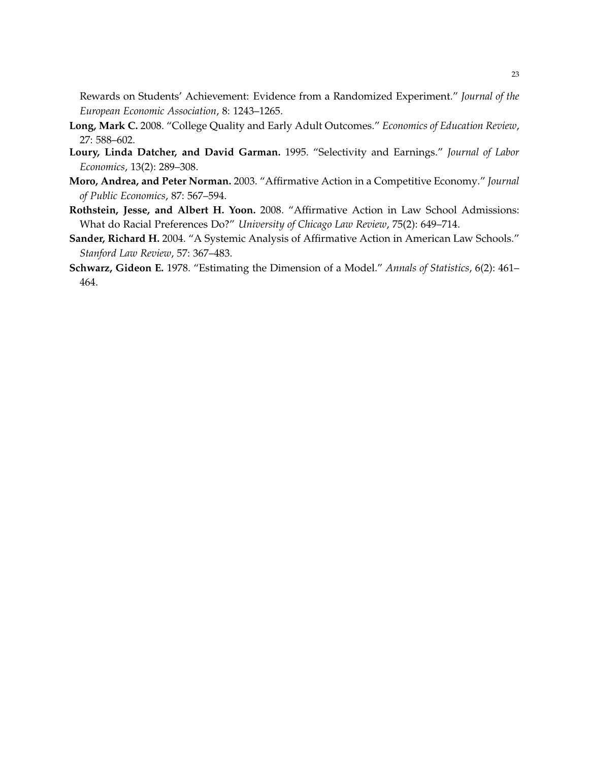Rewards on Students' Achievement: Evidence from a Randomized Experiment." *Journal of the European Economic Association*, 8: 1243–1265.

**Long, Mark C.** 2008. "College Quality and Early Adult Outcomes." *Economics of Education Review*, 27: 588–602.

**Loury, Linda Datcher, and David Garman.** 1995. "Selectivity and Earnings." *Journal of Labor Economics*, 13(2): 289–308.

**Moro, Andrea, and Peter Norman.** 2003. "Affirmative Action in a Competitive Economy." *Journal of Public Economics*, 87: 567–594.

**Rothstein, Jesse, and Albert H. Yoon.** 2008. "Affirmative Action in Law School Admissions: What do Racial Preferences Do?" *University of Chicago Law Review*, 75(2): 649–714.

**Sander, Richard H.** 2004. "A Systemic Analysis of Affirmative Action in American Law Schools." *Stanford Law Review*, 57: 367–483.

**Schwarz, Gideon E.** 1978. "Estimating the Dimension of a Model." *Annals of Statistics*, 6(2): 461–464.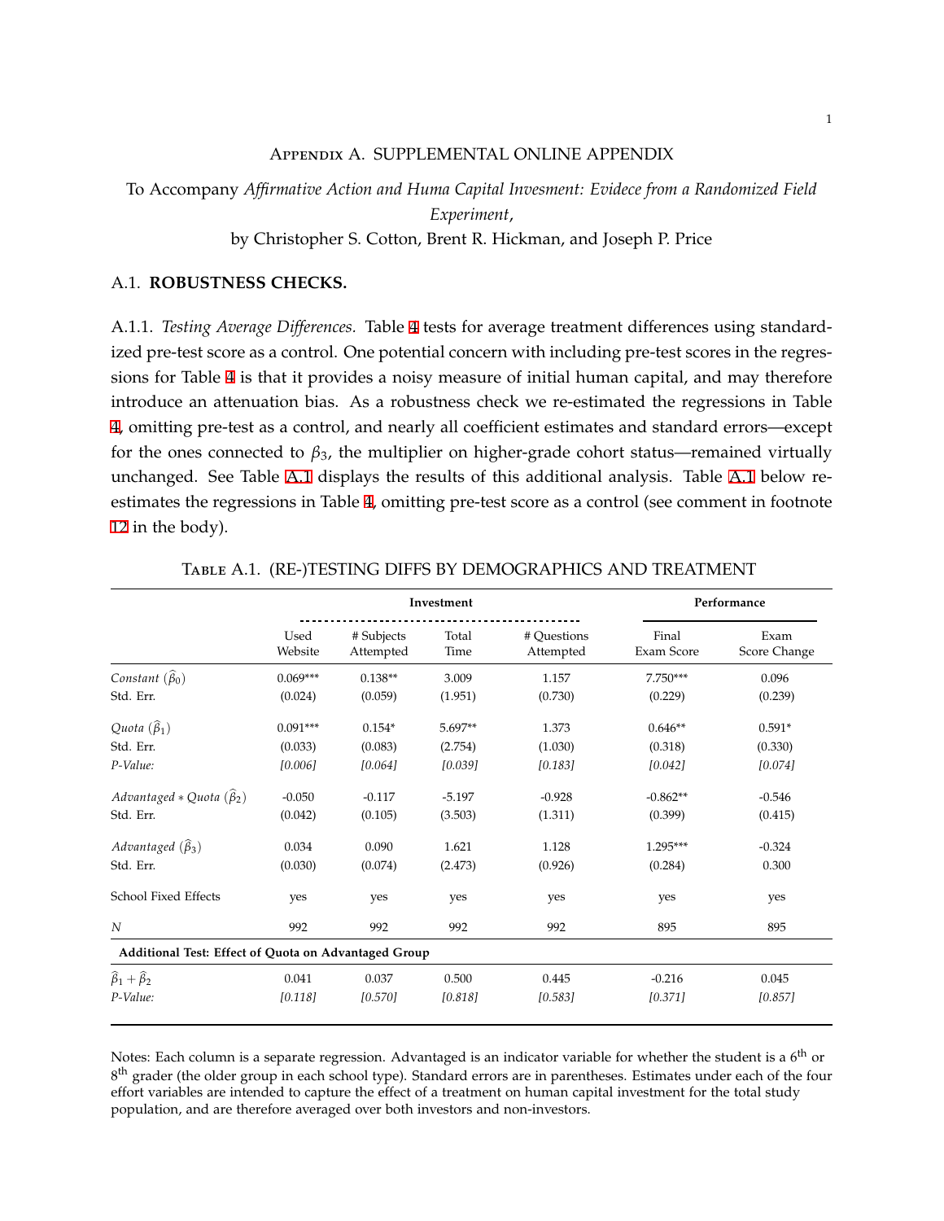# Appendix A. SUPPLEMENTAL ONLINE APPENDIX

To Accompany *Affirmative Action and Huma Capital Invesment: Evidece from a Randomized Field Experiment*,
by Christopher S. Cotton, Brent R. Hickman, and Joseph P. Price

## A.1. ROBUSTNESS CHECKS.

A.1.1. *Testing Average Differences.* Table 4 tests for average treatment differences using standardized pre-test score as a control. One potential concern with including pre-test scores in the regressions for Table 4 is that it provides a noisy measure of initial human capital, and may therefore introduce an attenuation bias. As a robustness check we re-estimated the regressions in Table 4, omitting pre-test as a control, and nearly all coefficient estimates and standard errors—except for the ones connected to $\beta_3$, the multiplier on higher-grade cohort status—remained virtually unchanged. See Table A.1 displays the results of this additional analysis. Table A.1 below re-estimates the regressions in Table 4, omitting pre-test score as a control (see comment in footnote 12 in the body).

Table A.1. (RE-)TESTING DIFFS BY DEMOGRAPHICS AND TREATMENT

| | Investment | | | | Performance | |
|---|---|---|---|---|---|---|
| | Used Website | # Subjects Attempted | Total Time | # Questions Attempted | Final Exam Score | Exam Score Change |
| *Constant* ($\widehat{\beta}_0$) | 0.069*** | 0.138** | 3.009 | 1.157 | 7.750*** | 0.096 |
| Std. Err. | (0.024) | (0.059) | (1.951) | (0.730) | (0.229) | (0.239) |
| *Quota* ($\widehat{\beta}_1$) | 0.091*** | 0.154* | 5.697** | 1.373 | 0.646** | 0.591* |
| Std. Err. | (0.033) | (0.083) | (2.754) | (1.030) | (0.318) | (0.330) |
| *P-Value:* | *[0.006]* | *[0.064]* | *[0.039]* | *[0.183]* | *[0.042]* | *[0.074]* |
| *Advantaged ∗ Quota* ($\widehat{\beta}_2$) | -0.050 | -0.117 | -5.197 | -0.928 | -0.862** | -0.546 |
| Std. Err. | (0.042) | (0.105) | (3.503) | (1.311) | (0.399) | (0.415) |
| *Advantaged* ($\widehat{\beta}_3$) | 0.034 | 0.090 | 1.621 | 1.128 | 1.295*** | -0.324 |
| Std. Err. | (0.030) | (0.074) | (2.473) | (0.926) | (0.284) | 0.300 |
| School Fixed Effects | yes | yes | yes | yes | yes | yes |
| *N* | 992 | 992 | 992 | 992 | 895 | 895 |
| **Additional Test: Effect of Quota on Advantaged Group** | | | | | | |
| $\widehat{\beta}_1 + \widehat{\beta}_2$ | 0.041 | 0.037 | 0.500 | 0.445 | -0.216 | 0.045 |
| *P-Value:* | *[0.118]* | *[0.570]* | *[0.818]* | *[0.583]* | *[0.371]* | *[0.857]* |

Notes: Each column is a separate regression. Advantaged is an indicator variable for whether the student is a 6th or 8th grader (the older group in each school type). Standard errors are in parentheses. Estimates under each of the four effort variables are intended to capture the effect of a treatment on human capital investment for the total study population, and are therefore averaged over both investors and non-investors.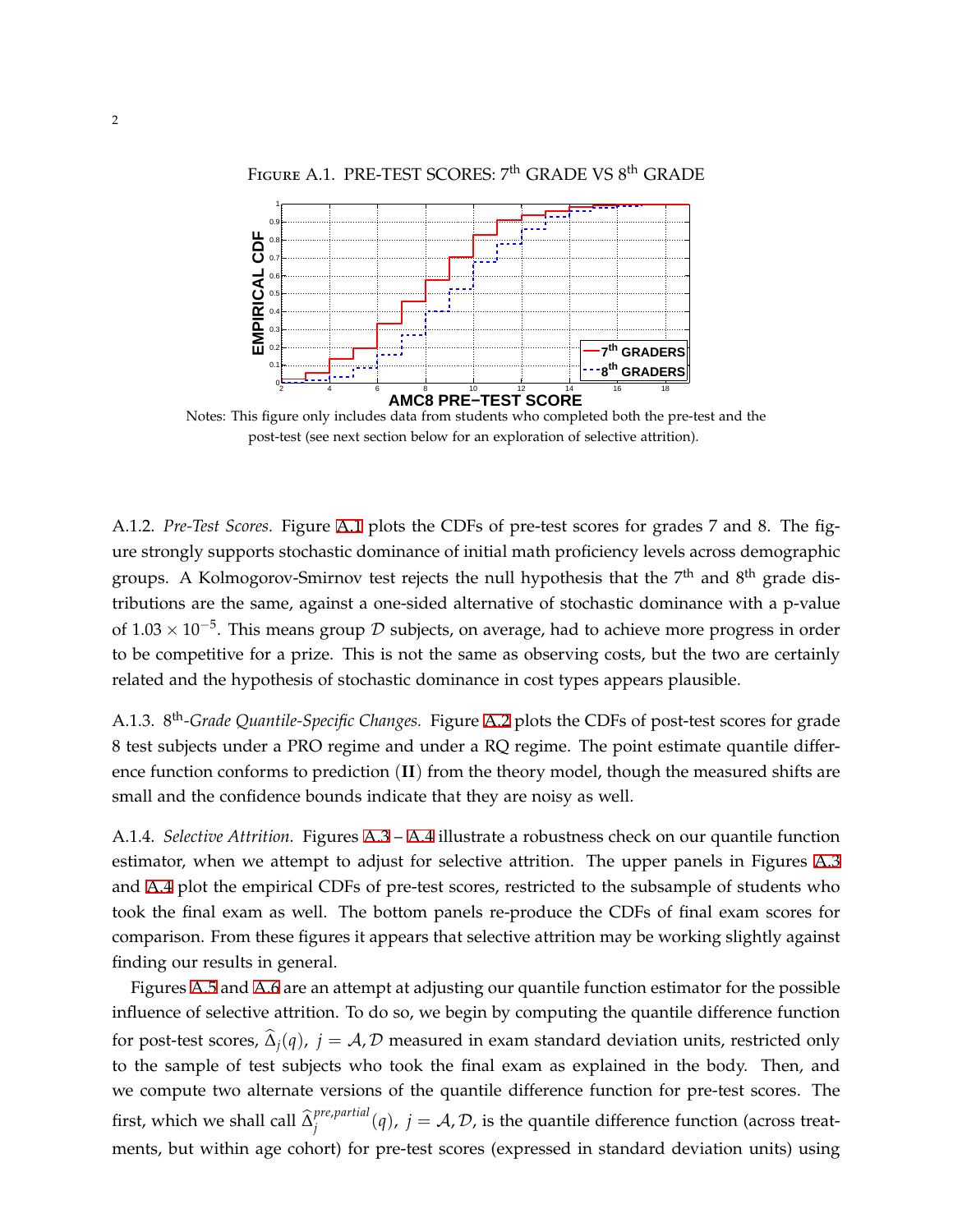FIGURE A.1. PRE-TEST SCORES: 7th GRADE VS 8th GRADE

Notes: This figure only includes data from students who completed both the pre-test and the post-test (see next section below for an exploration of selective attrition).

A.1.2. *Pre-Test Scores.* Figure A.1 plots the CDFs of pre-test scores for grades 7 and 8. The figure strongly supports stochastic dominance of initial math proficiency levels across demographic groups. A Kolmogorov-Smirnov test rejects the null hypothesis that the 7th and 8th grade distributions are the same, against a one-sided alternative of stochastic dominance with a p-value of $1.03 \times 10^{-5}$. This means group $\mathcal{D}$ subjects, on average, had to achieve more progress in order to be competitive for a prize. This is not the same as observing costs, but the two are certainly related and the hypothesis of stochastic dominance in cost types appears plausible.

A.1.3. 8th-*Grade Quantile-Specific Changes.* Figure A.2 plots the CDFs of post-test scores for grade 8 test subjects under a PRO regime and under a RQ regime. The point estimate quantile difference function conforms to prediction (**II**) from the theory model, though the measured shifts are small and the confidence bounds indicate that they are noisy as well.

A.1.4. *Selective Attrition.* Figures A.3 – A.4 illustrate a robustness check on our quantile function estimator, when we attempt to adjust for selective attrition. The upper panels in Figures A.3 and A.4 plot the empirical CDFs of pre-test scores, restricted to the subsample of students who took the final exam as well. The bottom panels re-produce the CDFs of final exam scores for comparison. From these figures it appears that selective attrition may be working slightly against finding our results in general.

Figures A.5 and A.6 are an attempt at adjusting our quantile function estimator for the possible influence of selective attrition. To do so, we begin by computing the quantile difference function for post-test scores, $\widehat{\Delta}_j(q),\ j = \mathcal{A}, \mathcal{D}$ measured in exam standard deviation units, restricted only to the sample of test subjects who took the final exam as explained in the body. Then, and we compute two alternate versions of the quantile difference function for pre-test scores. The first, which we shall call $\widehat{\Delta}_j^{pre,partial}(q),\ j = \mathcal{A}, \mathcal{D}$, is the quantile difference function (across treatments, but within age cohort) for pre-test scores (expressed in standard deviation units) using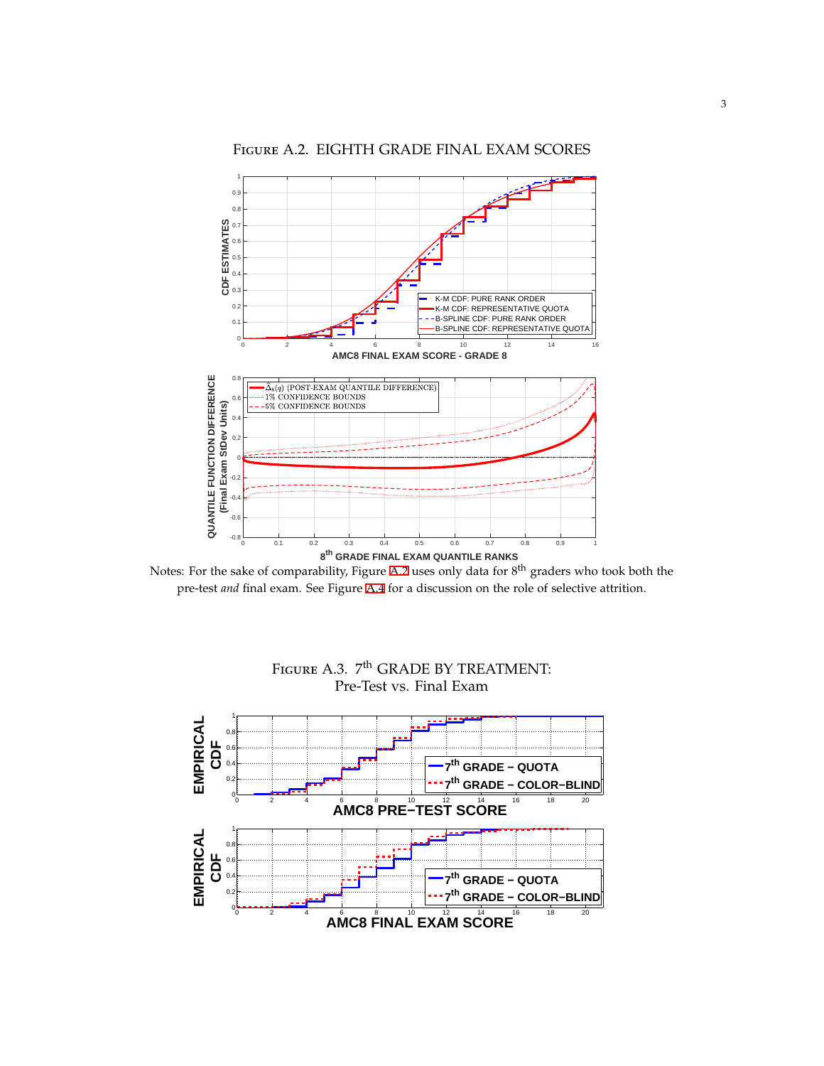## Figure A.2. EIGHTH GRADE FINAL EXAM SCORES

Notes: For the sake of comparability, Figure A.2 uses only data for 8th graders who took both the pre-test *and* final exam. See Figure A.4 for a discussion on the role of selective attrition.

## Figure A.3. 7th GRADE BY TREATMENT: Pre-Test vs. Final Exam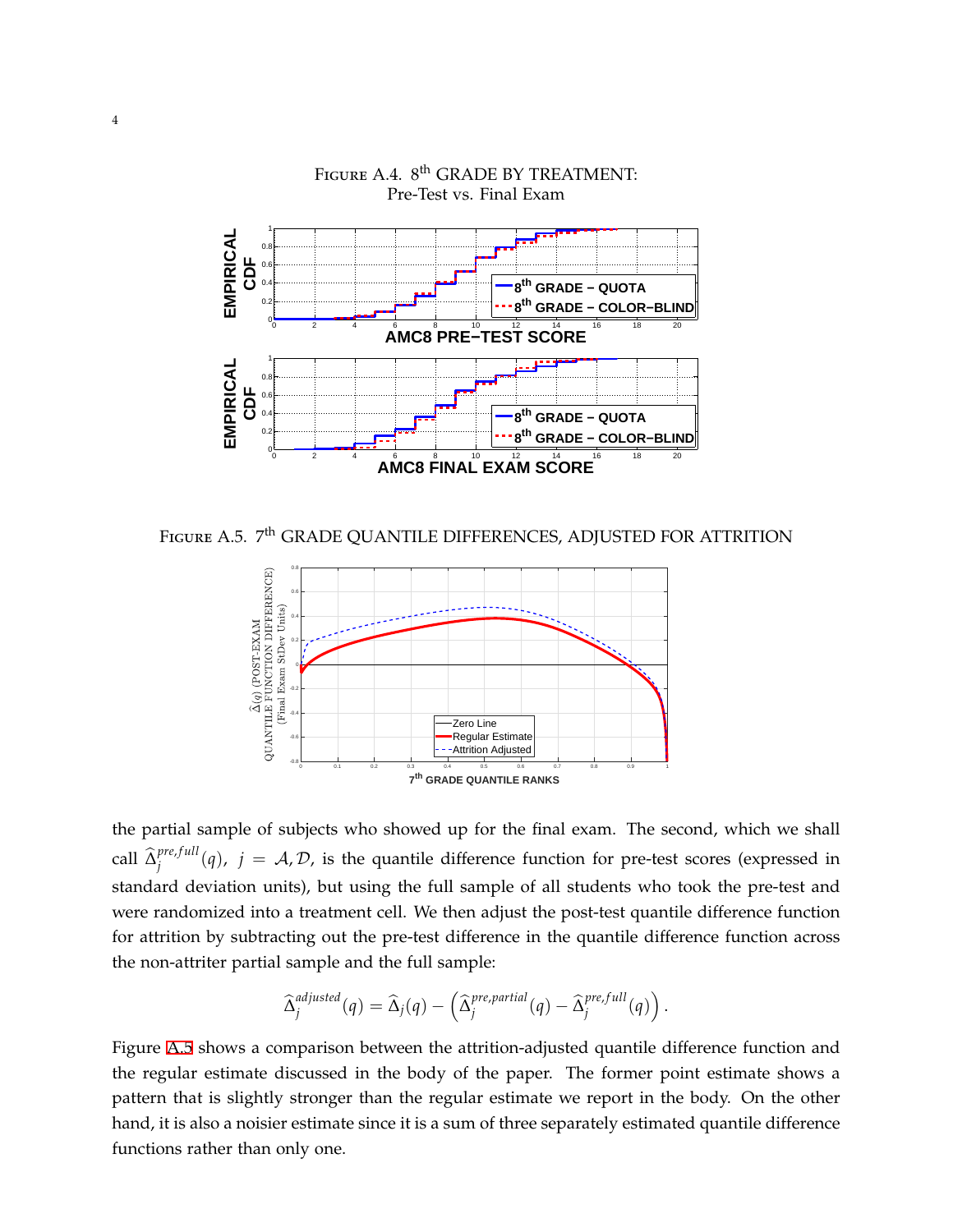FIGURE A.4. 8th GRADE BY TREATMENT: Pre-Test vs. Final Exam

FIGURE A.5. 7th GRADE QUANTILE DIFFERENCES, ADJUSTED FOR ATTRITION

the partial sample of subjects who showed up for the final exam. The second, which we shall call $\widehat{\Delta}_j^{pre,full}(q)$, $j = \mathcal{A}, \mathcal{D}$, is the quantile difference function for pre-test scores (expressed in standard deviation units), but using the full sample of all students who took the pre-test and were randomized into a treatment cell. We then adjust the post-test quantile difference function for attrition by subtracting out the pre-test difference in the quantile difference function across the non-attriter partial sample and the full sample:

$$\widehat{\Delta}_j^{adjusted}(q) = \widehat{\Delta}_j(q) - \left(\widehat{\Delta}_j^{pre,partial}(q) - \widehat{\Delta}_j^{pre,full}(q)\right).$$

Figure A.5 shows a comparison between the attrition-adjusted quantile difference function and the regular estimate discussed in the body of the paper. The former point estimate shows a pattern that is slightly stronger than the regular estimate we report in the body. On the other hand, it is also a noisier estimate since it is a sum of three separately estimated quantile difference functions rather than only one.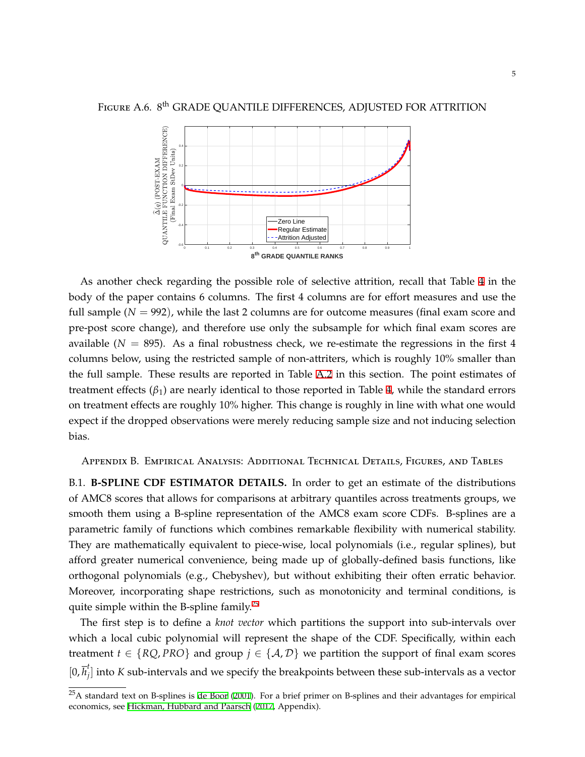FIGURE A.6. 8th GRADE QUANTILE DIFFERENCES, ADJUSTED FOR ATTRITION

As another check regarding the possible role of selective attrition, recall that Table 4 in the body of the paper contains 6 columns. The first 4 columns are for effort measures and use the full sample ($N = 992$), while the last 2 columns are for outcome measures (final exam score and pre-post score change), and therefore use only the subsample for which final exam scores are available ($N = 895$). As a final robustness check, we re-estimate the regressions in the first 4 columns below, using the restricted sample of non-attriters, which is roughly 10% smaller than the full sample. These results are reported in Table A.2 in this section. The point estimates of treatment effects ($\beta_1$) are nearly identical to those reported in Table 4, while the standard errors on treatment effects are roughly 10% higher. This change is roughly in line with what one would expect if the dropped observations were merely reducing sample size and not inducing selection bias.

## APPENDIX B. EMPIRICAL ANALYSIS: ADDITIONAL TECHNICAL DETAILS, FIGURES, AND TABLES

B.1. **B-SPLINE CDF ESTIMATOR DETAILS.** In order to get an estimate of the distributions of AMC8 scores that allows for comparisons at arbitrary quantiles across treatments groups, we smooth them using a B-spline representation of the AMC8 exam score CDFs. B-splines are a parametric family of functions which combines remarkable flexibility with numerical stability. They are mathematically equivalent to piece-wise, local polynomials (i.e., regular splines), but afford greater numerical convenience, being made up of globally-defined basis functions, like orthogonal polynomials (e.g., Chebyshev), but without exhibiting their often erratic behavior. Moreover, incorporating shape restrictions, such as monotonicity and terminal conditions, is quite simple within the B-spline family.[25]

The first step is to define a *knot vector* which partitions the support into sub-intervals over which a local cubic polynomial will represent the shape of the CDF. Specifically, within each treatment $t \in \{RQ, PRO\}$ and group $j \in \{\mathcal{A}, \mathcal{D}\}$ we partition the support of final exam scores $[0, \overline{h}_j^t]$ into $K$ sub-intervals and we specify the breakpoints between these sub-intervals as a vector

[25] A standard text on B-splines is de Boor (2001). For a brief primer on B-splines and their advantages for empirical economics, see Hickman, Hubbard and Paarsch (2017, Appendix).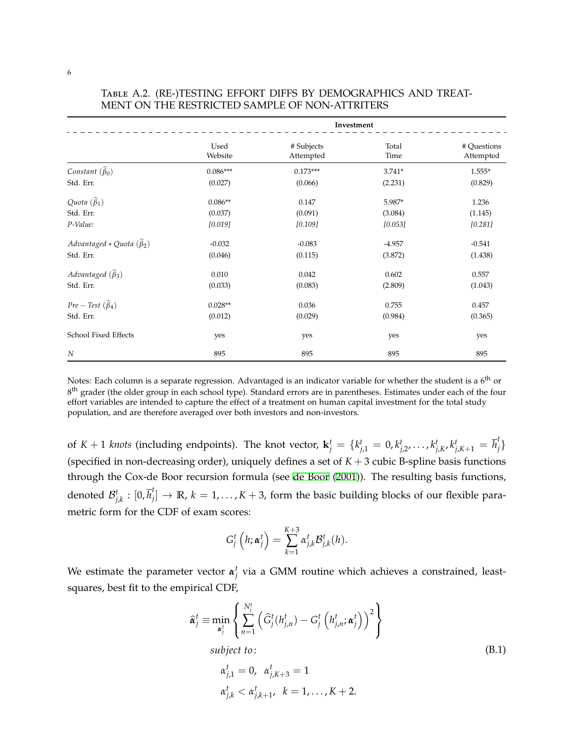Table A.2. (RE-)TESTING EFFORT DIFFS BY DEMOGRAPHICS AND TREATMENT ON THE RESTRICTED SAMPLE OF NON-ATTRITERS

| | Investment | | | |
|---|---|---|---|---|
| | Used Website | # Subjects Attempted | Total Time | # Questions Attempted |
| *Constant* ($\widehat{\beta}_0$) | 0.086*** | 0.173*** | 3.741* | 1.555* |
| Std. Err. | (0.027) | (0.066) | (2.231) | (0.829) |
| *Quota* ($\widehat{\beta}_1$) | 0.086** | 0.147 | 5.987* | 1.236 |
| Std. Err. | (0.037) | (0.091) | (3.084) | (1.145) |
| *P-Value:* | *[0.019]* | *[0.109]* | *[0.053]* | *[0.281]* |
| *Advantaged* $*$ *Quota* ($\widehat{\beta}_2$) | -0.032 | -0.083 | -4.957 | -0.541 |
| Std. Err. | (0.046) | (0.115) | (3.872) | (1.438) |
| *Advantaged* ($\widehat{\beta}_3$) | 0.010 | 0.042 | 0.602 | 0.557 |
| Std. Err. | (0.033) | (0.083) | (2.809) | (1.043) |
| *Pre* $-$ *Test* ($\widehat{\beta}_4$) | 0.028** | 0.036 | 0.755 | 0.457 |
| Std. Err. | (0.012) | (0.029) | (0.984) | (0.365) |
| School Fixed Effects | yes | yes | yes | yes |
| $N$ | 895 | 895 | 895 | 895 |

Notes: Each column is a separate regression. Advantaged is an indicator variable for whether the student is a 6th or 8th grader (the older group in each school type). Standard errors are in parentheses. Estimates under each of the four effort variables are intended to capture the effect of a treatment on human capital investment for the total study population, and are therefore averaged over both investors and non-investors.

of $K+1$ *knots* (including endpoints). The knot vector, $\mathbf{k}_j^t = \{k_{j,1}^t = 0, k_{j,2}^t, \ldots, k_{j,K}^t, k_{j,K+1}^t = \overline{h}_j^t\}$ (specified in non-decreasing order), uniquely defines a set of $K+3$ cubic B-spline basis functions through the Cox-de Boor recursion formula (see de Boor (2001)). The resulting basis functions, denoted $\mathcal{B}_{j,k}^t : [0, \overline{h}_j^t] \rightarrow \mathbb{R}$, $k = 1, \ldots, K+3$, form the basic building blocks of our flexible parametric form for the CDF of exam scores:

$$G_j^t\left(h; \boldsymbol{\alpha}_j^t\right) = \sum_{k=1}^{K+3} \alpha_{j,k}^t \mathcal{B}_{j,k}^t(h).$$

We estimate the parameter vector $\boldsymbol{\alpha}_j^t$ via a GMM routine which achieves a constrained, least-squares, best fit to the empirical CDF,

$$\widehat{\boldsymbol{\alpha}}_j^t \equiv \min_{\boldsymbol{\alpha}_j^t} \left\{ \sum_{n=1}^{N_j^t} \left( \widehat{G}_j^t(h_{j,n}^t) - G_j^t\left(h_{j,n}^t; \boldsymbol{\alpha}_j^t\right) \right)^2 \right\}$$
$$\textit{subject to}: \tag{B.1}$$
$$\alpha_{j,1}^t = 0, \;\; \alpha_{j,K+3}^t = 1$$
$$\alpha_{j,k}^t < \alpha_{j,k+1}^t, \;\; k = 1, \ldots, K+2.$$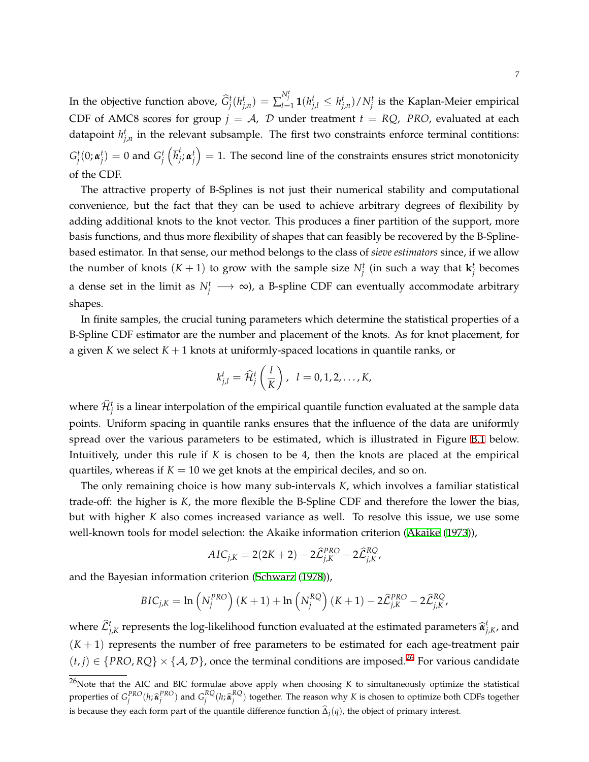In the objective function above, $\widehat{G}^t_j(h^t_{j,n}) = \sum_{l=1}^{N^t_j} \mathbf{1}(h^t_{j,l} \leq h^t_{j,n})/N^t_j$ is the Kaplan-Meier empirical CDF of AMC8 scores for group $j = \mathcal{A}$, $\mathcal{D}$ under treatment $t = RQ$, $PRO$, evaluated at each datapoint $h^t_{j,n}$ in the relevant subsample. The first two constraints enforce terminal contitions: $G^t_j(0; \boldsymbol{\alpha}^t_j) = 0$ and $G^t_j\left(\overline{h}^t_j; \boldsymbol{\alpha}^t_j\right) = 1$. The second line of the constraints ensures strict monotonicity of the CDF.

The attractive property of B-Splines is not just their numerical stability and computational convenience, but the fact that they can be used to achieve arbitrary degrees of flexibility by adding additional knots to the knot vector. This produces a finer partition of the support, more basis functions, and thus more flexibility of shapes that can feasibly be recovered by the B-Spline-based estimator. In that sense, our method belongs to the class of *sieve estimators* since, if we allow the number of knots $(K+1)$ to grow with the sample size $N^t_j$ (in such a way that $\mathbf{k}^t_j$ becomes a dense set in the limit as $N^t_j \longrightarrow \infty$), a B-spline CDF can eventually accommodate arbitrary shapes.

In finite samples, the crucial tuning parameters which determine the statistical properties of a B-Spline CDF estimator are the number and placement of the knots. As for knot placement, for a given $K$ we select $K+1$ knots at uniformly-spaced locations in quantile ranks, or

$$k^t_{j,l} = \widehat{\mathcal{H}}^t_j\left(\frac{l}{K}\right), \ \ l = 0, 1, 2, \ldots, K,$$

where $\widehat{\mathcal{H}}^t_j$ is a linear interpolation of the empirical quantile function evaluated at the sample data points. Uniform spacing in quantile ranks ensures that the influence of the data are uniformly spread over the various parameters to be estimated, which is illustrated in Figure B.1 below. Intuitively, under this rule if $K$ is chosen to be 4, then the knots are placed at the empirical quartiles, whereas if $K = 10$ we get knots at the empirical deciles, and so on.

The only remaining choice is how many sub-intervals $K$, which involves a familiar statistical trade-off: the higher is $K$, the more flexible the B-Spline CDF and therefore the lower the bias, but with higher $K$ also comes increased variance as well. To resolve this issue, we use some well-known tools for model selection: the Akaike information criterion (Akaike (1973)),

$$AIC_{j,K} = 2(2K+2) - 2\widehat{\mathcal{L}}^{PRO}_{j,K} - 2\widehat{\mathcal{L}}^{RQ}_{j,K},$$

and the Bayesian information criterion (Schwarz (1978)),

$$BIC_{j,K} = \ln\left(N^{PRO}_j\right)(K+1) + \ln\left(N^{RQ}_j\right)(K+1) - 2\widehat{\mathcal{L}}^{PRO}_{j,K} - 2\widehat{\mathcal{L}}^{RQ}_{j,K},$$

where $\widehat{\mathcal{L}}^t_{j,K}$ represents the log-likelihood function evaluated at the estimated parameters $\widehat{\boldsymbol{\alpha}}^t_{j,K}$, and $(K+1)$ represents the number of free parameters to be estimated for each age-treatment pair $(t, j) \in \{PRO, RQ\} \times \{\mathcal{A}, \mathcal{D}\}$, once the terminal conditions are imposed.[26] For various candidate

[26] Note that the AIC and BIC formulae above apply when choosing $K$ to simultaneously optimize the statistical properties of $G^{PRO}_j(h; \widehat{\boldsymbol{\alpha}}^{PRO}_j)$ and $G^{RQ}_j(h; \widehat{\boldsymbol{\alpha}}^{RQ}_j)$ together. The reason why $K$ is chosen to optimize both CDFs together is because they each form part of the quantile difference function $\widehat{\Delta}_j(q)$, the object of primary interest.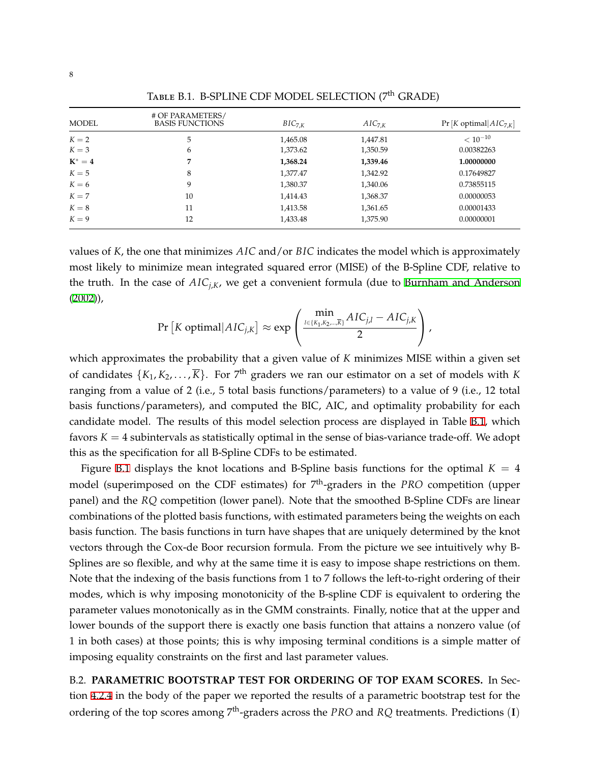Table B.1. B-SPLINE CDF MODEL SELECTION (7th GRADE)

| MODEL | # OF PARAMETERS/ BASIS FUNCTIONS | $BIC_{7,K}$ | $AIC_{7,K}$ | $\Pr\left[K \text{ optimal} \mid AIC_{7,K}\right]$ |
|---|---|---|---|---|
| $K = 2$ | 5 | 1,465.08 | 1,447.81 | $< 10^{-10}$ |
| $K = 3$ | 6 | 1,373.62 | 1,350.59 | 0.00382263 |
| $\mathbf{K^* = 4}$ | **7** | **1,368.24** | **1,339.46** | **1.00000000** |
| $K = 5$ | 8 | 1,377.47 | 1,342.92 | 0.17649827 |
| $K = 6$ | 9 | 1,380.37 | 1,340.06 | 0.73855115 |
| $K = 7$ | 10 | 1,414.43 | 1,368.37 | 0.00000053 |
| $K = 8$ | 11 | 1,413.58 | 1,361.65 | 0.00001433 |
| $K = 9$ | 12 | 1,433.48 | 1,375.90 | 0.00000001 |

values of $K$, the one that minimizes $AIC$ and/or $BIC$ indicates the model which is approximately most likely to minimize mean integrated squared error (MISE) of the B-Spline CDF, relative to the truth. In the case of $AIC_{j,K}$, we get a convenient formula (due to Burnham and Anderson (2002)),

$$\Pr\left[K \text{ optimal} \mid AIC_{j,K}\right] \approx \exp\left(\frac{\min\limits_{l \in \{K_1, K_2, \ldots, \overline{K}\}} AIC_{j,l} - AIC_{j,K}}{2}\right),$$

which approximates the probability that a given value of $K$ minimizes MISE within a given set of candidates $\{K_1, K_2, \ldots, \overline{K}\}$. For 7th graders we ran our estimator on a set of models with $K$ ranging from a value of 2 (i.e., 5 total basis functions/parameters) to a value of 9 (i.e., 12 total basis functions/parameters), and computed the BIC, AIC, and optimality probability for each candidate model. The results of this model selection process are displayed in Table B.1, which favors $K = 4$ subintervals as statistically optimal in the sense of bias-variance trade-off. We adopt this as the specification for all B-Spline CDFs to be estimated.

Figure B.1 displays the knot locations and B-Spline basis functions for the optimal $K = 4$ model (superimposed on the CDF estimates) for 7th-graders in the *PRO* competition (upper panel) and the *RQ* competition (lower panel). Note that the smoothed B-Spline CDFs are linear combinations of the plotted basis functions, with estimated parameters being the weights on each basis function. The basis functions in turn have shapes that are uniquely determined by the knot vectors through the Cox-de Boor recursion formula. From the picture we see intuitively why B-Splines are so flexible, and why at the same time it is easy to impose shape restrictions on them. Note that the indexing of the basis functions from 1 to 7 follows the left-to-right ordering of their modes, which is why imposing monotonicity of the B-spline CDF is equivalent to ordering the parameter values monotonically as in the GMM constraints. Finally, notice that at the upper and lower bounds of the support there is exactly one basis function that attains a nonzero value (of 1 in both cases) at those points; this is why imposing terminal conditions is a simple matter of imposing equality constraints on the first and last parameter values.

B.2. **PARAMETRIC BOOTSTRAP TEST FOR ORDERING OF TOP EXAM SCORES.** In Section 4.2.4 in the body of the paper we reported the results of a parametric bootstrap test for the ordering of the top scores among 7th-graders across the *PRO* and *RQ* treatments. Predictions (**I**)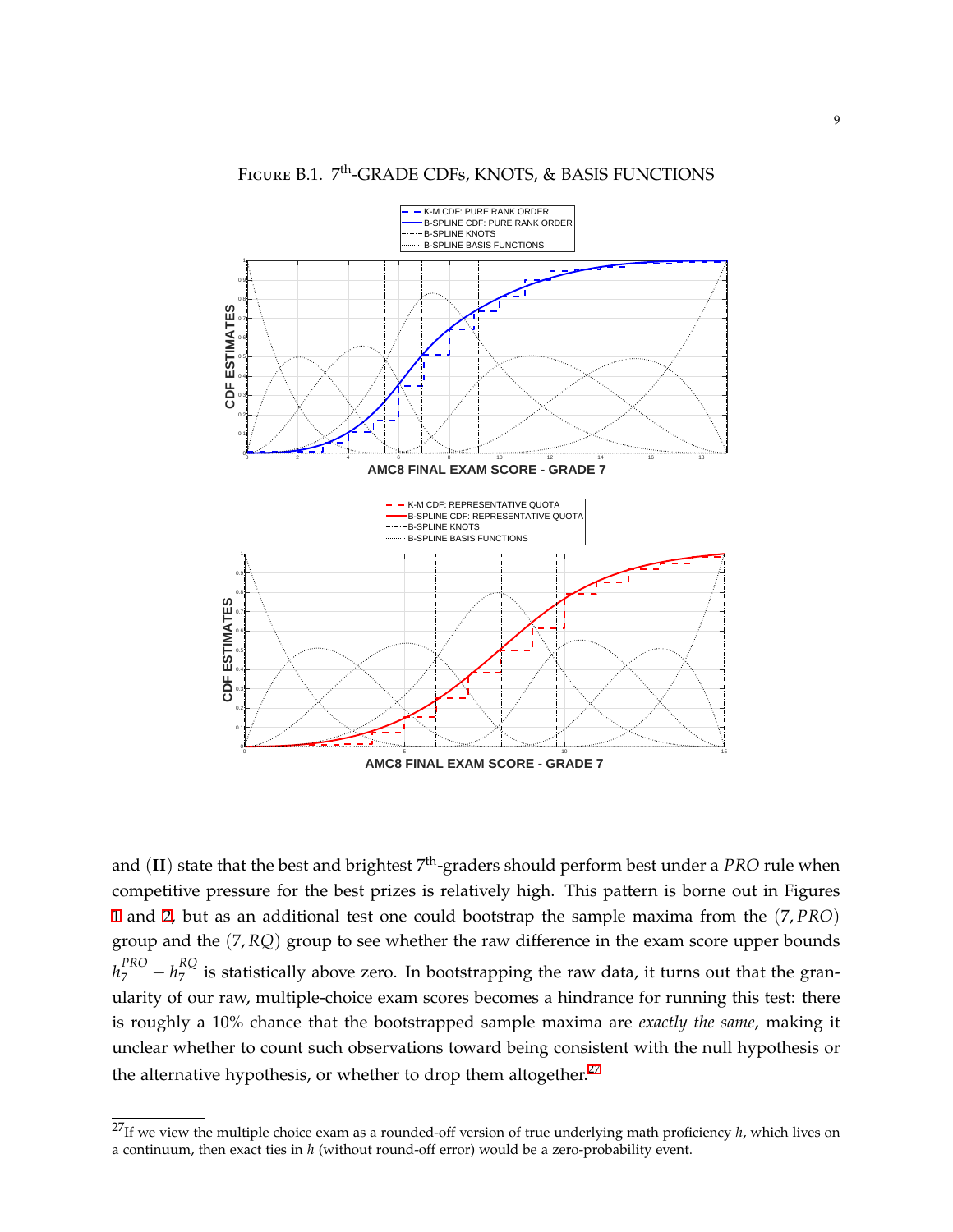FIGURE B.1. 7th-GRADE CDFs, KNOTS, & BASIS FUNCTIONS

and (**II**) state that the best and brightest 7th-graders should perform best under a *PRO* rule when competitive pressure for the best prizes is relatively high. This pattern is borne out in Figures 1 and 2, but as an additional test one could bootstrap the sample maxima from the $(7, PRO)$ group and the $(7, RQ)$ group to see whether the raw difference in the exam score upper bounds $\overline{h}_7^{PRO} - \overline{h}_7^{RQ}$ is statistically above zero. In bootstrapping the raw data, it turns out that the granularity of our raw, multiple-choice exam scores becomes a hindrance for running this test: there is roughly a 10% chance that the bootstrapped sample maxima are *exactly the same*, making it unclear whether to count such observations toward being consistent with the null hypothesis or the alternative hypothesis, or whether to drop them altogether.[27]

[27]If we view the multiple choice exam as a rounded-off version of true underlying math proficiency $h$, which lives on a continuum, then exact ties in $h$ (without round-off error) would be a zero-probability event.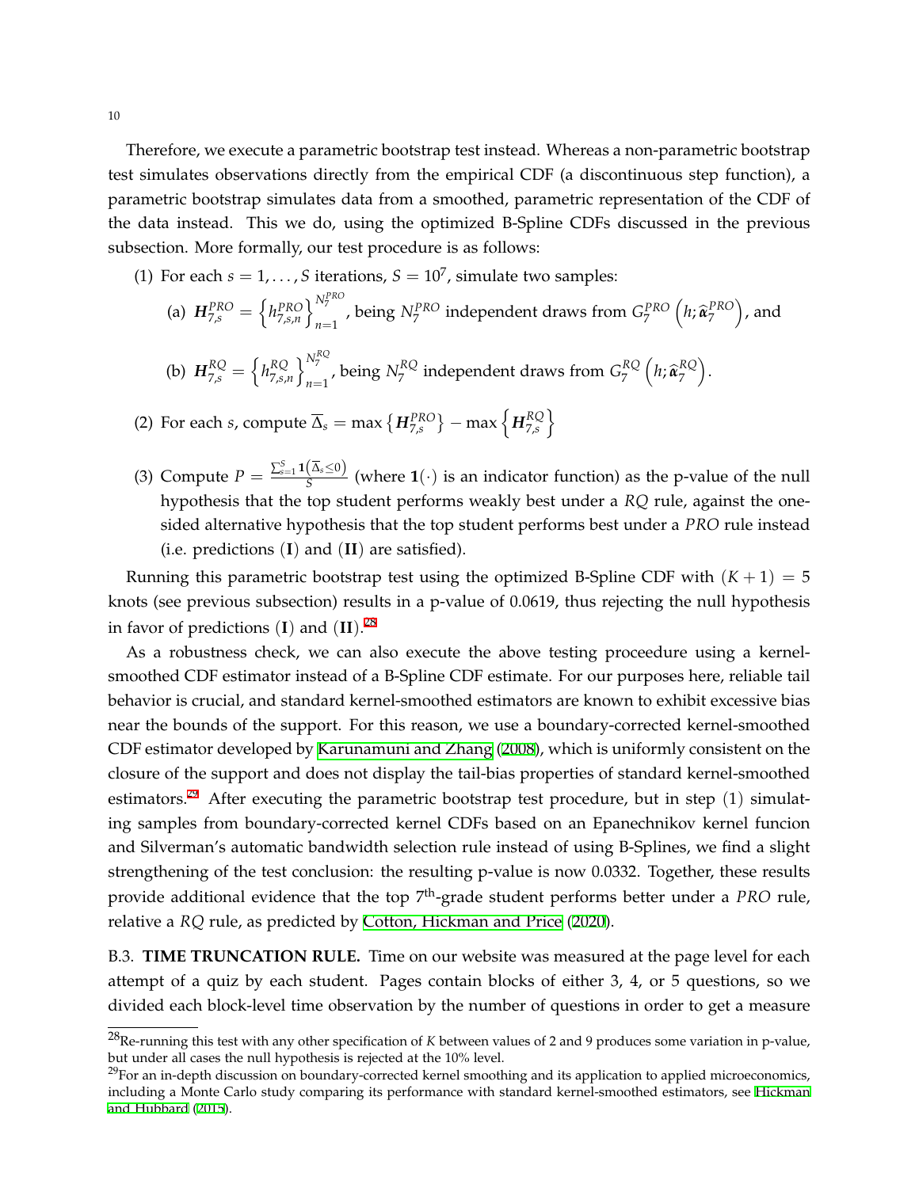Therefore, we execute a parametric bootstrap test instead. Whereas a non-parametric bootstrap test simulates observations directly from the empirical CDF (a discontinuous step function), a parametric bootstrap simulates data from a smoothed, parametric representation of the CDF of the data instead. This we do, using the optimized B-Spline CDFs discussed in the previous subsection. More formally, our test procedure is as follows:

(1) For each $s = 1, \ldots, S$ iterations, $S = 10^7$, simulate two samples:

  (a) $\boldsymbol{H}_{7,s}^{PRO} = \left\{ h_{7,s,n}^{PRO} \right\}_{n=1}^{N_7^{PRO}}$, being $N_7^{PRO}$ independent draws from $G_7^{PRO}\left(h; \widehat{\boldsymbol{\alpha}}_7^{PRO}\right)$, and

  (b) $\boldsymbol{H}_{7,s}^{RQ} = \left\{ h_{7,s,n}^{RQ} \right\}_{n=1}^{N_7^{RQ}}$, being $N_7^{RQ}$ independent draws from $G_7^{RQ}\left(h; \widehat{\boldsymbol{\alpha}}_7^{RQ}\right)$.

(2) For each $s$, compute $\overline{\Delta}_s = \max\left\{\boldsymbol{H}_{7,s}^{PRO}\right\} - \max\left\{\boldsymbol{H}_{7,s}^{RQ}\right\}$

(3) Compute $P = \frac{\sum_{s=1}^{S} \mathbf{1}\left(\overline{\Delta}_s \leq 0\right)}{S}$ (where $\mathbf{1}(\cdot)$ is an indicator function) as the p-value of the null hypothesis that the top student performs weakly best under a $RQ$ rule, against the one-sided alternative hypothesis that the top student performs best under a $PRO$ rule instead (i.e. predictions $(\mathbf{I})$ and $(\mathbf{II})$ are satisfied).

Running this parametric bootstrap test using the optimized B-Spline CDF with $(K + 1) = 5$ knots (see previous subsection) results in a p-value of 0.0619, thus rejecting the null hypothesis in favor of predictions $(\mathbf{I})$ and $(\mathbf{II})$.[28]

As a robustness check, we can also execute the above testing proceedure using a kernel-smoothed CDF estimator instead of a B-Spline CDF estimate. For our purposes here, reliable tail behavior is crucial, and standard kernel-smoothed estimators are known to exhibit excessive bias near the bounds of the support. For this reason, we use a boundary-corrected kernel-smoothed CDF estimator developed by Karunamuni and Zhang (2008), which is uniformly consistent on the closure of the support and does not display the tail-bias properties of standard kernel-smoothed estimators.[29] After executing the parametric bootstrap test procedure, but in step (1) simulating samples from boundary-corrected kernel CDFs based on an Epanechnikov kernel funcion and Silverman's automatic bandwidth selection rule instead of using B-Splines, we find a slight strengthening of the test conclusion: the resulting p-value is now 0.0332. Together, these results provide additional evidence that the top 7[th]-grade student performs better under a $PRO$ rule, relative a $RQ$ rule, as predicted by Cotton, Hickman and Price (2020).

B.3. **TIME TRUNCATION RULE.** Time on our website was measured at the page level for each attempt of a quiz by each student. Pages contain blocks of either 3, 4, or 5 questions, so we divided each block-level time observation by the number of questions in order to get a measure

---

[28] Re-running this test with any other specification of $K$ between values of 2 and 9 produces some variation in p-value, but under all cases the null hypothesis is rejected at the 10% level.

[29] For an in-depth discussion on boundary-corrected kernel smoothing and its application to applied microeconomics, including a Monte Carlo study comparing its performance with standard kernel-smoothed estimators, see Hickman and Hubbard (2015).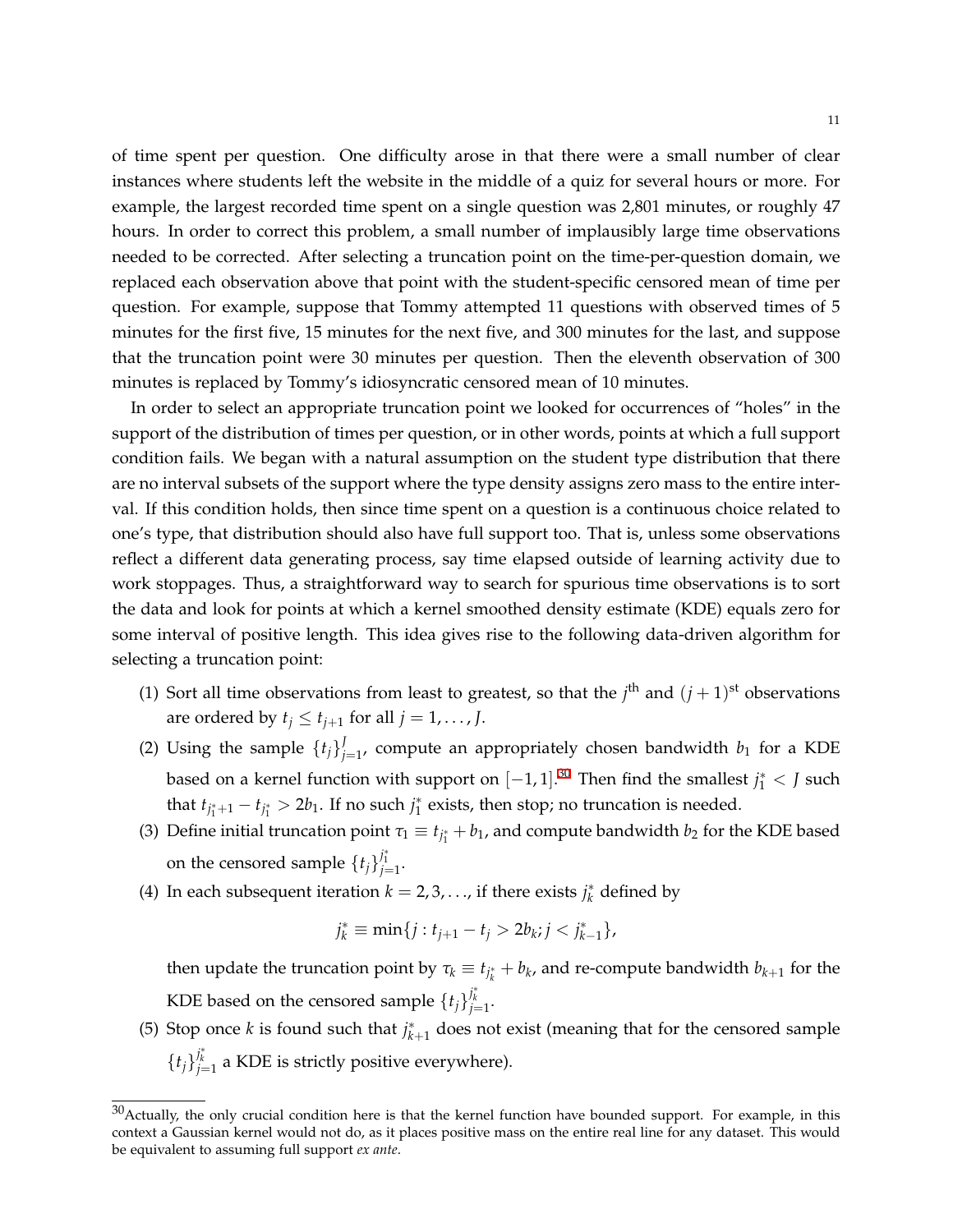of time spent per question. One difficulty arose in that there were a small number of clear instances where students left the website in the middle of a quiz for several hours or more. For example, the largest recorded time spent on a single question was 2,801 minutes, or roughly 47 hours. In order to correct this problem, a small number of implausibly large time observations needed to be corrected. After selecting a truncation point on the time-per-question domain, we replaced each observation above that point with the student-specific censored mean of time per question. For example, suppose that Tommy attempted 11 questions with observed times of 5 minutes for the first five, 15 minutes for the next five, and 300 minutes for the last, and suppose that the truncation point were 30 minutes per question. Then the eleventh observation of 300 minutes is replaced by Tommy's idiosyncratic censored mean of 10 minutes.

In order to select an appropriate truncation point we looked for occurrences of "holes" in the support of the distribution of times per question, or in other words, points at which a full support condition fails. We began with a natural assumption on the student type distribution that there are no interval subsets of the support where the type density assigns zero mass to the entire interval. If this condition holds, then since time spent on a question is a continuous choice related to one's type, that distribution should also have full support too. That is, unless some observations reflect a different data generating process, say time elapsed outside of learning activity due to work stoppages. Thus, a straightforward way to search for spurious time observations is to sort the data and look for points at which a kernel smoothed density estimate (KDE) equals zero for some interval of positive length. This idea gives rise to the following data-driven algorithm for selecting a truncation point:

(1) Sort all time observations from least to greatest, so that the $j^{\text{th}}$ and $(j+1)^{\text{st}}$ observations are ordered by $t_j \leq t_{j+1}$ for all $j = 1, \ldots, J$.

(2) Using the sample $\{t_j\}_{j=1}^{J}$, compute an appropriately chosen bandwidth $b_1$ for a KDE based on a kernel function with support on $[-1, 1]$.[30] Then find the smallest $j_1^* < J$ such that $t_{j_1^*+1} - t_{j_1^*} > 2b_1$. If no such $j_1^*$ exists, then stop; no truncation is needed.

(3) Define initial truncation point $\tau_1 \equiv t_{j_1^*} + b_1$, and compute bandwidth $b_2$ for the KDE based on the censored sample $\{t_j\}_{j=1}^{j_1^*}$.

(4) In each subsequent iteration $k = 2, 3, \ldots$, if there exists $j_k^*$ defined by

$$j_k^* \equiv \min\{j : t_{j+1} - t_j > 2b_k; j < j_{k-1}^*\},$$

then update the truncation point by $\tau_k \equiv t_{j_k^*} + b_k$, and re-compute bandwidth $b_{k+1}$ for the KDE based on the censored sample $\{t_j\}_{j=1}^{j_k^*}$.

(5) Stop once $k$ is found such that $j_{k+1}^*$ does not exist (meaning that for the censored sample $\{t_j\}_{j=1}^{j_k^*}$ a KDE is strictly positive everywhere).

[30] Actually, the only crucial condition here is that the kernel function have bounded support. For example, in this context a Gaussian kernel would not do, as it places positive mass on the entire real line for any dataset. This would be equivalent to assuming full support *ex ante*.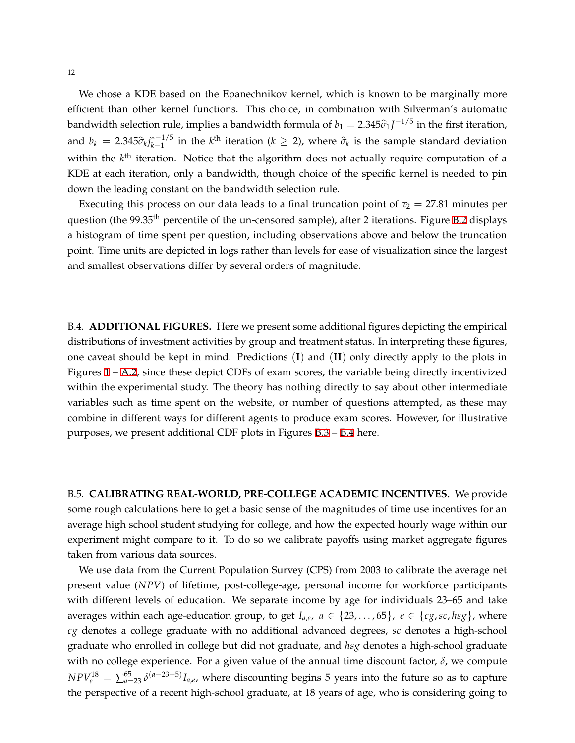We chose a KDE based on the Epanechnikov kernel, which is known to be marginally more efficient than other kernel functions. This choice, in combination with Silverman's automatic bandwidth selection rule, implies a bandwidth formula of $b_1 = 2.345\widehat{\sigma}_1 J^{-1/5}$ in the first iteration, and $b_k = 2.345\widehat{\sigma}_k j_{k-1}^{*-1/5}$ in the $k^{\text{th}}$ iteration ($k \geq 2$), where $\widehat{\sigma}_k$ is the sample standard deviation within the $k^{\text{th}}$ iteration. Notice that the algorithm does not actually require computation of a KDE at each iteration, only a bandwidth, though choice of the specific kernel is needed to pin down the leading constant on the bandwidth selection rule.

Executing this process on our data leads to a final truncation point of $\tau_2 = 27.81$ minutes per question (the $99.35^{\text{th}}$ percentile of the un-censored sample), after 2 iterations. Figure B.2 displays a histogram of time spent per question, including observations above and below the truncation point. Time units are depicted in logs rather than levels for ease of visualization since the largest and smallest observations differ by several orders of magnitude.

B.4. **ADDITIONAL FIGURES.** Here we present some additional figures depicting the empirical distributions of investment activities by group and treatment status. In interpreting these figures, one caveat should be kept in mind. Predictions (**I**) and (**II**) only directly apply to the plots in Figures 1 – A.2, since these depict CDFs of exam scores, the variable being directly incentivized within the experimental study. The theory has nothing directly to say about other intermediate variables such as time spent on the website, or number of questions attempted, as these may combine in different ways for different agents to produce exam scores. However, for illustrative purposes, we present additional CDF plots in Figures B.3 – B.4 here.

B.5. **CALIBRATING REAL-WORLD, PRE-COLLEGE ACADEMIC INCENTIVES.** We provide some rough calculations here to get a basic sense of the magnitudes of time use incentives for an average high school student studying for college, and how the expected hourly wage within our experiment might compare to it. To do so we calibrate payoffs using market aggregate figures taken from various data sources.

We use data from the Current Population Survey (CPS) from 2003 to calibrate the average net present value ($NPV$) of lifetime, post-college-age, personal income for workforce participants with different levels of education. We separate income by age for individuals 23–65 and take averages within each age-education group, to get $I_{a,e}$, $a \in \{23, \ldots, 65\}$, $e \in \{cg, sc, hsg\}$, where $cg$ denotes a college graduate with no additional advanced degrees, $sc$ denotes a high-school graduate who enrolled in college but did not graduate, and $hsg$ denotes a high-school graduate with no college experience. For a given value of the annual time discount factor, $\delta$, we compute $NPV_e^{18} = \sum_{a=23}^{65} \delta^{(a-23+5)} I_{a,e}$, where discounting begins 5 years into the future so as to capture the perspective of a recent high-school graduate, at 18 years of age, who is considering going to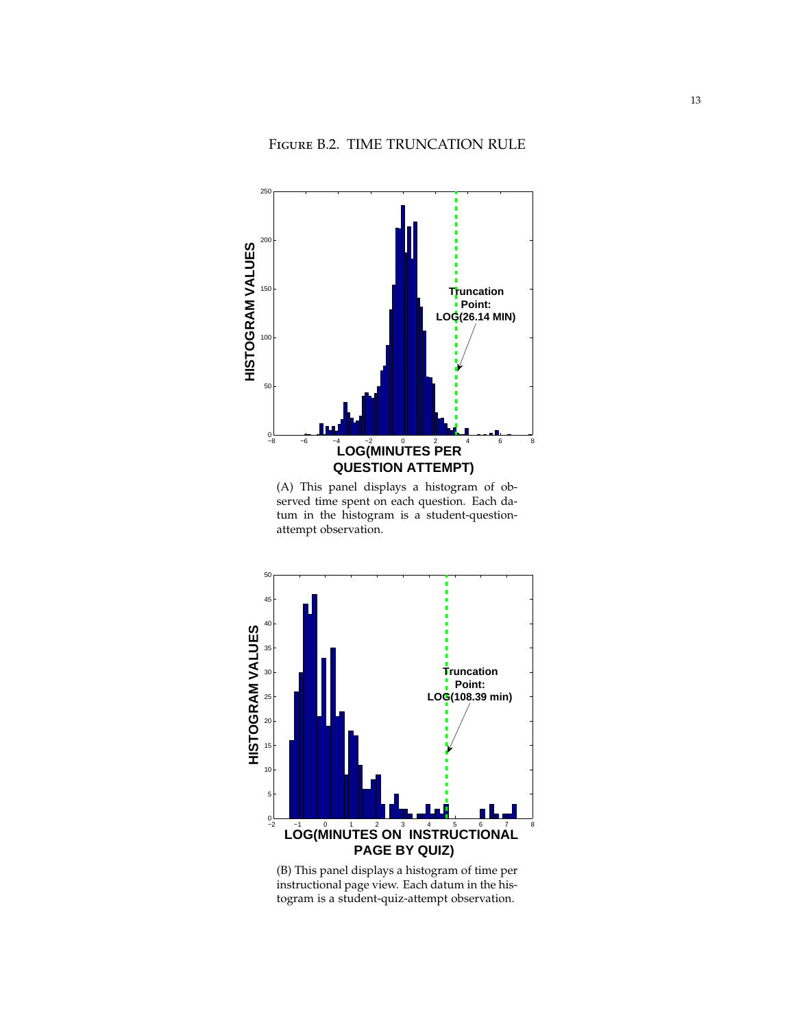Figure B.2. TIME TRUNCATION RULE

(A) This panel displays a histogram of observed time spent on each question. Each datum in the histogram is a student-question-attempt observation.

(B) This panel displays a histogram of time per instructional page view. Each datum in the histogram is a student-quiz-attempt observation.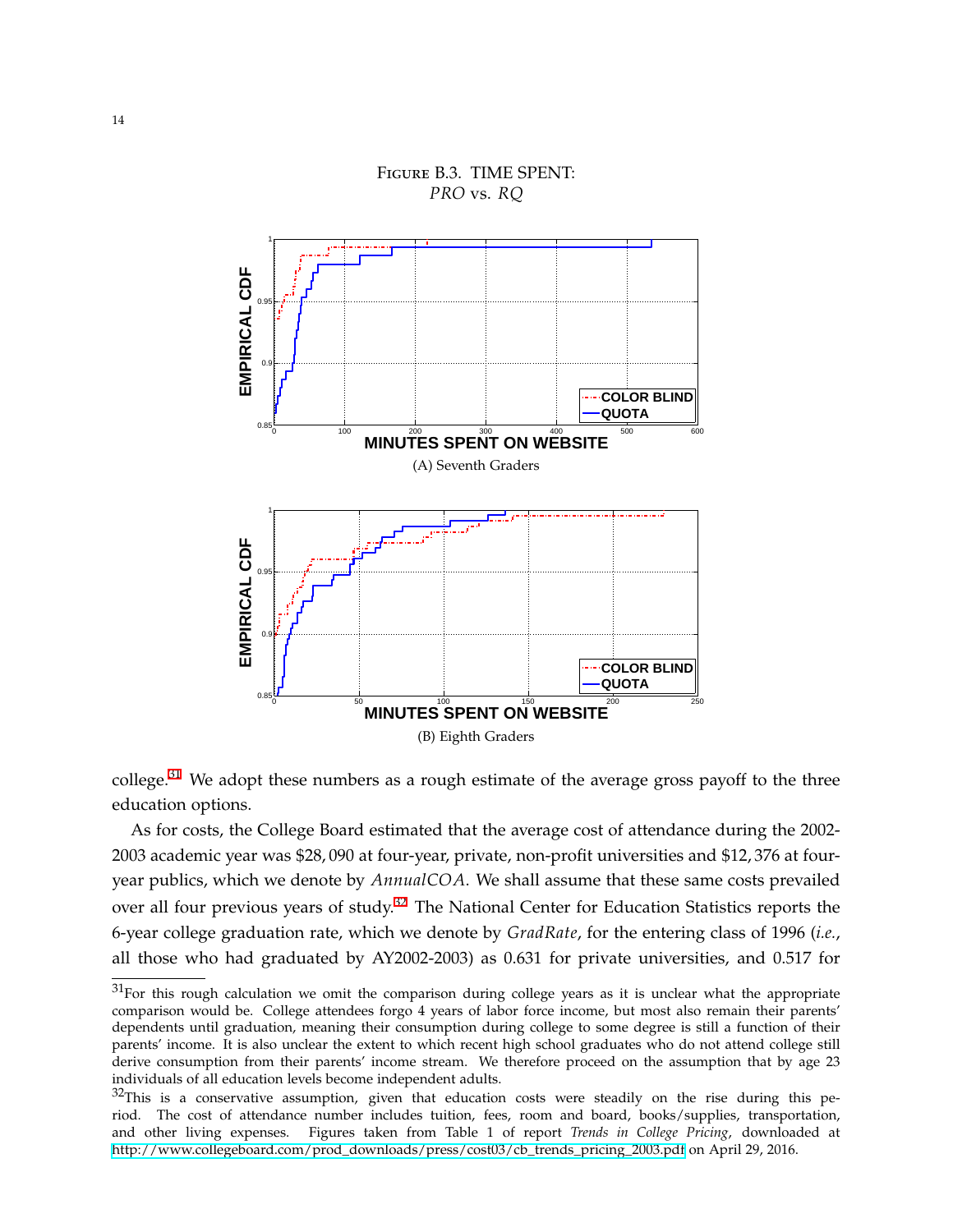FIGURE B.3. TIME SPENT:
*PRO* vs. *RQ*

(A) Seventh Graders

(B) Eighth Graders

college.[31] We adopt these numbers as a rough estimate of the average gross payoff to the three education options.

As for costs, the College Board estimated that the average cost of attendance during the 2002-2003 academic year was $28,090 at four-year, private, non-profit universities and $12,376 at four-year publics, which we denote by $AnnualCOA$. We shall assume that these same costs prevailed over all four previous years of study.[32] The National Center for Education Statistics reports the 6-year college graduation rate, which we denote by $GradRate$, for the entering class of 1996 (*i.e.*, all those who had graduated by AY2002-2003) as 0.631 for private universities, and 0.517 for

[31] For this rough calculation we omit the comparison during college years as it is unclear what the appropriate comparison would be. College attendees forgo 4 years of labor force income, but most also remain their parents' dependents until graduation, meaning their consumption during college to some degree is still a function of their parents' income. It is also unclear the extent to which recent high school graduates who do not attend college still derive consumption from their parents' income stream. We therefore proceed on the assumption that by age 23 individuals of all education levels become independent adults.

[32] This is a conservative assumption, given that education costs were steadily on the rise during this period. The cost of attendance number includes tuition, fees, room and board, books/supplies, transportation, and other living expenses. Figures taken from Table 1 of report *Trends in College Pricing*, downloaded at http://www.collegeboard.com/prod_downloads/press/cost03/cb_trends_pricing_2003.pdf on April 29, 2016.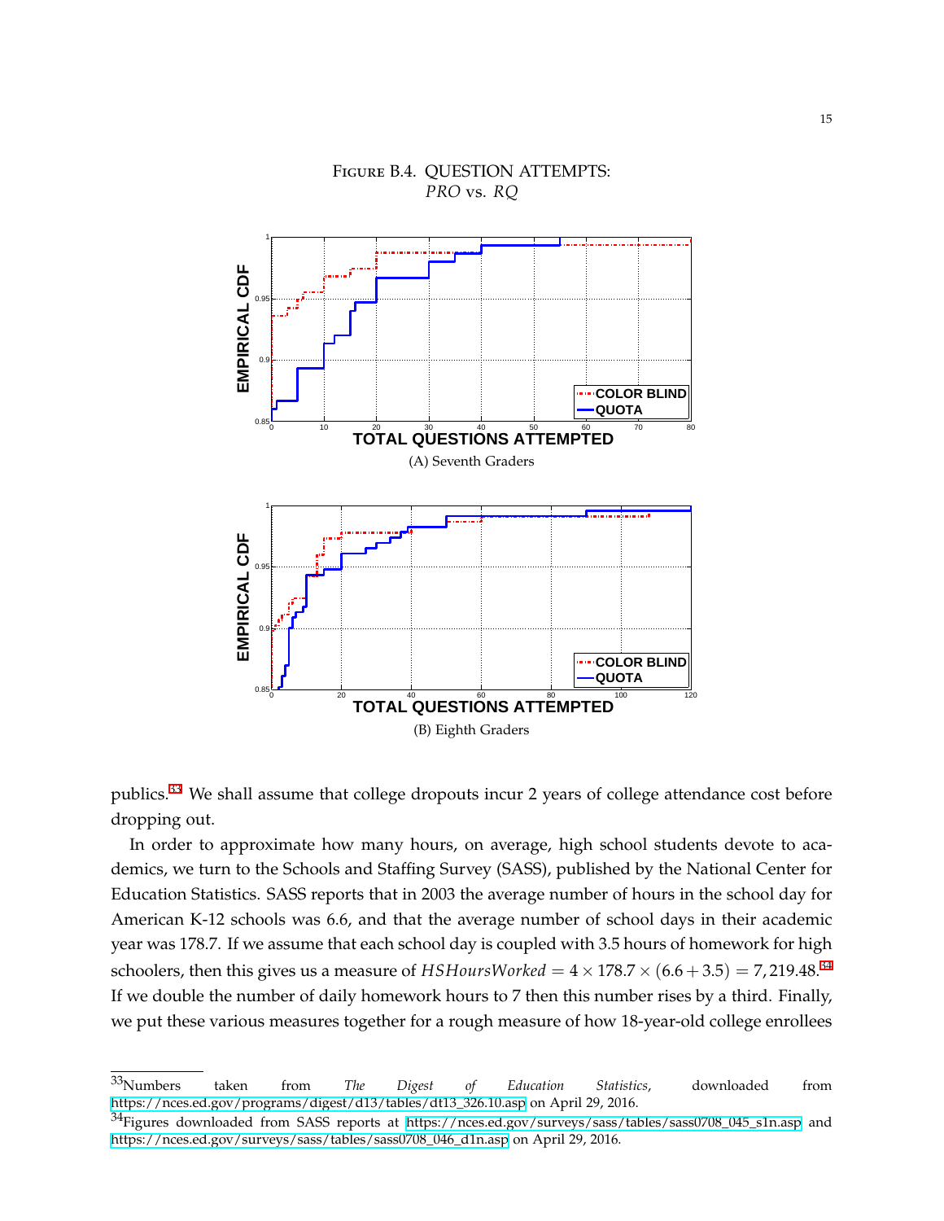Figure B.4. QUESTION ATTEMPTS: *PRO* vs. *RQ*

(A) Seventh Graders

(B) Eighth Graders

publics.[33] We shall assume that college dropouts incur 2 years of college attendance cost before dropping out.

In order to approximate how many hours, on average, high school students devote to academics, we turn to the Schools and Staffing Survey (SASS), published by the National Center for Education Statistics. SASS reports that in 2003 the average number of hours in the school day for American K-12 schools was 6.6, and that the average number of school days in their academic year was 178.7. If we assume that each school day is coupled with 3.5 hours of homework for high schoolers, then this gives us a measure of $HSHoursWorked = 4 \times 178.7 \times (6.6 + 3.5) = 7,219.48$.[34] If we double the number of daily homework hours to 7 then this number rises by a third. Finally, we put these various measures together for a rough measure of how 18-year-old college enrollees

[33] Numbers taken from *The Digest of Education Statistics*, downloaded from https://nces.ed.gov/programs/digest/d13/tables/dt13_326.10.asp on April 29, 2016.

[34] Figures downloaded from SASS reports at https://nces.ed.gov/surveys/sass/tables/sass0708_045_s1n.asp and https://nces.ed.gov/surveys/sass/tables/sass0708_046_d1n.asp on April 29, 2016.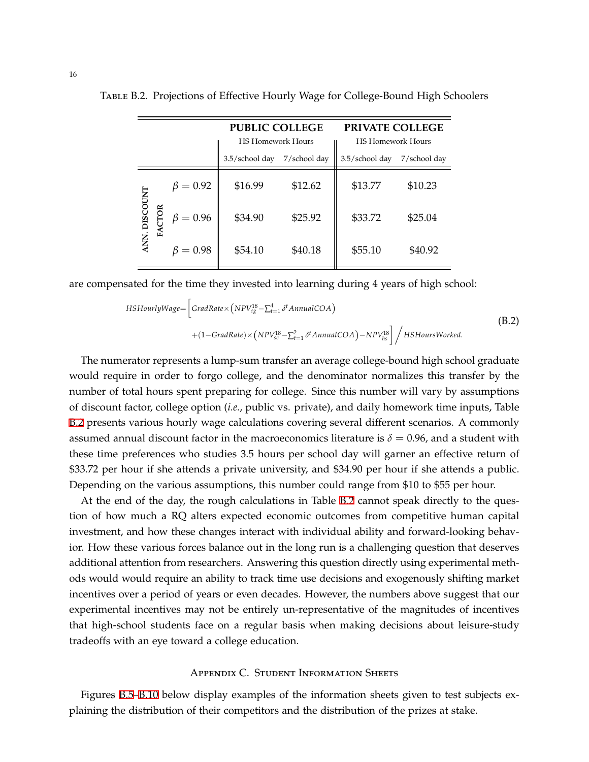Table B.2. Projections of Effective Hourly Wage for College-Bound High Schoolers

| | | **PUBLIC COLLEGE** HS Homework Hours | | **PRIVATE COLLEGE** HS Homework Hours | |
|---|---|---|---|---|---|
| | | 3.5/school day | 7/school day | 3.5/school day | 7/school day |
| **ANN. DISCOUNT FACTOR** | $\beta = 0.92$ | \$16.99 | \$12.62 | \$13.77 | \$10.23 |
| | $\beta = 0.96$ | \$34.90 | \$25.92 | \$33.72 | \$25.04 |
| | $\beta = 0.98$ | \$54.10 | \$40.18 | \$55.10 | \$40.92 |

are compensated for the time they invested into learning during 4 years of high school:

$$HSHourlyWage = \Big[ GradRate \times \big( NPV_{cg}^{18} - \textstyle\sum_{t=1}^{4} \delta^t AnnualCOA \big) + (1 - GradRate) \times \big( NPV_{sc}^{18} - \textstyle\sum_{t=1}^{2} \delta^t AnnualCOA \big) - NPV_{hs}^{18} \Big] \Big/ HSHoursWorked. \tag{B.2}$$

The numerator represents a lump-sum transfer an average college-bound high school graduate would require in order to forgo college, and the denominator normalizes this transfer by the number of total hours spent preparing for college. Since this number will vary by assumptions of discount factor, college option (*i.e.*, public vs. private), and daily homework time inputs, Table B.2 presents various hourly wage calculations covering several different scenarios. A commonly assumed annual discount factor in the macroeconomics literature is $\delta = 0.96$, and a student with these time preferences who studies 3.5 hours per school day will garner an effective return of \$33.72 per hour if she attends a private university, and \$34.90 per hour if she attends a public. Depending on the various assumptions, this number could range from \$10 to \$55 per hour.

At the end of the day, the rough calculations in Table B.2 cannot speak directly to the question of how much a RQ alters expected economic outcomes from competitive human capital investment, and how these changes interact with individual ability and forward-looking behavior. How these various forces balance out in the long run is a challenging question that deserves additional attention from researchers. Answering this question directly using experimental methods would would require an ability to track time use decisions and exogenously shifting market incentives over a period of years or even decades. However, the numbers above suggest that our experimental incentives may not be entirely un-representative of the magnitudes of incentives that high-school students face on a regular basis when making decisions about leisure-study tradeoffs with an eye toward a college education.

## Appendix C. Student Information Sheets

Figures B.5–B.10 below display examples of the information sheets given to test subjects explaining the distribution of their competitors and the distribution of the prizes at stake.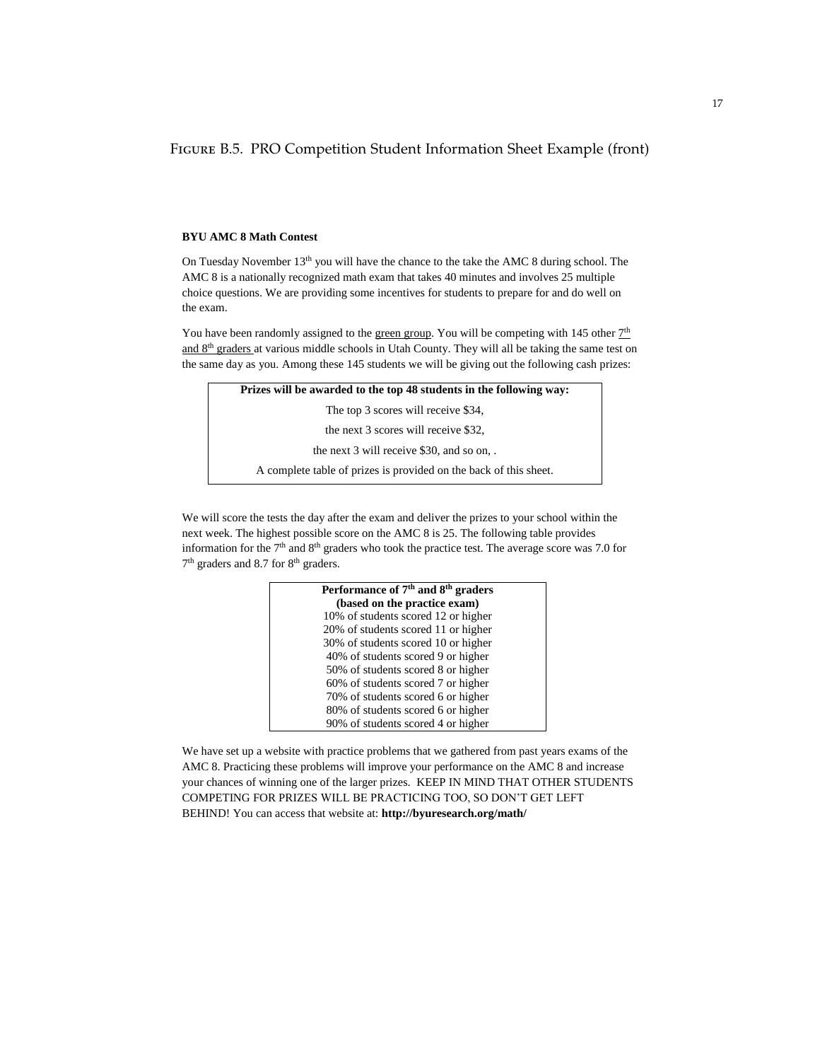Figure B.5. PRO Competition Student Information Sheet Example (front)

**BYU AMC 8 Math Contest**

On Tuesday November 13th you will have the chance to the take the AMC 8 during school. The AMC 8 is a nationally recognized math exam that takes 40 minutes and involves 25 multiple choice questions. We are providing some incentives for students to prepare for and do well on the exam.

You have been randomly assigned to the green group. You will be competing with 145 other 7th and 8th graders at various middle schools in Utah County. They will all be taking the same test on the same day as you. Among these 145 students we will be giving out the following cash prizes:

| **Prizes will be awarded to the top 48 students in the following way:** |
|---|
| The top 3 scores will receive \$34, |
| the next 3 scores will receive \$32, |
| the next 3 will receive \$30, and so on, . |
| A complete table of prizes is provided on the back of this sheet. |

We will score the tests the day after the exam and deliver the prizes to your school within the next week. The highest possible score on the AMC 8 is 25. The following table provides information for the 7th and 8th graders who took the practice test. The average score was 7.0 for 7th graders and 8.7 for 8th graders.

| **Performance of 7th and 8th graders (based on the practice exam)** |
|---|
| 10% of students scored 12 or higher |
| 20% of students scored 11 or higher |
| 30% of students scored 10 or higher |
| 40% of students scored 9 or higher |
| 50% of students scored 8 or higher |
| 60% of students scored 7 or higher |
| 70% of students scored 6 or higher |
| 80% of students scored 6 or higher |
| 90% of students scored 4 or higher |

We have set up a website with practice problems that we gathered from past years exams of the AMC 8. Practicing these problems will improve your performance on the AMC 8 and increase your chances of winning one of the larger prizes. KEEP IN MIND THAT OTHER STUDENTS COMPETING FOR PRIZES WILL BE PRACTICING TOO, SO DON'T GET LEFT BEHIND! You can access that website at: **http://byuresearch.org/math/**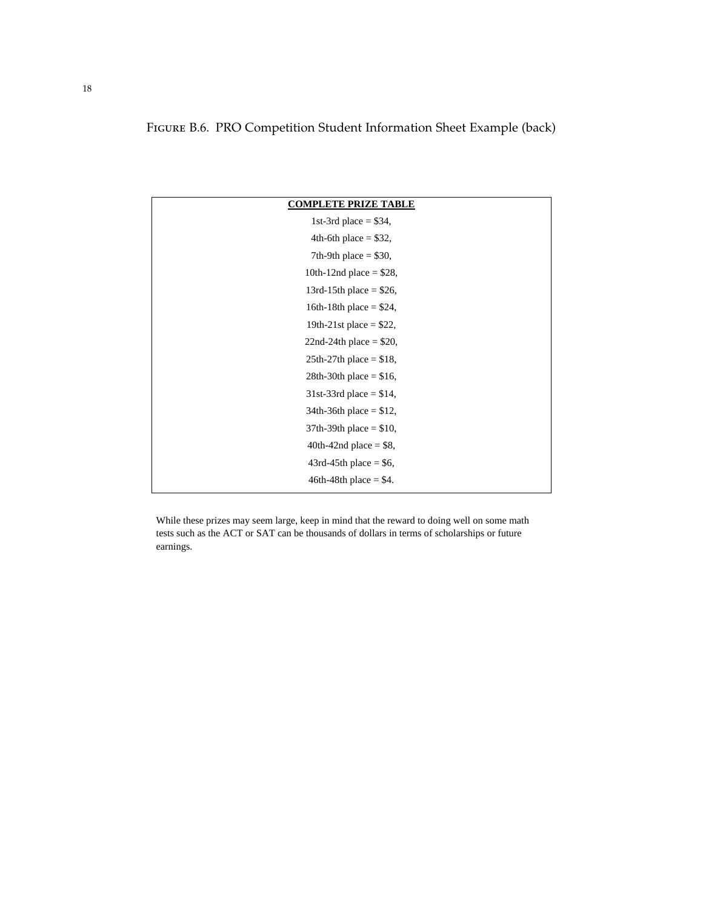Figure B.6. PRO Competition Student Information Sheet Example (back)

| **COMPLETE PRIZE TABLE** |
|---|
| 1st-3rd place = $34, |
| 4th-6th place = $32, |
| 7th-9th place = $30, |
| 10th-12nd place = $28, |
| 13rd-15th place = $26, |
| 16th-18th place = $24, |
| 19th-21st place = $22, |
| 22nd-24th place = $20, |
| 25th-27th place = $18, |
| 28th-30th place = $16, |
| 31st-33rd place = $14, |
| 34th-36th place = $12, |
| 37th-39th place = $10, |
| 40th-42nd place = $8, |
| 43rd-45th place = $6, |
| 46th-48th place = $4. |

While these prizes may seem large, keep in mind that the reward to doing well on some math tests such as the ACT or SAT can be thousands of dollars in terms of scholarships or future earnings.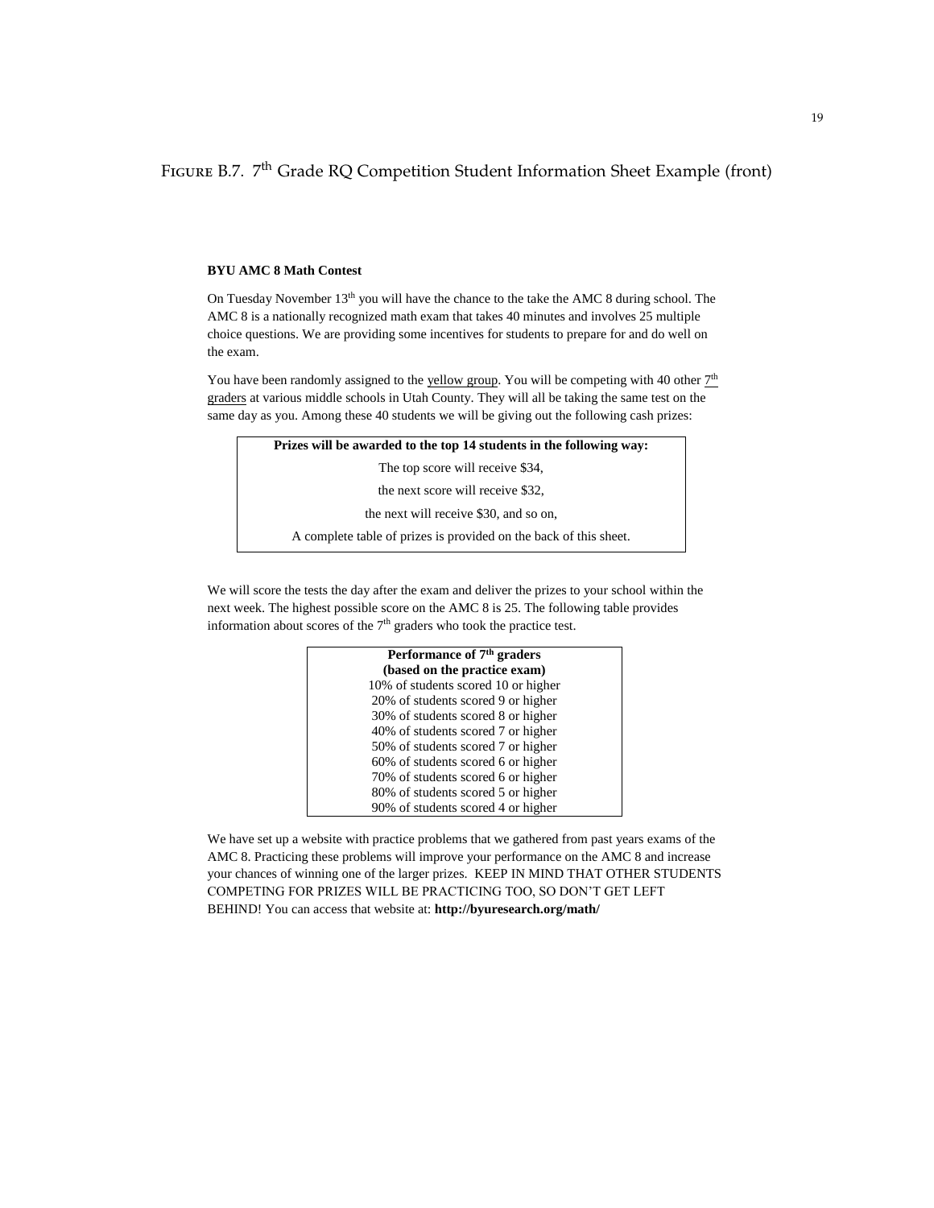Figure B.7. 7th Grade RQ Competition Student Information Sheet Example (front)

**BYU AMC 8 Math Contest**

On Tuesday November 13th you will have the chance to the take the AMC 8 during school. The AMC 8 is a nationally recognized math exam that takes 40 minutes and involves 25 multiple choice questions. We are providing some incentives for students to prepare for and do well on the exam.

You have been randomly assigned to the yellow group. You will be competing with 40 other 7th graders at various middle schools in Utah County. They will all be taking the same test on the same day as you. Among these 40 students we will be giving out the following cash prizes:

| **Prizes will be awarded to the top 14 students in the following way:** |
|---|
| The top score will receive $34, |
| the next score will receive $32, |
| the next will receive $30, and so on, |
| A complete table of prizes is provided on the back of this sheet. |

We will score the tests the day after the exam and deliver the prizes to your school within the next week. The highest possible score on the AMC 8 is 25. The following table provides information about scores of the 7th graders who took the practice test.

| **Performance of 7th graders (based on the practice exam)** |
|---|
| 10% of students scored 10 or higher |
| 20% of students scored 9 or higher |
| 30% of students scored 8 or higher |
| 40% of students scored 7 or higher |
| 50% of students scored 7 or higher |
| 60% of students scored 6 or higher |
| 70% of students scored 6 or higher |
| 80% of students scored 5 or higher |
| 90% of students scored 4 or higher |

We have set up a website with practice problems that we gathered from past years exams of the AMC 8. Practicing these problems will improve your performance on the AMC 8 and increase your chances of winning one of the larger prizes. KEEP IN MIND THAT OTHER STUDENTS COMPETING FOR PRIZES WILL BE PRACTICING TOO, SO DON'T GET LEFT BEHIND! You can access that website at: **http://byuresearch.org/math/**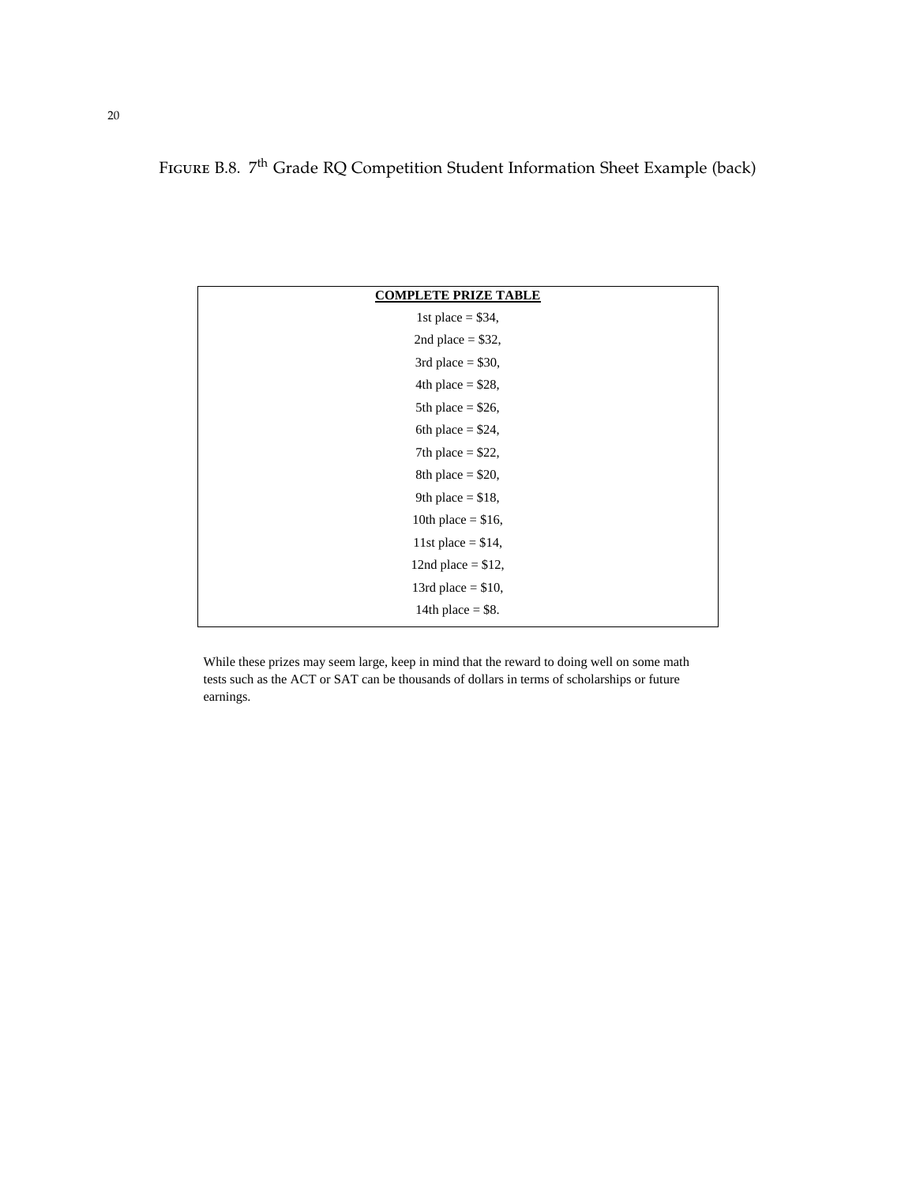Figure B.8. 7th Grade RQ Competition Student Information Sheet Example (back)

| **COMPLETE PRIZE TABLE** |
| --- |
| 1st place = $34, |
| 2nd place = $32, |
| 3rd place = $30, |
| 4th place = $28, |
| 5th place = $26, |
| 6th place = $24, |
| 7th place = $22, |
| 8th place = $20, |
| 9th place = $18, |
| 10th place = $16, |
| 11st place = $14, |
| 12nd place = $12, |
| 13rd place = $10, |
| 14th place = $8. |

While these prizes may seem large, keep in mind that the reward to doing well on some math tests such as the ACT or SAT can be thousands of dollars in terms of scholarships or future earnings.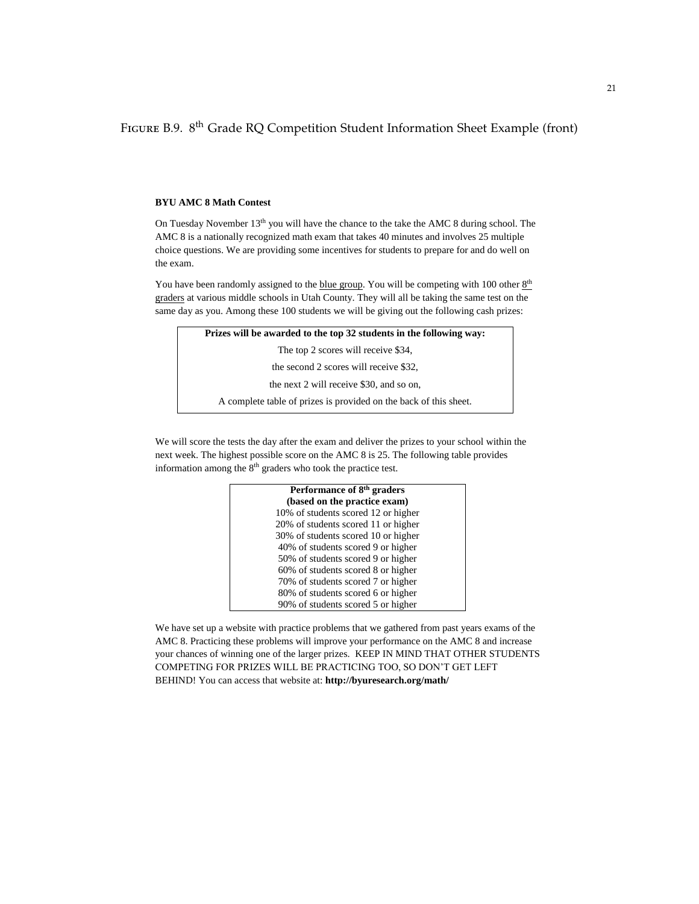Figure B.9. 8th Grade RQ Competition Student Information Sheet Example (front)

**BYU AMC 8 Math Contest**

On Tuesday November 13th you will have the chance to the take the AMC 8 during school. The AMC 8 is a nationally recognized math exam that takes 40 minutes and involves 25 multiple choice questions. We are providing some incentives for students to prepare for and do well on the exam.

You have been randomly assigned to the <u>blue group</u>. You will be competing with 100 other <u>8th graders</u> at various middle schools in Utah County. They will all be taking the same test on the same day as you. Among these 100 students we will be giving out the following cash prizes:

| **Prizes will be awarded to the top 32 students in the following way:** |
|---|
| The top 2 scores will receive $34, |
| the second 2 scores will receive $32, |
| the next 2 will receive $30, and so on, |
| A complete table of prizes is provided on the back of this sheet. |

We will score the tests the day after the exam and deliver the prizes to your school within the next week. The highest possible score on the AMC 8 is 25. The following table provides information among the 8th graders who took the practice test.

| **Performance of 8th graders (based on the practice exam)** |
|---|
| 10% of students scored 12 or higher |
| 20% of students scored 11 or higher |
| 30% of students scored 10 or higher |
| 40% of students scored 9 or higher |
| 50% of students scored 9 or higher |
| 60% of students scored 8 or higher |
| 70% of students scored 7 or higher |
| 80% of students scored 6 or higher |
| 90% of students scored 5 or higher |

We have set up a website with practice problems that we gathered from past years exams of the AMC 8. Practicing these problems will improve your performance on the AMC 8 and increase your chances of winning one of the larger prizes. KEEP IN MIND THAT OTHER STUDENTS COMPETING FOR PRIZES WILL BE PRACTICING TOO, SO DON'T GET LEFT BEHIND! You can access that website at: **http://byuresearch.org/math/**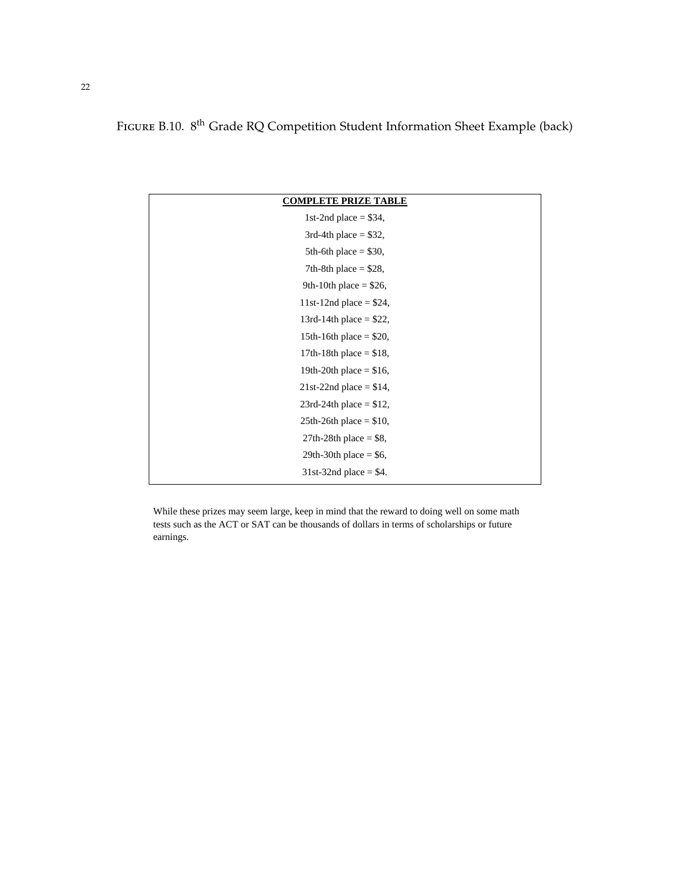Figure B.10. 8th Grade RQ Competition Student Information Sheet Example (back)

| **COMPLETE PRIZE TABLE** |
|---|
| 1st-2nd place = $34, |
| 3rd-4th place = $32, |
| 5th-6th place = $30, |
| 7th-8th place = $28, |
| 9th-10th place = $26, |
| 11st-12nd place = $24, |
| 13rd-14th place = $22, |
| 15th-16th place = $20, |
| 17th-18th place = $18, |
| 19th-20th place = $16, |
| 21st-22nd place = $14, |
| 23rd-24th place = $12, |
| 25th-26th place = $10, |
| 27th-28th place = $8, |
| 29th-30th place = $6, |
| 31st-32nd place = $4. |

While these prizes may seem large, keep in mind that the reward to doing well on some math tests such as the ACT or SAT can be thousands of dollars in terms of scholarships or future earnings.